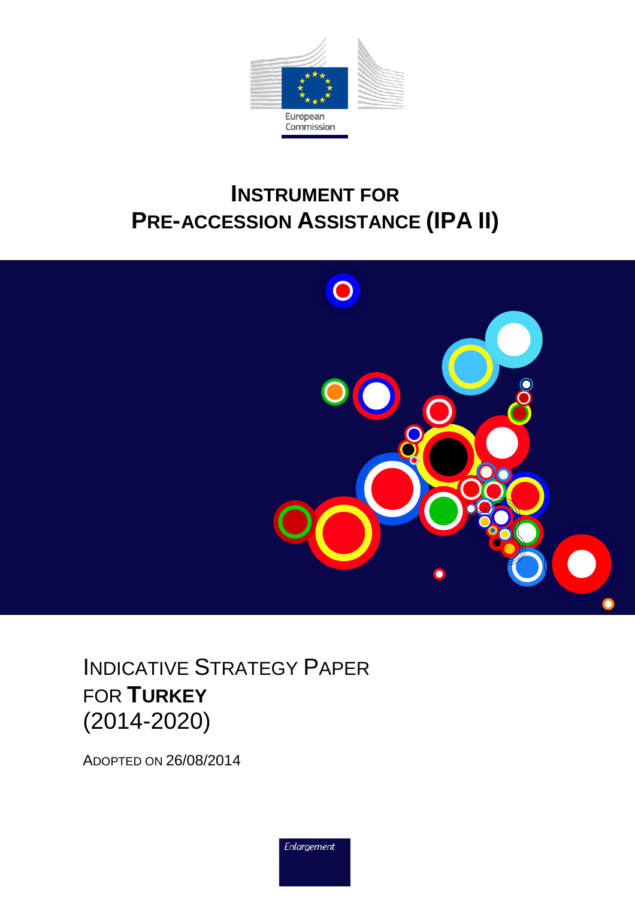European Commission

# INSTRUMENT FOR PRE-ACCESSION ASSISTANCE (IPA II)

## INDICATIVE STRATEGY PAPER FOR **TURKEY** (2014-2020)

ADOPTED ON 26/08/2014

*Enlargement*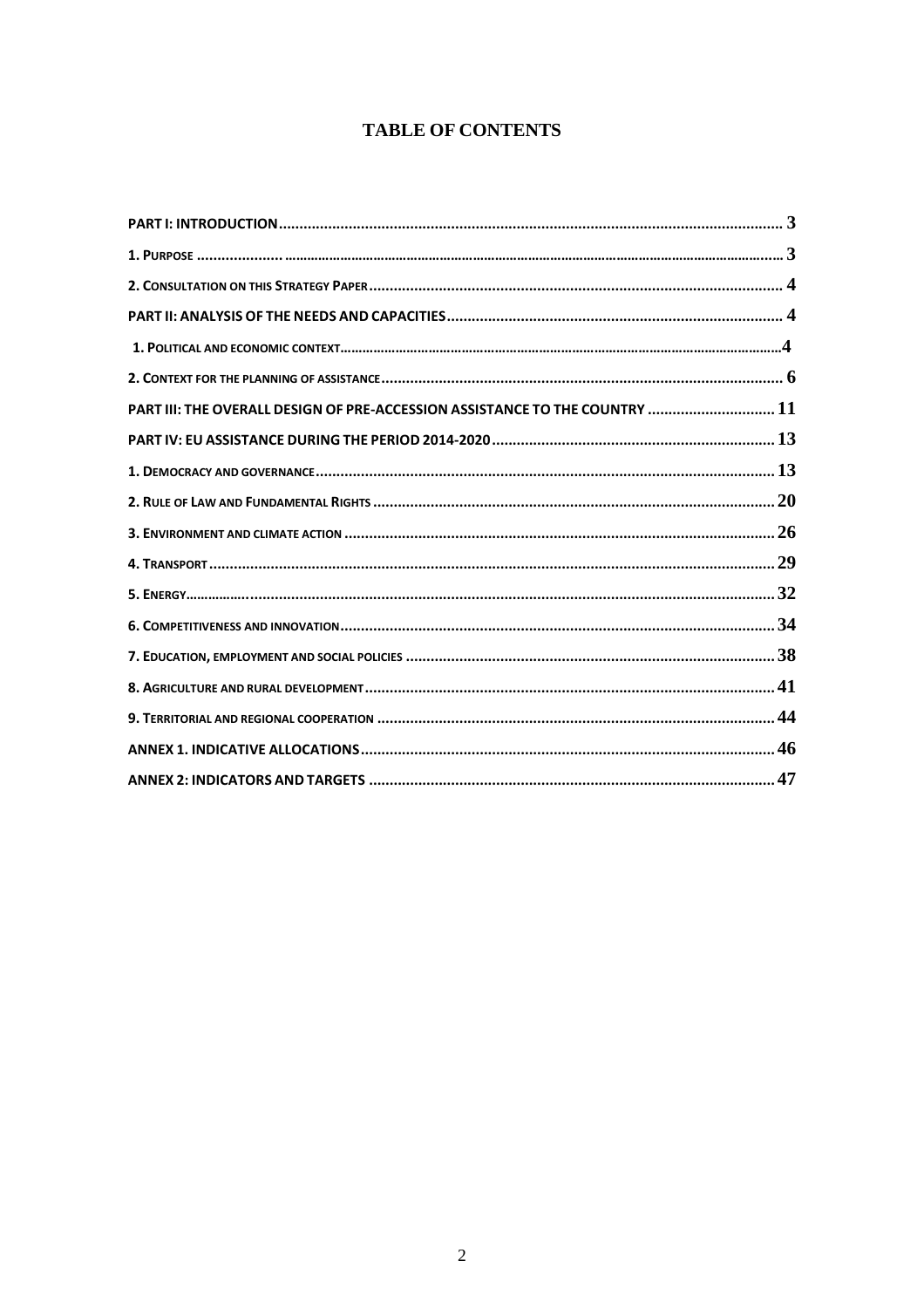# TABLE OF CONTENTS

PART I: INTRODUCTION .......... 3

1. PURPOSE .......... 3

2. CONSULTATION ON THIS STRATEGY PAPER .......... 4

PART II: ANALYSIS OF THE NEEDS AND CAPACITIES .......... 4

1. POLITICAL AND ECONOMIC CONTEXT .......... 4

2. CONTEXT FOR THE PLANNING OF ASSISTANCE .......... 6

PART III: THE OVERALL DESIGN OF PRE-ACCESSION ASSISTANCE TO THE COUNTRY .......... 11

PART IV: EU ASSISTANCE DURING THE PERIOD 2014-2020 .......... 13

1. DEMOCRACY AND GOVERNANCE .......... 13

2. RULE OF LAW AND FUNDAMENTAL RIGHTS .......... 20

3. ENVIRONMENT AND CLIMATE ACTION .......... 26

4. TRANSPORT .......... 29

5. ENERGY .......... 32

6. COMPETITIVENESS AND INNOVATION .......... 34

7. EDUCATION, EMPLOYMENT AND SOCIAL POLICIES .......... 38

8. AGRICULTURE AND RURAL DEVELOPMENT .......... 41

9. TERRITORIAL AND REGIONAL COOPERATION .......... 44

ANNEX 1. INDICATIVE ALLOCATIONS .......... 46

ANNEX 2: INDICATORS AND TARGETS .......... 47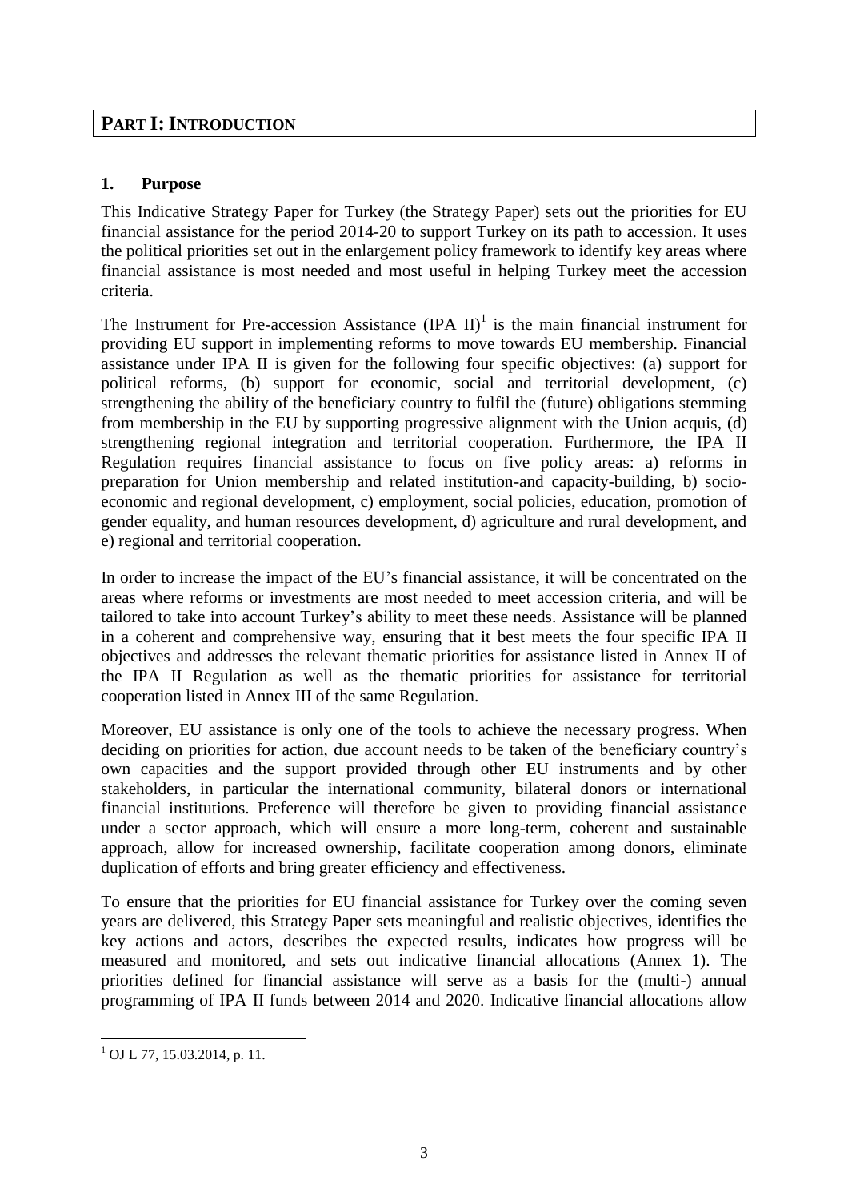# PART I: INTRODUCTION

## 1. Purpose

This Indicative Strategy Paper for Turkey (the Strategy Paper) sets out the priorities for EU financial assistance for the period 2014-20 to support Turkey on its path to accession. It uses the political priorities set out in the enlargement policy framework to identify key areas where financial assistance is most needed and most useful in helping Turkey meet the accession criteria.

The Instrument for Pre-accession Assistance (IPA II)[1] is the main financial instrument for providing EU support in implementing reforms to move towards EU membership. Financial assistance under IPA II is given for the following four specific objectives: (a) support for political reforms, (b) support for economic, social and territorial development, (c) strengthening the ability of the beneficiary country to fulfil the (future) obligations stemming from membership in the EU by supporting progressive alignment with the Union acquis, (d) strengthening regional integration and territorial cooperation. Furthermore, the IPA II Regulation requires financial assistance to focus on five policy areas: a) reforms in preparation for Union membership and related institution-and capacity-building, b) socio-economic and regional development, c) employment, social policies, education, promotion of gender equality, and human resources development, d) agriculture and rural development, and e) regional and territorial cooperation.

In order to increase the impact of the EU's financial assistance, it will be concentrated on the areas where reforms or investments are most needed to meet accession criteria, and will be tailored to take into account Turkey's ability to meet these needs. Assistance will be planned in a coherent and comprehensive way, ensuring that it best meets the four specific IPA II objectives and addresses the relevant thematic priorities for assistance listed in Annex II of the IPA II Regulation as well as the thematic priorities for assistance for territorial cooperation listed in Annex III of the same Regulation.

Moreover, EU assistance is only one of the tools to achieve the necessary progress. When deciding on priorities for action, due account needs to be taken of the beneficiary country's own capacities and the support provided through other EU instruments and by other stakeholders, in particular the international community, bilateral donors or international financial institutions. Preference will therefore be given to providing financial assistance under a sector approach, which will ensure a more long-term, coherent and sustainable approach, allow for increased ownership, facilitate cooperation among donors, eliminate duplication of efforts and bring greater efficiency and effectiveness.

To ensure that the priorities for EU financial assistance for Turkey over the coming seven years are delivered, this Strategy Paper sets meaningful and realistic objectives, identifies the key actions and actors, describes the expected results, indicates how progress will be measured and monitored, and sets out indicative financial allocations (Annex 1). The priorities defined for financial assistance will serve as a basis for the (multi-) annual programming of IPA II funds between 2014 and 2020. Indicative financial allocations allow

[1] OJ L 77, 15.03.2014, p. 11.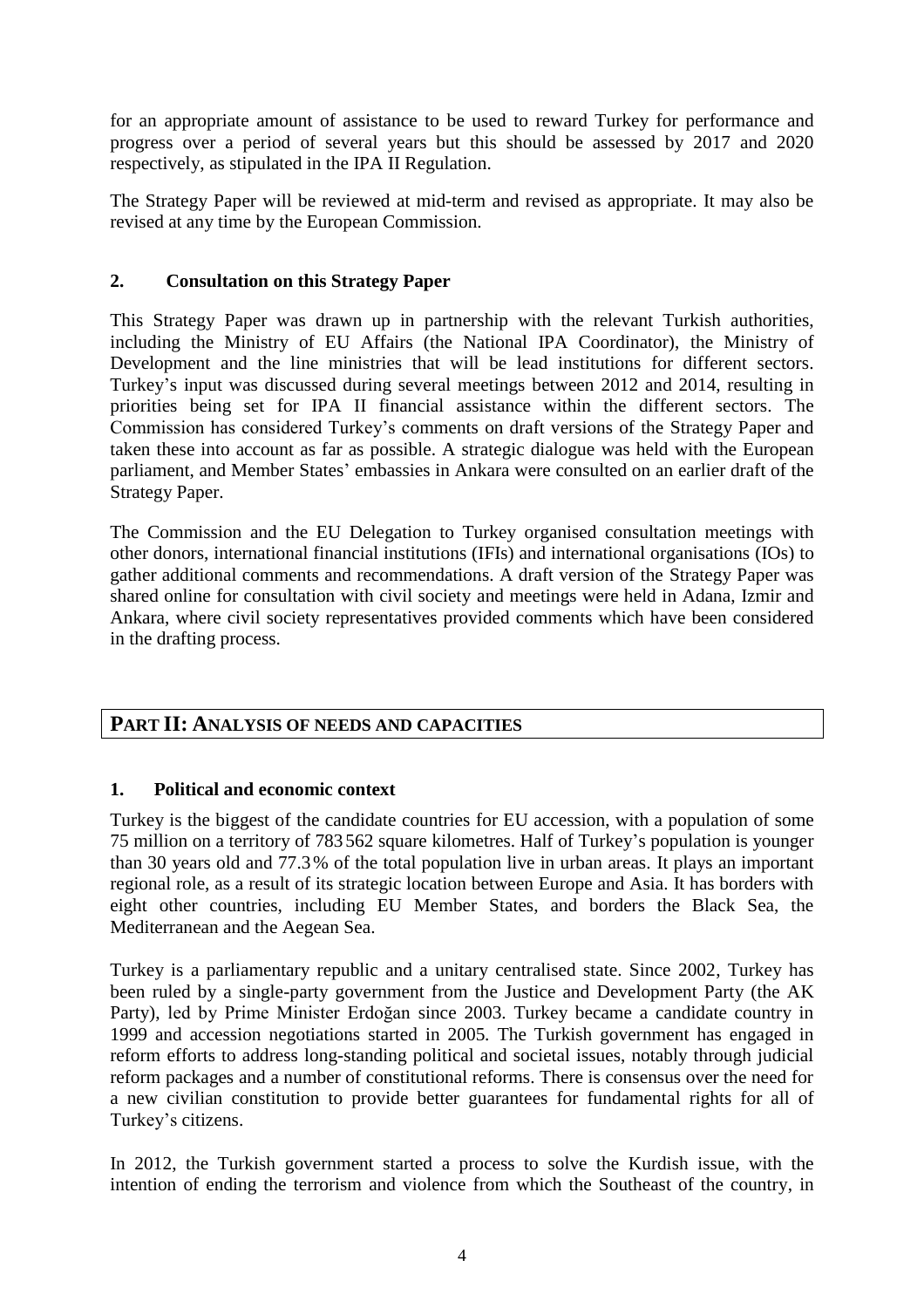for an appropriate amount of assistance to be used to reward Turkey for performance and progress over a period of several years but this should be assessed by 2017 and 2020 respectively, as stipulated in the IPA II Regulation.

The Strategy Paper will be reviewed at mid-term and revised as appropriate. It may also be revised at any time by the European Commission.

### 2. Consultation on this Strategy Paper

This Strategy Paper was drawn up in partnership with the relevant Turkish authorities, including the Ministry of EU Affairs (the National IPA Coordinator), the Ministry of Development and the line ministries that will be lead institutions for different sectors. Turkey's input was discussed during several meetings between 2012 and 2014, resulting in priorities being set for IPA II financial assistance within the different sectors. The Commission has considered Turkey's comments on draft versions of the Strategy Paper and taken these into account as far as possible. A strategic dialogue was held with the European parliament, and Member States' embassies in Ankara were consulted on an earlier draft of the Strategy Paper.

The Commission and the EU Delegation to Turkey organised consultation meetings with other donors, international financial institutions (IFIs) and international organisations (IOs) to gather additional comments and recommendations. A draft version of the Strategy Paper was shared online for consultation with civil society and meetings were held in Adana, Izmir and Ankara, where civil society representatives provided comments which have been considered in the drafting process.

## PART II: ANALYSIS OF NEEDS AND CAPACITIES

### 1. Political and economic context

Turkey is the biggest of the candidate countries for EU accession, with a population of some 75 million on a territory of 783 562 square kilometres. Half of Turkey's population is younger than 30 years old and 77.3% of the total population live in urban areas. It plays an important regional role, as a result of its strategic location between Europe and Asia. It has borders with eight other countries, including EU Member States, and borders the Black Sea, the Mediterranean and the Aegean Sea.

Turkey is a parliamentary republic and a unitary centralised state. Since 2002, Turkey has been ruled by a single-party government from the Justice and Development Party (the AK Party), led by Prime Minister Erdoğan since 2003. Turkey became a candidate country in 1999 and accession negotiations started in 2005. The Turkish government has engaged in reform efforts to address long-standing political and societal issues, notably through judicial reform packages and a number of constitutional reforms. There is consensus over the need for a new civilian constitution to provide better guarantees for fundamental rights for all of Turkey's citizens.

In 2012, the Turkish government started a process to solve the Kurdish issue, with the intention of ending the terrorism and violence from which the Southeast of the country, in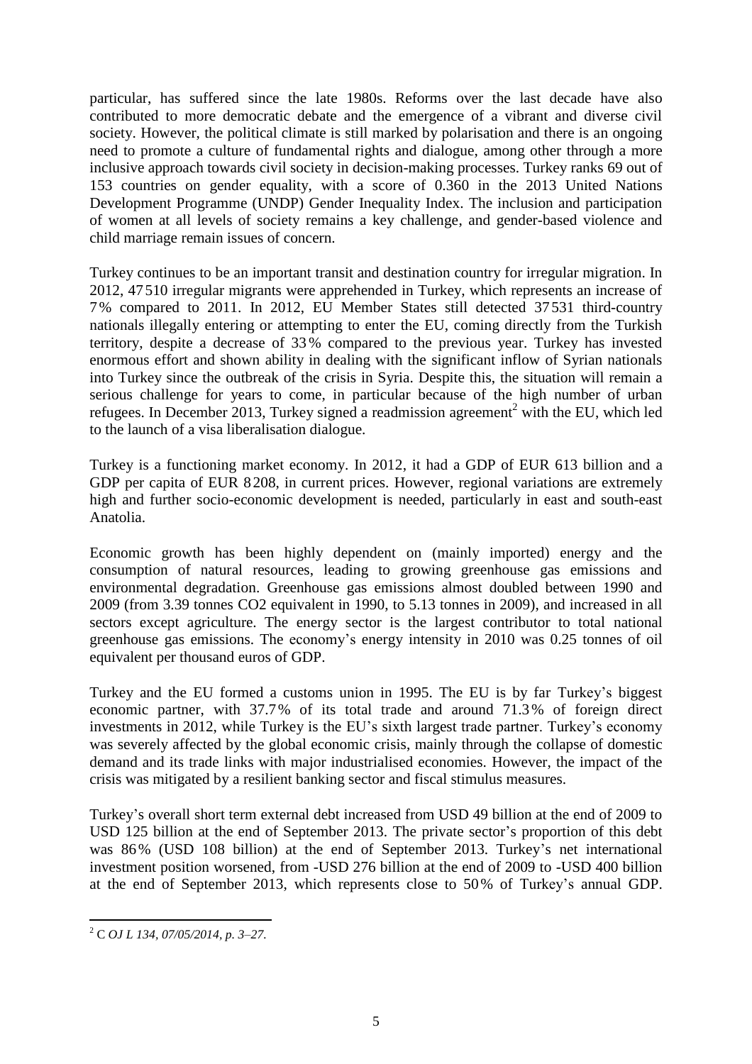particular, has suffered since the late 1980s. Reforms over the last decade have also contributed to more democratic debate and the emergence of a vibrant and diverse civil society. However, the political climate is still marked by polarisation and there is an ongoing need to promote a culture of fundamental rights and dialogue, among other through a more inclusive approach towards civil society in decision-making processes. Turkey ranks 69 out of 153 countries on gender equality, with a score of 0.360 in the 2013 United Nations Development Programme (UNDP) Gender Inequality Index. The inclusion and participation of women at all levels of society remains a key challenge, and gender-based violence and child marriage remain issues of concern.

Turkey continues to be an important transit and destination country for irregular migration. In 2012, 47 510 irregular migrants were apprehended in Turkey, which represents an increase of 7% compared to 2011. In 2012, EU Member States still detected 37 531 third-country nationals illegally entering or attempting to enter the EU, coming directly from the Turkish territory, despite a decrease of 33% compared to the previous year. Turkey has invested enormous effort and shown ability in dealing with the significant inflow of Syrian nationals into Turkey since the outbreak of the crisis in Syria. Despite this, the situation will remain a serious challenge for years to come, in particular because of the high number of urban refugees. In December 2013, Turkey signed a readmission agreement[2] with the EU, which led to the launch of a visa liberalisation dialogue.

Turkey is a functioning market economy. In 2012, it had a GDP of EUR 613 billion and a GDP per capita of EUR 8 208, in current prices. However, regional variations are extremely high and further socio-economic development is needed, particularly in east and south-east Anatolia.

Economic growth has been highly dependent on (mainly imported) energy and the consumption of natural resources, leading to growing greenhouse gas emissions and environmental degradation. Greenhouse gas emissions almost doubled between 1990 and 2009 (from 3.39 tonnes $CO_2$ equivalent in 1990, to 5.13 tonnes in 2009), and increased in all sectors except agriculture. The energy sector is the largest contributor to total national greenhouse gas emissions. The economy's energy intensity in 2010 was 0.25 tonnes of oil equivalent per thousand euros of GDP.

Turkey and the EU formed a customs union in 1995. The EU is by far Turkey's biggest economic partner, with 37.7% of its total trade and around 71.3% of foreign direct investments in 2012, while Turkey is the EU's sixth largest trade partner. Turkey's economy was severely affected by the global economic crisis, mainly through the collapse of domestic demand and its trade links with major industrialised economies. However, the impact of the crisis was mitigated by a resilient banking sector and fiscal stimulus measures.

Turkey's overall short term external debt increased from USD 49 billion at the end of 2009 to USD 125 billion at the end of September 2013. The private sector's proportion of this debt was 86% (USD 108 billion) at the end of September 2013. Turkey's net international investment position worsened, from -USD 276 billion at the end of 2009 to -USD 400 billion at the end of September 2013, which represents close to 50% of Turkey's annual GDP.

---

[2] C *OJ L 134, 07/05/2014, p. 3–27.*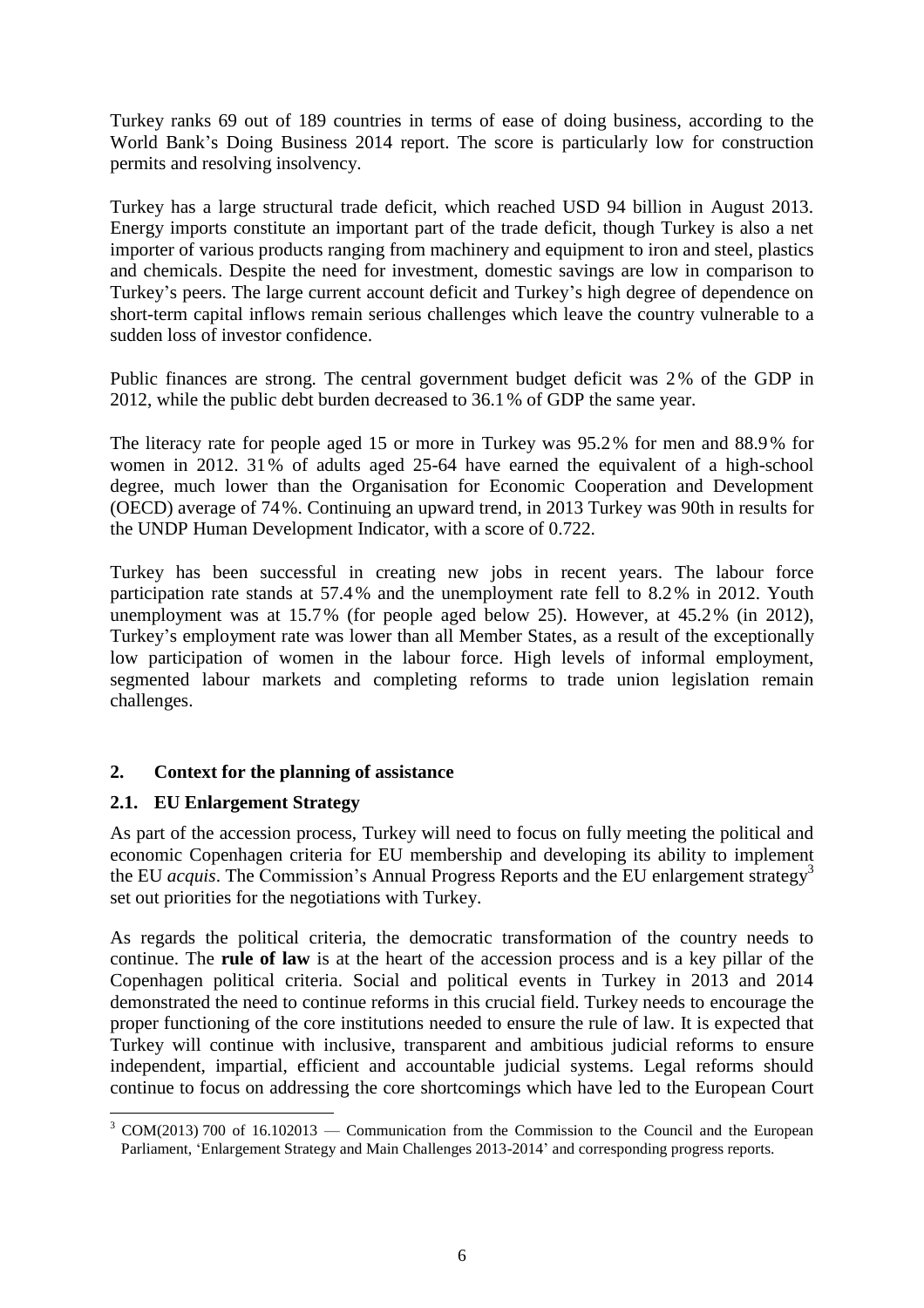Turkey ranks 69 out of 189 countries in terms of ease of doing business, according to the World Bank's Doing Business 2014 report. The score is particularly low for construction permits and resolving insolvency.

Turkey has a large structural trade deficit, which reached USD 94 billion in August 2013. Energy imports constitute an important part of the trade deficit, though Turkey is also a net importer of various products ranging from machinery and equipment to iron and steel, plastics and chemicals. Despite the need for investment, domestic savings are low in comparison to Turkey's peers. The large current account deficit and Turkey's high degree of dependence on short-term capital inflows remain serious challenges which leave the country vulnerable to a sudden loss of investor confidence.

Public finances are strong. The central government budget deficit was 2 % of the GDP in 2012, while the public debt burden decreased to 36.1 % of GDP the same year.

The literacy rate for people aged 15 or more in Turkey was 95.2 % for men and 88.9 % for women in 2012. 31 % of adults aged 25-64 have earned the equivalent of a high-school degree, much lower than the Organisation for Economic Cooperation and Development (OECD) average of 74 %. Continuing an upward trend, in 2013 Turkey was 90th in results for the UNDP Human Development Indicator, with a score of 0.722.

Turkey has been successful in creating new jobs in recent years. The labour force participation rate stands at 57.4 % and the unemployment rate fell to 8.2 % in 2012. Youth unemployment was at 15.7 % (for people aged below 25). However, at 45.2 % (in 2012), Turkey's employment rate was lower than all Member States, as a result of the exceptionally low participation of women in the labour force. High levels of informal employment, segmented labour markets and completing reforms to trade union legislation remain challenges.

## 2. Context for the planning of assistance

### 2.1. EU Enlargement Strategy

As part of the accession process, Turkey will need to focus on fully meeting the political and economic Copenhagen criteria for EU membership and developing its ability to implement the EU *acquis*. The Commission's Annual Progress Reports and the EU enlargement strategy[3] set out priorities for the negotiations with Turkey.

As regards the political criteria, the democratic transformation of the country needs to continue. The **rule of law** is at the heart of the accession process and is a key pillar of the Copenhagen political criteria. Social and political events in Turkey in 2013 and 2014 demonstrated the need to continue reforms in this crucial field. Turkey needs to encourage the proper functioning of the core institutions needed to ensure the rule of law. It is expected that Turkey will continue with inclusive, transparent and ambitious judicial reforms to ensure independent, impartial, efficient and accountable judicial systems. Legal reforms should continue to focus on addressing the core shortcomings which have led to the European Court

[3] COM(2013) 700 of 16.102013 — Communication from the Commission to the Council and the European Parliament, 'Enlargement Strategy and Main Challenges 2013-2014' and corresponding progress reports.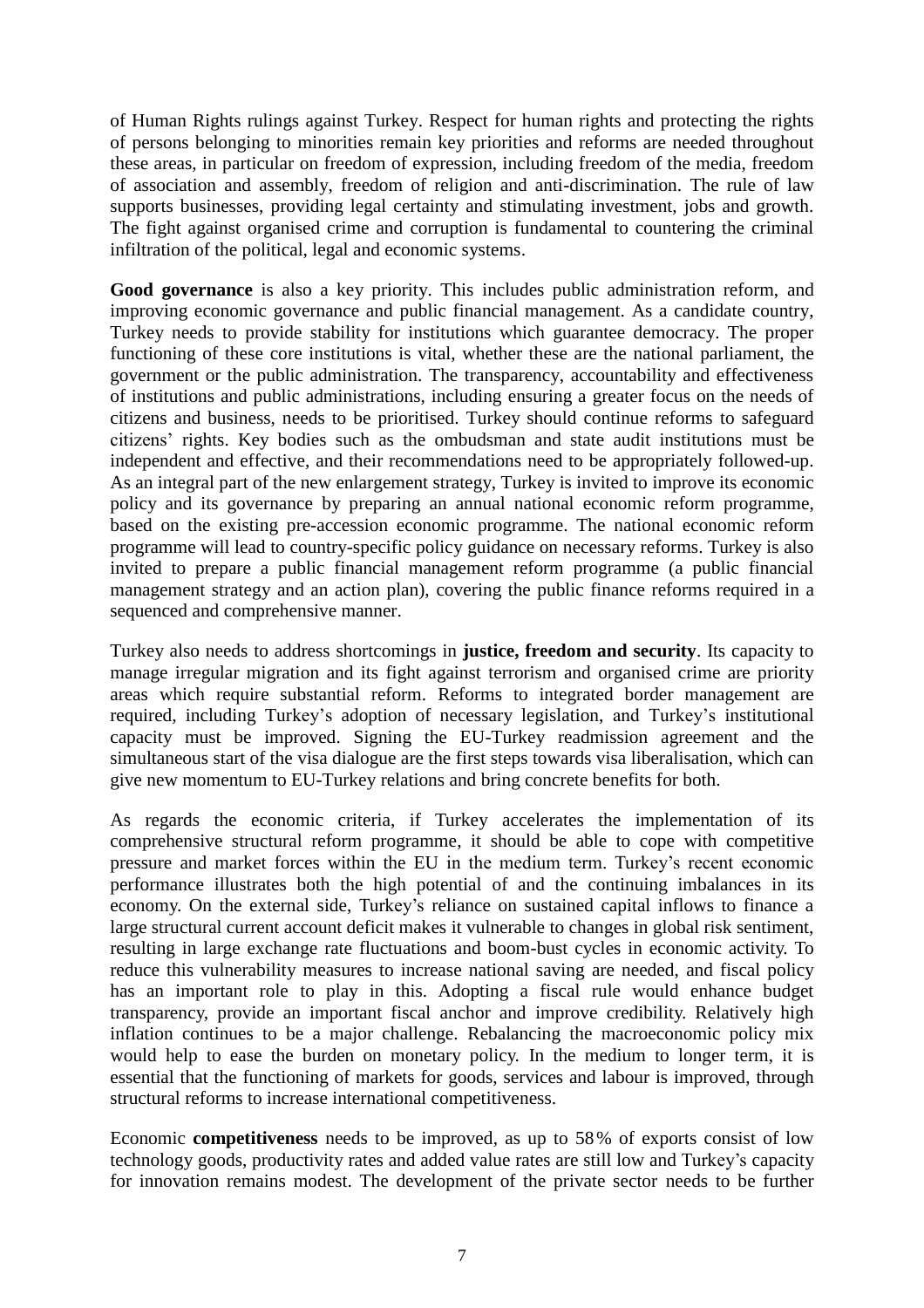of Human Rights rulings against Turkey. Respect for human rights and protecting the rights of persons belonging to minorities remain key priorities and reforms are needed throughout these areas, in particular on freedom of expression, including freedom of the media, freedom of association and assembly, freedom of religion and anti-discrimination. The rule of law supports businesses, providing legal certainty and stimulating investment, jobs and growth. The fight against organised crime and corruption is fundamental to countering the criminal infiltration of the political, legal and economic systems.

**Good governance** is also a key priority. This includes public administration reform, and improving economic governance and public financial management. As a candidate country, Turkey needs to provide stability for institutions which guarantee democracy. The proper functioning of these core institutions is vital, whether these are the national parliament, the government or the public administration. The transparency, accountability and effectiveness of institutions and public administrations, including ensuring a greater focus on the needs of citizens and business, needs to be prioritised. Turkey should continue reforms to safeguard citizens' rights. Key bodies such as the ombudsman and state audit institutions must be independent and effective, and their recommendations need to be appropriately followed-up. As an integral part of the new enlargement strategy, Turkey is invited to improve its economic policy and its governance by preparing an annual national economic reform programme, based on the existing pre-accession economic programme. The national economic reform programme will lead to country-specific policy guidance on necessary reforms. Turkey is also invited to prepare a public financial management reform programme (a public financial management strategy and an action plan), covering the public finance reforms required in a sequenced and comprehensive manner.

Turkey also needs to address shortcomings in **justice, freedom and security**. Its capacity to manage irregular migration and its fight against terrorism and organised crime are priority areas which require substantial reform. Reforms to integrated border management are required, including Turkey's adoption of necessary legislation, and Turkey's institutional capacity must be improved. Signing the EU-Turkey readmission agreement and the simultaneous start of the visa dialogue are the first steps towards visa liberalisation, which can give new momentum to EU-Turkey relations and bring concrete benefits for both.

As regards the economic criteria, if Turkey accelerates the implementation of its comprehensive structural reform programme, it should be able to cope with competitive pressure and market forces within the EU in the medium term. Turkey's recent economic performance illustrates both the high potential of and the continuing imbalances in its economy. On the external side, Turkey's reliance on sustained capital inflows to finance a large structural current account deficit makes it vulnerable to changes in global risk sentiment, resulting in large exchange rate fluctuations and boom-bust cycles in economic activity. To reduce this vulnerability measures to increase national saving are needed, and fiscal policy has an important role to play in this. Adopting a fiscal rule would enhance budget transparency, provide an important fiscal anchor and improve credibility. Relatively high inflation continues to be a major challenge. Rebalancing the macroeconomic policy mix would help to ease the burden on monetary policy. In the medium to longer term, it is essential that the functioning of markets for goods, services and labour is improved, through structural reforms to increase international competitiveness.

Economic **competitiveness** needs to be improved, as up to 58% of exports consist of low technology goods, productivity rates and added value rates are still low and Turkey's capacity for innovation remains modest. The development of the private sector needs to be further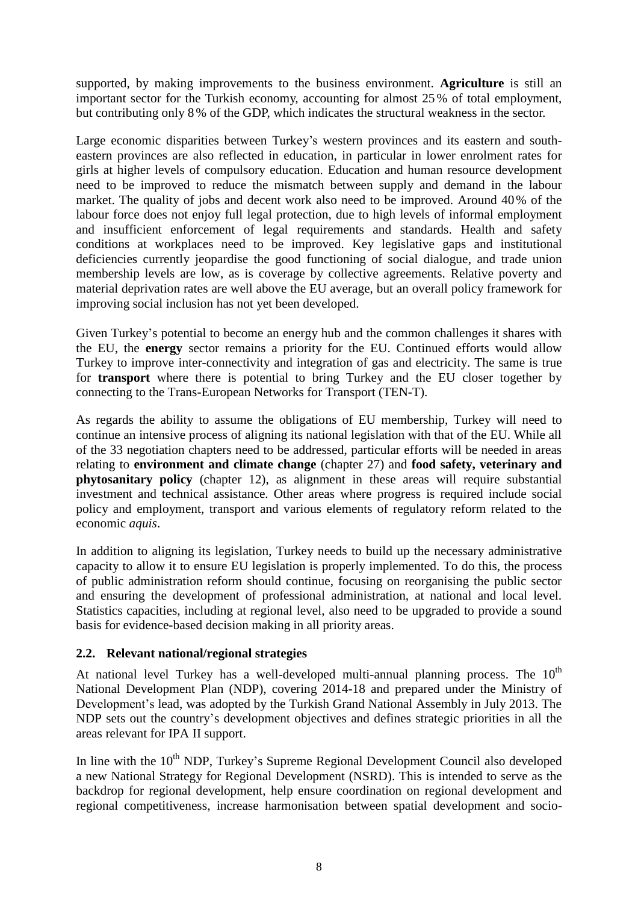supported, by making improvements to the business environment. **Agriculture** is still an important sector for the Turkish economy, accounting for almost 25 % of total employment, but contributing only 8 % of the GDP, which indicates the structural weakness in the sector.

Large economic disparities between Turkey's western provinces and its eastern and south-eastern provinces are also reflected in education, in particular in lower enrolment rates for girls at higher levels of compulsory education. Education and human resource development need to be improved to reduce the mismatch between supply and demand in the labour market. The quality of jobs and decent work also need to be improved. Around 40 % of the labour force does not enjoy full legal protection, due to high levels of informal employment and insufficient enforcement of legal requirements and standards. Health and safety conditions at workplaces need to be improved. Key legislative gaps and institutional deficiencies currently jeopardise the good functioning of social dialogue, and trade union membership levels are low, as is coverage by collective agreements. Relative poverty and material deprivation rates are well above the EU average, but an overall policy framework for improving social inclusion has not yet been developed.

Given Turkey's potential to become an energy hub and the common challenges it shares with the EU, the **energy** sector remains a priority for the EU. Continued efforts would allow Turkey to improve inter-connectivity and integration of gas and electricity. The same is true for **transport** where there is potential to bring Turkey and the EU closer together by connecting to the Trans-European Networks for Transport (TEN-T).

As regards the ability to assume the obligations of EU membership, Turkey will need to continue an intensive process of aligning its national legislation with that of the EU. While all of the 33 negotiation chapters need to be addressed, particular efforts will be needed in areas relating to **environment and climate change** (chapter 27) and **food safety, veterinary and phytosanitary policy** (chapter 12), as alignment in these areas will require substantial investment and technical assistance. Other areas where progress is required include social policy and employment, transport and various elements of regulatory reform related to the economic *aquis*.

In addition to aligning its legislation, Turkey needs to build up the necessary administrative capacity to allow it to ensure EU legislation is properly implemented. To do this, the process of public administration reform should continue, focusing on reorganising the public sector and ensuring the development of professional administration, at national and local level. Statistics capacities, including at regional level, also need to be upgraded to provide a sound basis for evidence-based decision making in all priority areas.

### 2.2. Relevant national/regional strategies

At national level Turkey has a well-developed multi-annual planning process. The 10th National Development Plan (NDP), covering 2014-18 and prepared under the Ministry of Development's lead, was adopted by the Turkish Grand National Assembly in July 2013. The NDP sets out the country's development objectives and defines strategic priorities in all the areas relevant for IPA II support.

In line with the 10th NDP, Turkey's Supreme Regional Development Council also developed a new National Strategy for Regional Development (NSRD). This is intended to serve as the backdrop for regional development, help ensure coordination on regional development and regional competitiveness, increase harmonisation between spatial development and socio-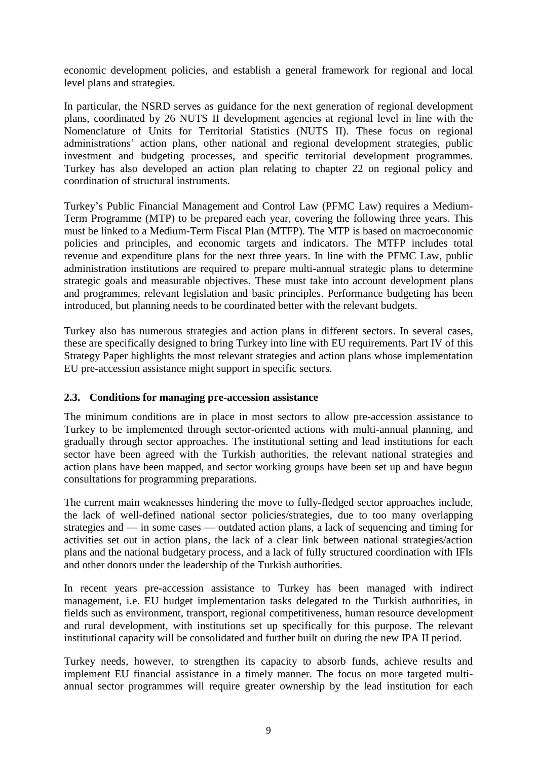economic development policies, and establish a general framework for regional and local level plans and strategies.

In particular, the NSRD serves as guidance for the next generation of regional development plans, coordinated by 26 NUTS II development agencies at regional level in line with the Nomenclature of Units for Territorial Statistics (NUTS II). These focus on regional administrations' action plans, other national and regional development strategies, public investment and budgeting processes, and specific territorial development programmes. Turkey has also developed an action plan relating to chapter 22 on regional policy and coordination of structural instruments.

Turkey's Public Financial Management and Control Law (PFMC Law) requires a Medium-Term Programme (MTP) to be prepared each year, covering the following three years. This must be linked to a Medium-Term Fiscal Plan (MTFP). The MTP is based on macroeconomic policies and principles, and economic targets and indicators. The MTFP includes total revenue and expenditure plans for the next three years. In line with the PFMC Law, public administration institutions are required to prepare multi-annual strategic plans to determine strategic goals and measurable objectives. These must take into account development plans and programmes, relevant legislation and basic principles. Performance budgeting has been introduced, but planning needs to be coordinated better with the relevant budgets.

Turkey also has numerous strategies and action plans in different sectors. In several cases, these are specifically designed to bring Turkey into line with EU requirements. Part IV of this Strategy Paper highlights the most relevant strategies and action plans whose implementation EU pre-accession assistance might support in specific sectors.

### 2.3. Conditions for managing pre-accession assistance

The minimum conditions are in place in most sectors to allow pre-accession assistance to Turkey to be implemented through sector-oriented actions with multi-annual planning, and gradually through sector approaches. The institutional setting and lead institutions for each sector have been agreed with the Turkish authorities, the relevant national strategies and action plans have been mapped, and sector working groups have been set up and have begun consultations for programming preparations.

The current main weaknesses hindering the move to fully-fledged sector approaches include, the lack of well-defined national sector policies/strategies, due to too many overlapping strategies and — in some cases — outdated action plans, a lack of sequencing and timing for activities set out in action plans, the lack of a clear link between national strategies/action plans and the national budgetary process, and a lack of fully structured coordination with IFIs and other donors under the leadership of the Turkish authorities.

In recent years pre-accession assistance to Turkey has been managed with indirect management, i.e. EU budget implementation tasks delegated to the Turkish authorities, in fields such as environment, transport, regional competitiveness, human resource development and rural development, with institutions set up specifically for this purpose. The relevant institutional capacity will be consolidated and further built on during the new IPA II period.

Turkey needs, however, to strengthen its capacity to absorb funds, achieve results and implement EU financial assistance in a timely manner. The focus on more targeted multi-annual sector programmes will require greater ownership by the lead institution for each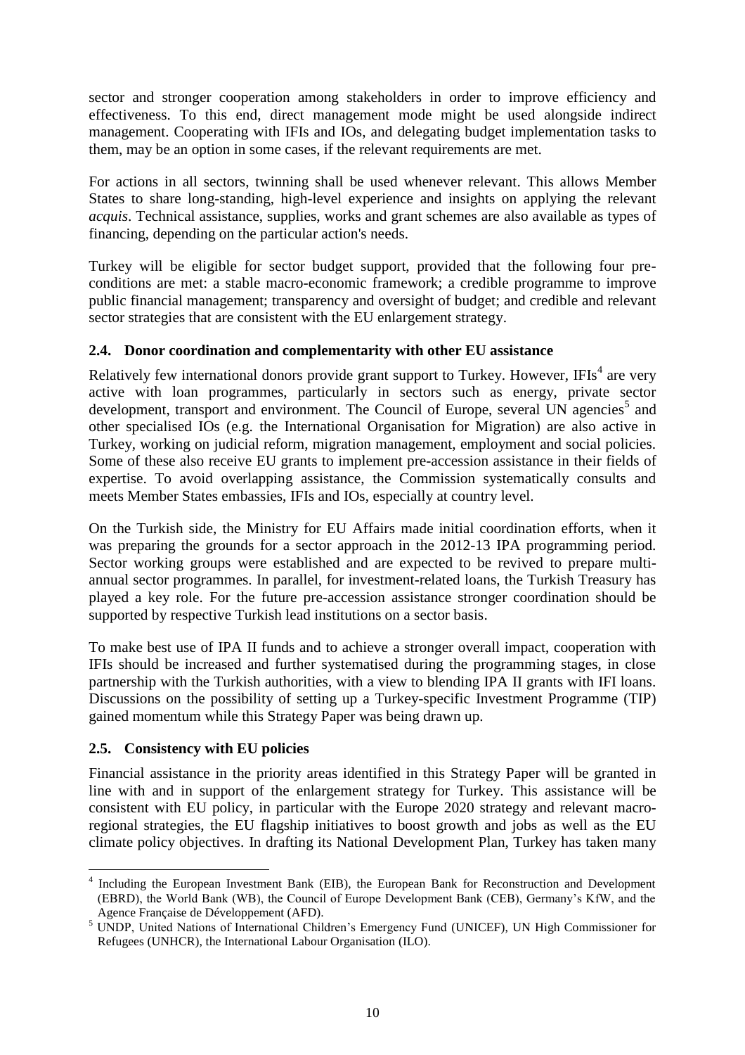sector and stronger cooperation among stakeholders in order to improve efficiency and effectiveness. To this end, direct management mode might be used alongside indirect management. Cooperating with IFIs and IOs, and delegating budget implementation tasks to them, may be an option in some cases, if the relevant requirements are met.

For actions in all sectors, twinning shall be used whenever relevant. This allows Member States to share long-standing, high-level experience and insights on applying the relevant *acquis*. Technical assistance, supplies, works and grant schemes are also available as types of financing, depending on the particular action's needs.

Turkey will be eligible for sector budget support, provided that the following four pre-conditions are met: a stable macro-economic framework; a credible programme to improve public financial management; transparency and oversight of budget; and credible and relevant sector strategies that are consistent with the EU enlargement strategy.

### 2.4. Donor coordination and complementarity with other EU assistance

Relatively few international donors provide grant support to Turkey. However, IFIs[4] are very active with loan programmes, particularly in sectors such as energy, private sector development, transport and environment. The Council of Europe, several UN agencies[5] and other specialised IOs (e.g. the International Organisation for Migration) are also active in Turkey, working on judicial reform, migration management, employment and social policies. Some of these also receive EU grants to implement pre-accession assistance in their fields of expertise. To avoid overlapping assistance, the Commission systematically consults and meets Member States embassies, IFIs and IOs, especially at country level.

On the Turkish side, the Ministry for EU Affairs made initial coordination efforts, when it was preparing the grounds for a sector approach in the 2012-13 IPA programming period. Sector working groups were established and are expected to be revived to prepare multi-annual sector programmes. In parallel, for investment-related loans, the Turkish Treasury has played a key role. For the future pre-accession assistance stronger coordination should be supported by respective Turkish lead institutions on a sector basis.

To make best use of IPA II funds and to achieve a stronger overall impact, cooperation with IFIs should be increased and further systematised during the programming stages, in close partnership with the Turkish authorities, with a view to blending IPA II grants with IFI loans. Discussions on the possibility of setting up a Turkey-specific Investment Programme (TIP) gained momentum while this Strategy Paper was being drawn up.

### 2.5. Consistency with EU policies

Financial assistance in the priority areas identified in this Strategy Paper will be granted in line with and in support of the enlargement strategy for Turkey. This assistance will be consistent with EU policy, in particular with the Europe 2020 strategy and relevant macro-regional strategies, the EU flagship initiatives to boost growth and jobs as well as the EU climate policy objectives. In drafting its National Development Plan, Turkey has taken many

---

[4] Including the European Investment Bank (EIB), the European Bank for Reconstruction and Development (EBRD), the World Bank (WB), the Council of Europe Development Bank (CEB), Germany's KfW, and the Agence Française de Développement (AFD).

[5] UNDP, United Nations of International Children's Emergency Fund (UNICEF), UN High Commissioner for Refugees (UNHCR), the International Labour Organisation (ILO).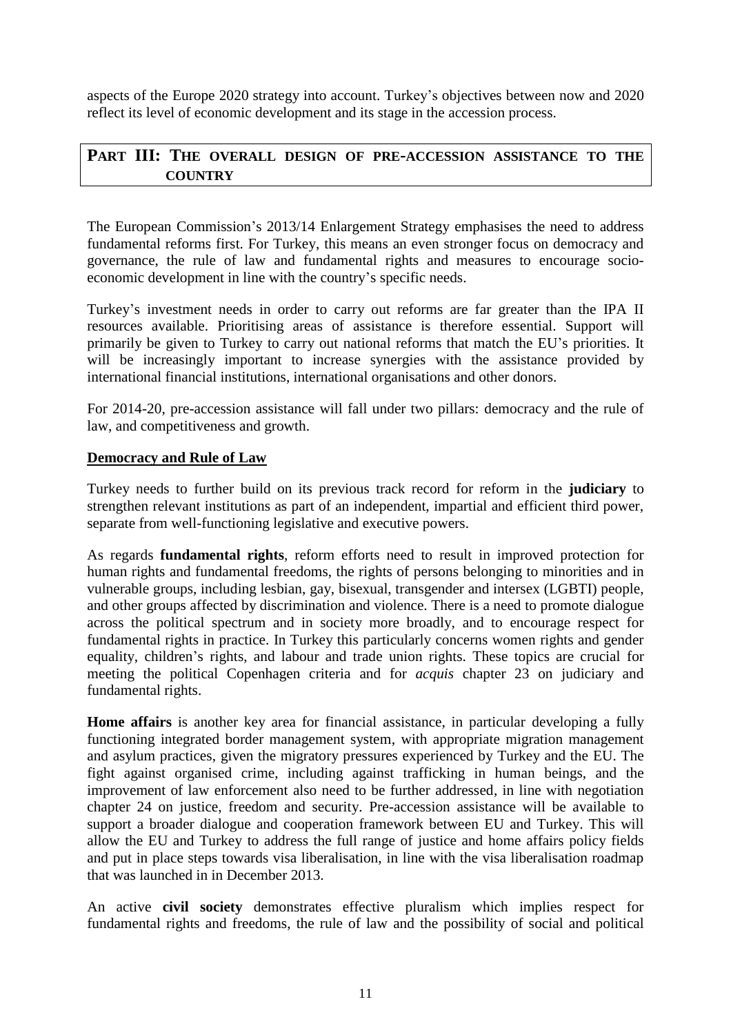aspects of the Europe 2020 strategy into account. Turkey's objectives between now and 2020 reflect its level of economic development and its stage in the accession process.

# PART III: THE OVERALL DESIGN OF PRE-ACCESSION ASSISTANCE TO THE COUNTRY

The European Commission's 2013/14 Enlargement Strategy emphasises the need to address fundamental reforms first. For Turkey, this means an even stronger focus on democracy and governance, the rule of law and fundamental rights and measures to encourage socio-economic development in line with the country's specific needs.

Turkey's investment needs in order to carry out reforms are far greater than the IPA II resources available. Prioritising areas of assistance is therefore essential. Support will primarily be given to Turkey to carry out national reforms that match the EU's priorities. It will be increasingly important to increase synergies with the assistance provided by international financial institutions, international organisations and other donors.

For 2014-20, pre-accession assistance will fall under two pillars: democracy and the rule of law, and competitiveness and growth.

## Democracy and Rule of Law

Turkey needs to further build on its previous track record for reform in the **judiciary** to strengthen relevant institutions as part of an independent, impartial and efficient third power, separate from well-functioning legislative and executive powers.

As regards **fundamental rights**, reform efforts need to result in improved protection for human rights and fundamental freedoms, the rights of persons belonging to minorities and in vulnerable groups, including lesbian, gay, bisexual, transgender and intersex (LGBTI) people, and other groups affected by discrimination and violence. There is a need to promote dialogue across the political spectrum and in society more broadly, and to encourage respect for fundamental rights in practice. In Turkey this particularly concerns women rights and gender equality, children's rights, and labour and trade union rights. These topics are crucial for meeting the political Copenhagen criteria and for *acquis* chapter 23 on judiciary and fundamental rights.

**Home affairs** is another key area for financial assistance, in particular developing a fully functioning integrated border management system, with appropriate migration management and asylum practices, given the migratory pressures experienced by Turkey and the EU. The fight against organised crime, including against trafficking in human beings, and the improvement of law enforcement also need to be further addressed, in line with negotiation chapter 24 on justice, freedom and security. Pre-accession assistance will be available to support a broader dialogue and cooperation framework between EU and Turkey. This will allow the EU and Turkey to address the full range of justice and home affairs policy fields and put in place steps towards visa liberalisation, in line with the visa liberalisation roadmap that was launched in in December 2013.

An active **civil society** demonstrates effective pluralism which implies respect for fundamental rights and freedoms, the rule of law and the possibility of social and political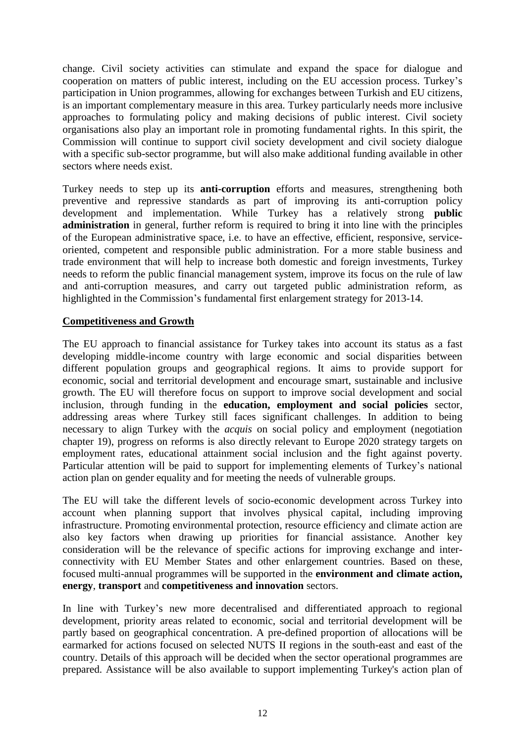change. Civil society activities can stimulate and expand the space for dialogue and cooperation on matters of public interest, including on the EU accession process. Turkey's participation in Union programmes, allowing for exchanges between Turkish and EU citizens, is an important complementary measure in this area. Turkey particularly needs more inclusive approaches to formulating policy and making decisions of public interest. Civil society organisations also play an important role in promoting fundamental rights. In this spirit, the Commission will continue to support civil society development and civil society dialogue with a specific sub-sector programme, but will also make additional funding available in other sectors where needs exist.

Turkey needs to step up its **anti-corruption** efforts and measures, strengthening both preventive and repressive standards as part of improving its anti-corruption policy development and implementation. While Turkey has a relatively strong **public administration** in general, further reform is required to bring it into line with the principles of the European administrative space, i.e. to have an effective, efficient, responsive, service-oriented, competent and responsible public administration. For a more stable business and trade environment that will help to increase both domestic and foreign investments, Turkey needs to reform the public financial management system, improve its focus on the rule of law and anti-corruption measures, and carry out targeted public administration reform, as highlighted in the Commission's fundamental first enlargement strategy for 2013-14.

**Competitiveness and Growth**

The EU approach to financial assistance for Turkey takes into account its status as a fast developing middle-income country with large economic and social disparities between different population groups and geographical regions. It aims to provide support for economic, social and territorial development and encourage smart, sustainable and inclusive growth. The EU will therefore focus on support to improve social development and social inclusion, through funding in the **education, employment and social policies** sector, addressing areas where Turkey still faces significant challenges. In addition to being necessary to align Turkey with the *acquis* on social policy and employment (negotiation chapter 19), progress on reforms is also directly relevant to Europe 2020 strategy targets on employment rates, educational attainment social inclusion and the fight against poverty. Particular attention will be paid to support for implementing elements of Turkey's national action plan on gender equality and for meeting the needs of vulnerable groups.

The EU will take the different levels of socio-economic development across Turkey into account when planning support that involves physical capital, including improving infrastructure. Promoting environmental protection, resource efficiency and climate action are also key factors when drawing up priorities for financial assistance. Another key consideration will be the relevance of specific actions for improving exchange and inter-connectivity with EU Member States and other enlargement countries. Based on these, focused multi-annual programmes will be supported in the **environment and climate action, energy**, **transport** and **competitiveness and innovation** sectors.

In line with Turkey's new more decentralised and differentiated approach to regional development, priority areas related to economic, social and territorial development will be partly based on geographical concentration. A pre-defined proportion of allocations will be earmarked for actions focused on selected NUTS II regions in the south-east and east of the country. Details of this approach will be decided when the sector operational programmes are prepared. Assistance will be also available to support implementing Turkey's action plan of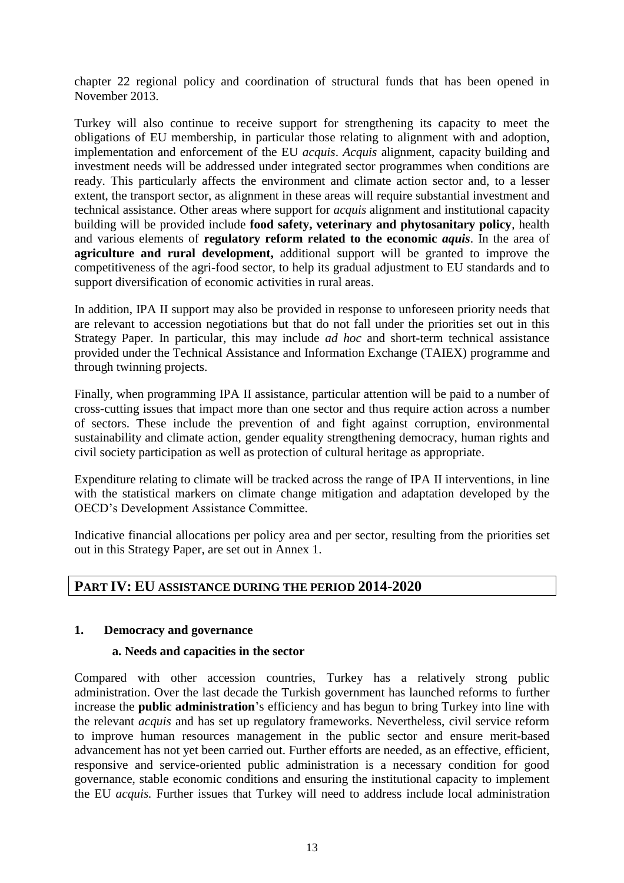chapter 22 regional policy and coordination of structural funds that has been opened in November 2013.

Turkey will also continue to receive support for strengthening its capacity to meet the obligations of EU membership, in particular those relating to alignment with and adoption, implementation and enforcement of the EU *acquis*. *Acquis* alignment, capacity building and investment needs will be addressed under integrated sector programmes when conditions are ready. This particularly affects the environment and climate action sector and, to a lesser extent, the transport sector, as alignment in these areas will require substantial investment and technical assistance. Other areas where support for *acquis* alignment and institutional capacity building will be provided include **food safety, veterinary and phytosanitary policy**, health and various elements of **regulatory reform related to the economic *aquis***. In the area of **agriculture and rural development,** additional support will be granted to improve the competitiveness of the agri-food sector, to help its gradual adjustment to EU standards and to support diversification of economic activities in rural areas.

In addition, IPA II support may also be provided in response to unforeseen priority needs that are relevant to accession negotiations but that do not fall under the priorities set out in this Strategy Paper. In particular, this may include *ad hoc* and short-term technical assistance provided under the Technical Assistance and Information Exchange (TAIEX) programme and through twinning projects.

Finally, when programming IPA II assistance, particular attention will be paid to a number of cross-cutting issues that impact more than one sector and thus require action across a number of sectors. These include the prevention of and fight against corruption, environmental sustainability and climate action, gender equality strengthening democracy, human rights and civil society participation as well as protection of cultural heritage as appropriate.

Expenditure relating to climate will be tracked across the range of IPA II interventions, in line with the statistical markers on climate change mitigation and adaptation developed by the OECD's Development Assistance Committee.

Indicative financial allocations per policy area and per sector, resulting from the priorities set out in this Strategy Paper, are set out in Annex 1.

# PART IV: EU ASSISTANCE DURING THE PERIOD 2014-2020

## 1. Democracy and governance

### a. Needs and capacities in the sector

Compared with other accession countries, Turkey has a relatively strong public administration. Over the last decade the Turkish government has launched reforms to further increase the **public administration**'s efficiency and has begun to bring Turkey into line with the relevant *acquis* and has set up regulatory frameworks. Nevertheless, civil service reform to improve human resources management in the public sector and ensure merit-based advancement has not yet been carried out. Further efforts are needed, as an effective, efficient, responsive and service-oriented public administration is a necessary condition for good governance, stable economic conditions and ensuring the institutional capacity to implement the EU *acquis.* Further issues that Turkey will need to address include local administration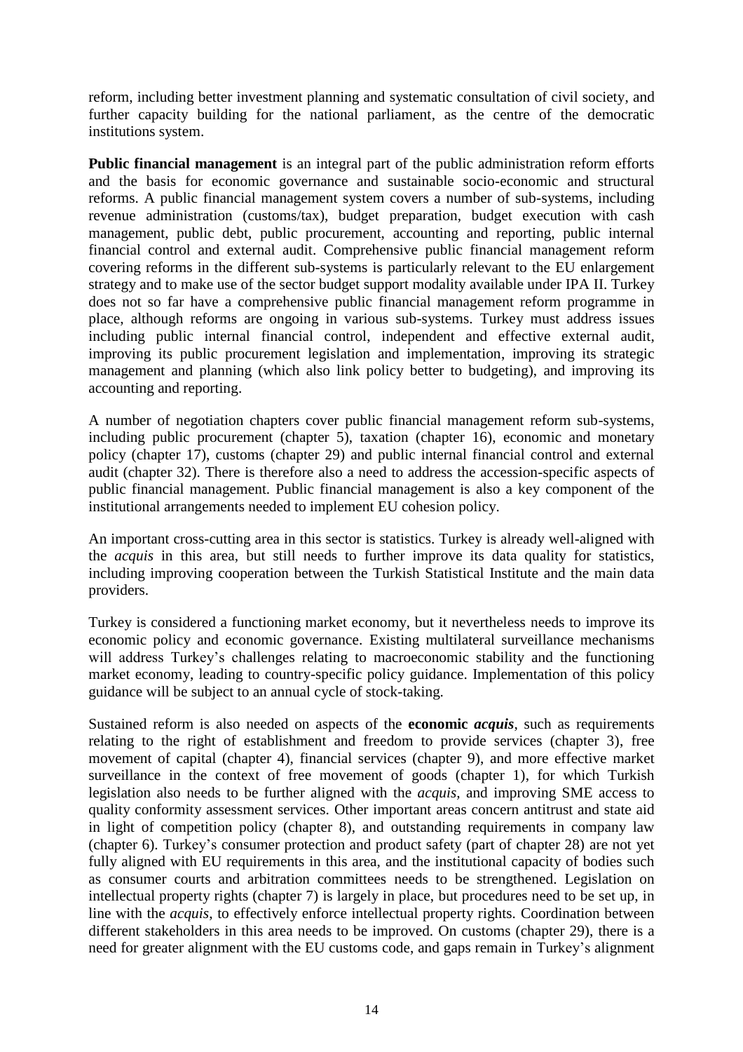reform, including better investment planning and systematic consultation of civil society, and further capacity building for the national parliament, as the centre of the democratic institutions system.

**Public financial management** is an integral part of the public administration reform efforts and the basis for economic governance and sustainable socio-economic and structural reforms. A public financial management system covers a number of sub-systems, including revenue administration (customs/tax), budget preparation, budget execution with cash management, public debt, public procurement, accounting and reporting, public internal financial control and external audit. Comprehensive public financial management reform covering reforms in the different sub-systems is particularly relevant to the EU enlargement strategy and to make use of the sector budget support modality available under IPA II. Turkey does not so far have a comprehensive public financial management reform programme in place, although reforms are ongoing in various sub-systems. Turkey must address issues including public internal financial control, independent and effective external audit, improving its public procurement legislation and implementation, improving its strategic management and planning (which also link policy better to budgeting), and improving its accounting and reporting.

A number of negotiation chapters cover public financial management reform sub-systems, including public procurement (chapter 5), taxation (chapter 16), economic and monetary policy (chapter 17), customs (chapter 29) and public internal financial control and external audit (chapter 32). There is therefore also a need to address the accession-specific aspects of public financial management. Public financial management is also a key component of the institutional arrangements needed to implement EU cohesion policy.

An important cross-cutting area in this sector is statistics. Turkey is already well-aligned with the *acquis* in this area, but still needs to further improve its data quality for statistics, including improving cooperation between the Turkish Statistical Institute and the main data providers.

Turkey is considered a functioning market economy, but it nevertheless needs to improve its economic policy and economic governance. Existing multilateral surveillance mechanisms will address Turkey's challenges relating to macroeconomic stability and the functioning market economy, leading to country-specific policy guidance. Implementation of this policy guidance will be subject to an annual cycle of stock-taking.

Sustained reform is also needed on aspects of the **economic *acquis***, such as requirements relating to the right of establishment and freedom to provide services (chapter 3), free movement of capital (chapter 4), financial services (chapter 9), and more effective market surveillance in the context of free movement of goods (chapter 1), for which Turkish legislation also needs to be further aligned with the *acquis*, and improving SME access to quality conformity assessment services. Other important areas concern antitrust and state aid in light of competition policy (chapter 8), and outstanding requirements in company law (chapter 6). Turkey's consumer protection and product safety (part of chapter 28) are not yet fully aligned with EU requirements in this area, and the institutional capacity of bodies such as consumer courts and arbitration committees needs to be strengthened. Legislation on intellectual property rights (chapter 7) is largely in place, but procedures need to be set up, in line with the *acquis*, to effectively enforce intellectual property rights. Coordination between different stakeholders in this area needs to be improved. On customs (chapter 29), there is a need for greater alignment with the EU customs code, and gaps remain in Turkey's alignment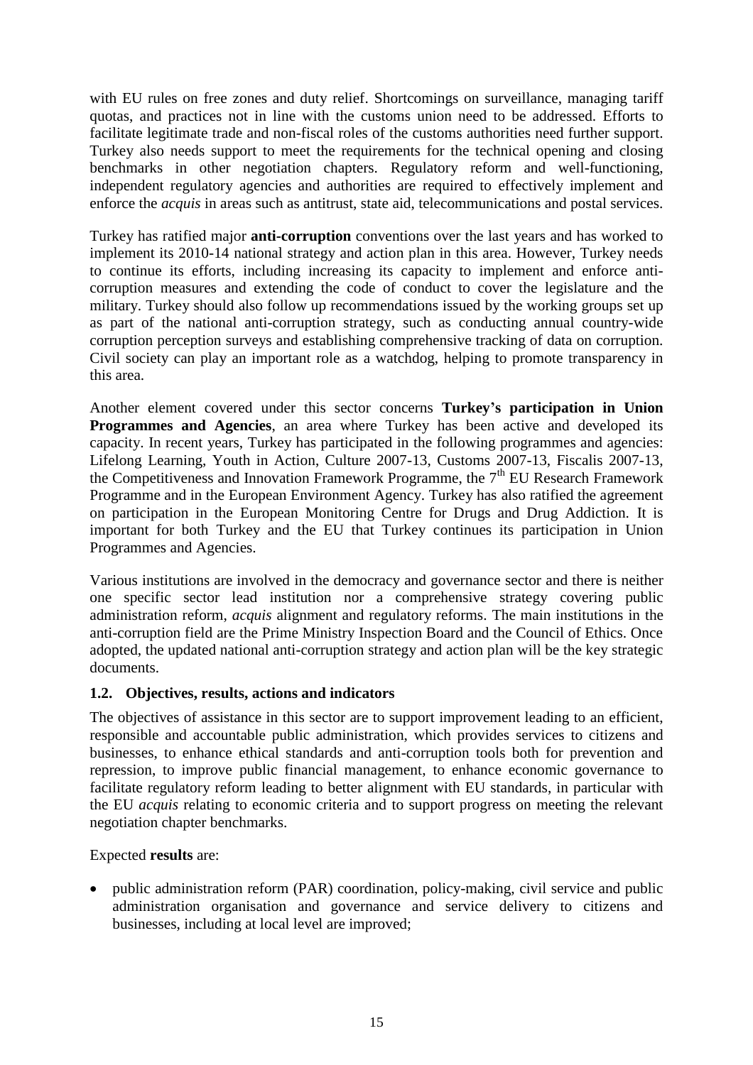with EU rules on free zones and duty relief. Shortcomings on surveillance, managing tariff quotas, and practices not in line with the customs union need to be addressed. Efforts to facilitate legitimate trade and non-fiscal roles of the customs authorities need further support. Turkey also needs support to meet the requirements for the technical opening and closing benchmarks in other negotiation chapters. Regulatory reform and well-functioning, independent regulatory agencies and authorities are required to effectively implement and enforce the *acquis* in areas such as antitrust, state aid, telecommunications and postal services.

Turkey has ratified major **anti-corruption** conventions over the last years and has worked to implement its 2010-14 national strategy and action plan in this area. However, Turkey needs to continue its efforts, including increasing its capacity to implement and enforce anti-corruption measures and extending the code of conduct to cover the legislature and the military. Turkey should also follow up recommendations issued by the working groups set up as part of the national anti-corruption strategy, such as conducting annual country-wide corruption perception surveys and establishing comprehensive tracking of data on corruption. Civil society can play an important role as a watchdog, helping to promote transparency in this area.

Another element covered under this sector concerns **Turkey's participation in Union Programmes and Agencies**, an area where Turkey has been active and developed its capacity. In recent years, Turkey has participated in the following programmes and agencies: Lifelong Learning, Youth in Action, Culture 2007-13, Customs 2007-13, Fiscalis 2007-13, the Competitiveness and Innovation Framework Programme, the 7th EU Research Framework Programme and in the European Environment Agency. Turkey has also ratified the agreement on participation in the European Monitoring Centre for Drugs and Drug Addiction. It is important for both Turkey and the EU that Turkey continues its participation in Union Programmes and Agencies.

Various institutions are involved in the democracy and governance sector and there is neither one specific sector lead institution nor a comprehensive strategy covering public administration reform, *acquis* alignment and regulatory reforms. The main institutions in the anti-corruption field are the Prime Ministry Inspection Board and the Council of Ethics. Once adopted, the updated national anti-corruption strategy and action plan will be the key strategic documents.

### 1.2. Objectives, results, actions and indicators

The objectives of assistance in this sector are to support improvement leading to an efficient, responsible and accountable public administration, which provides services to citizens and businesses, to enhance ethical standards and anti-corruption tools both for prevention and repression, to improve public financial management, to enhance economic governance to facilitate regulatory reform leading to better alignment with EU standards, in particular with the EU *acquis* relating to economic criteria and to support progress on meeting the relevant negotiation chapter benchmarks.

Expected **results** are:

- public administration reform (PAR) coordination, policy-making, civil service and public administration organisation and governance and service delivery to citizens and businesses, including at local level are improved;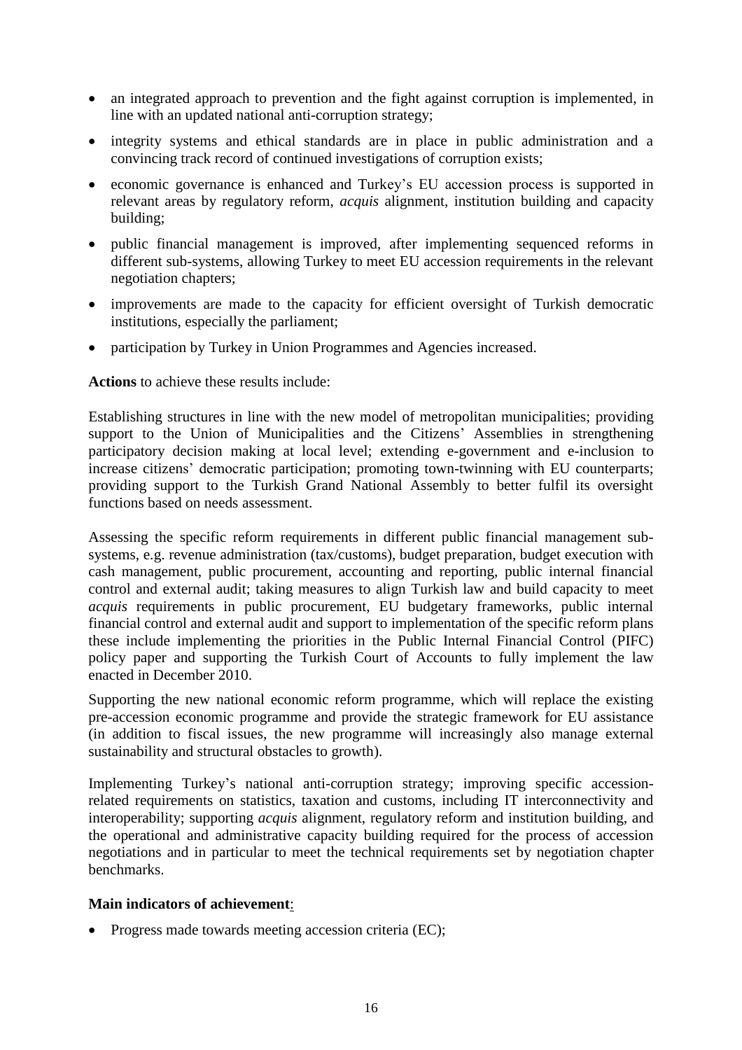- an integrated approach to prevention and the fight against corruption is implemented, in line with an updated national anti-corruption strategy;
- integrity systems and ethical standards are in place in public administration and a convincing track record of continued investigations of corruption exists;
- economic governance is enhanced and Turkey's EU accession process is supported in relevant areas by regulatory reform, *acquis* alignment, institution building and capacity building;
- public financial management is improved, after implementing sequenced reforms in different sub-systems, allowing Turkey to meet EU accession requirements in the relevant negotiation chapters;
- improvements are made to the capacity for efficient oversight of Turkish democratic institutions, especially the parliament;
- participation by Turkey in Union Programmes and Agencies increased.

**Actions** to achieve these results include:

Establishing structures in line with the new model of metropolitan municipalities; providing support to the Union of Municipalities and the Citizens' Assemblies in strengthening participatory decision making at local level; extending e-government and e-inclusion to increase citizens' democratic participation; promoting town-twinning with EU counterparts; providing support to the Turkish Grand National Assembly to better fulfil its oversight functions based on needs assessment.

Assessing the specific reform requirements in different public financial management sub-systems, e.g. revenue administration (tax/customs), budget preparation, budget execution with cash management, public procurement, accounting and reporting, public internal financial control and external audit; taking measures to align Turkish law and build capacity to meet *acquis* requirements in public procurement, EU budgetary frameworks, public internal financial control and external audit and support to implementation of the specific reform plans these include implementing the priorities in the Public Internal Financial Control (PIFC) policy paper and supporting the Turkish Court of Accounts to fully implement the law enacted in December 2010.

Supporting the new national economic reform programme, which will replace the existing pre-accession economic programme and provide the strategic framework for EU assistance (in addition to fiscal issues, the new programme will increasingly also manage external sustainability and structural obstacles to growth).

Implementing Turkey's national anti-corruption strategy; improving specific accession-related requirements on statistics, taxation and customs, including IT interconnectivity and interoperability; supporting *acquis* alignment, regulatory reform and institution building, and the operational and administrative capacity building required for the process of accession negotiations and in particular to meet the technical requirements set by negotiation chapter benchmarks.

**Main indicators of achievement**:

- Progress made towards meeting accession criteria (EC);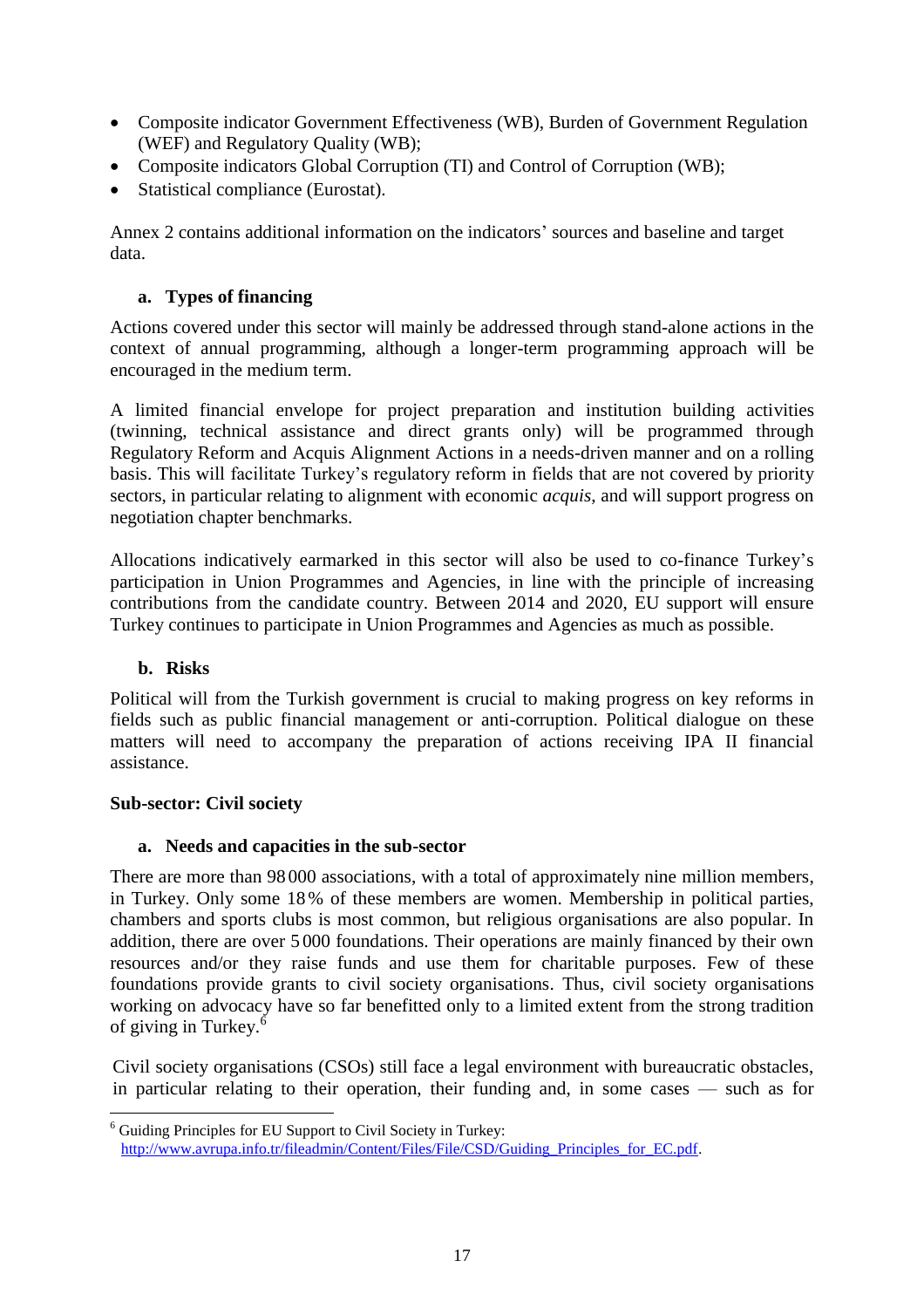- Composite indicator Government Effectiveness (WB), Burden of Government Regulation (WEF) and Regulatory Quality (WB);
- Composite indicators Global Corruption (TI) and Control of Corruption (WB);
- Statistical compliance (Eurostat).

Annex 2 contains additional information on the indicators' sources and baseline and target data.

### a. Types of financing

Actions covered under this sector will mainly be addressed through stand-alone actions in the context of annual programming, although a longer-term programming approach will be encouraged in the medium term.

A limited financial envelope for project preparation and institution building activities (twinning, technical assistance and direct grants only) will be programmed through Regulatory Reform and Acquis Alignment Actions in a needs-driven manner and on a rolling basis. This will facilitate Turkey's regulatory reform in fields that are not covered by priority sectors, in particular relating to alignment with economic *acquis*, and will support progress on negotiation chapter benchmarks.

Allocations indicatively earmarked in this sector will also be used to co-finance Turkey's participation in Union Programmes and Agencies, in line with the principle of increasing contributions from the candidate country. Between 2014 and 2020, EU support will ensure Turkey continues to participate in Union Programmes and Agencies as much as possible.

### b. Risks

Political will from the Turkish government is crucial to making progress on key reforms in fields such as public financial management or anti-corruption. Political dialogue on these matters will need to accompany the preparation of actions receiving IPA II financial assistance.

## Sub-sector: Civil society

### a. Needs and capacities in the sub-sector

There are more than 98 000 associations, with a total of approximately nine million members, in Turkey. Only some 18 % of these members are women. Membership in political parties, chambers and sports clubs is most common, but religious organisations are also popular. In addition, there are over 5 000 foundations. Their operations are mainly financed by their own resources and/or they raise funds and use them for charitable purposes. Few of these foundations provide grants to civil society organisations. Thus, civil society organisations working on advocacy have so far benefitted only to a limited extent from the strong tradition of giving in Turkey.[6]

Civil society organisations (CSOs) still face a legal environment with bureaucratic obstacles, in particular relating to their operation, their funding and, in some cases — such as for

[6] Guiding Principles for EU Support to Civil Society in Turkey: http://www.avrupa.info.tr/fileadmin/Content/Files/File/CSD/Guiding_Principles_for_EC.pdf.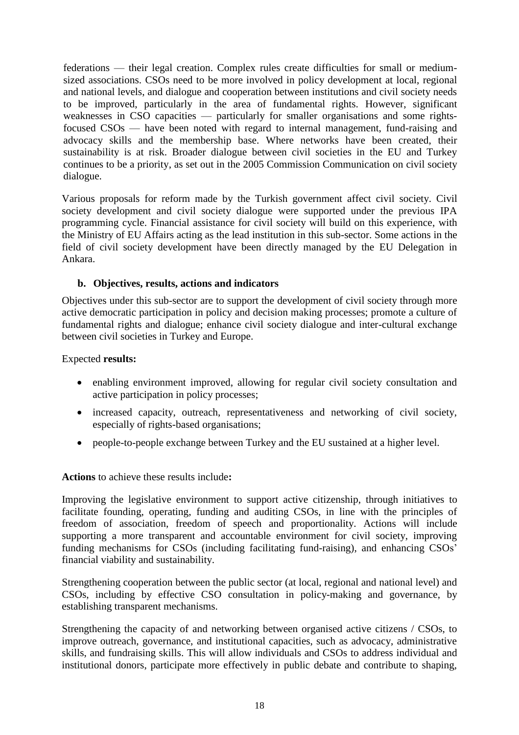federations — their legal creation. Complex rules create difficulties for small or medium-sized associations. CSOs need to be more involved in policy development at local, regional and national levels, and dialogue and cooperation between institutions and civil society needs to be improved, particularly in the area of fundamental rights. However, significant weaknesses in CSO capacities — particularly for smaller organisations and some rights-focused CSOs — have been noted with regard to internal management, fund-raising and advocacy skills and the membership base. Where networks have been created, their sustainability is at risk. Broader dialogue between civil societies in the EU and Turkey continues to be a priority, as set out in the 2005 Commission Communication on civil society dialogue.

Various proposals for reform made by the Turkish government affect civil society. Civil society development and civil society dialogue were supported under the previous IPA programming cycle. Financial assistance for civil society will build on this experience, with the Ministry of EU Affairs acting as the lead institution in this sub-sector. Some actions in the field of civil society development have been directly managed by the EU Delegation in Ankara.

### b. Objectives, results, actions and indicators

Objectives under this sub-sector are to support the development of civil society through more active democratic participation in policy and decision making processes; promote a culture of fundamental rights and dialogue; enhance civil society dialogue and inter-cultural exchange between civil societies in Turkey and Europe.

Expected **results:**

- enabling environment improved, allowing for regular civil society consultation and active participation in policy processes;
- increased capacity, outreach, representativeness and networking of civil society, especially of rights-based organisations;
- people-to-people exchange between Turkey and the EU sustained at a higher level.

**Actions** to achieve these results include**:**

Improving the legislative environment to support active citizenship, through initiatives to facilitate founding, operating, funding and auditing CSOs, in line with the principles of freedom of association, freedom of speech and proportionality. Actions will include supporting a more transparent and accountable environment for civil society, improving funding mechanisms for CSOs (including facilitating fund-raising), and enhancing CSOs' financial viability and sustainability.

Strengthening cooperation between the public sector (at local, regional and national level) and CSOs, including by effective CSO consultation in policy-making and governance, by establishing transparent mechanisms.

Strengthening the capacity of and networking between organised active citizens / CSOs, to improve outreach, governance, and institutional capacities, such as advocacy, administrative skills, and fundraising skills. This will allow individuals and CSOs to address individual and institutional donors, participate more effectively in public debate and contribute to shaping,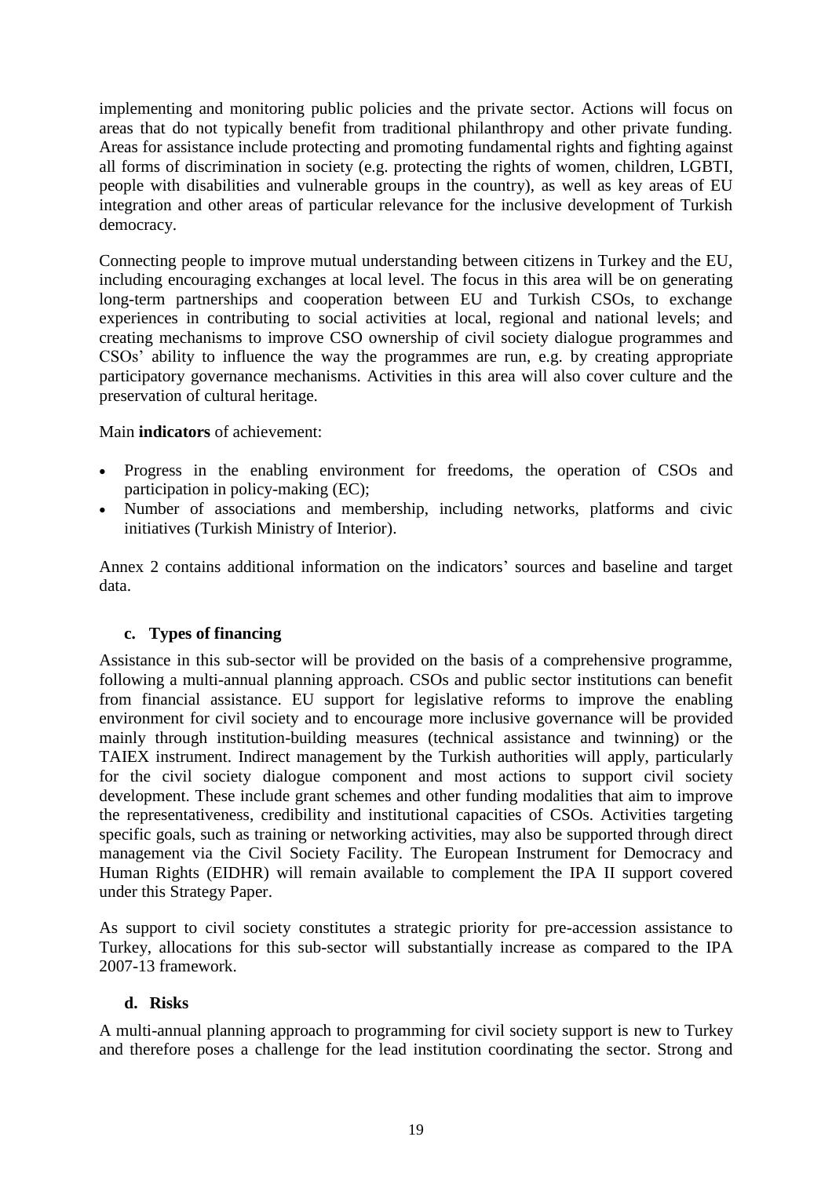implementing and monitoring public policies and the private sector. Actions will focus on areas that do not typically benefit from traditional philanthropy and other private funding. Areas for assistance include protecting and promoting fundamental rights and fighting against all forms of discrimination in society (e.g. protecting the rights of women, children, LGBTI, people with disabilities and vulnerable groups in the country), as well as key areas of EU integration and other areas of particular relevance for the inclusive development of Turkish democracy.

Connecting people to improve mutual understanding between citizens in Turkey and the EU, including encouraging exchanges at local level. The focus in this area will be on generating long-term partnerships and cooperation between EU and Turkish CSOs, to exchange experiences in contributing to social activities at local, regional and national levels; and creating mechanisms to improve CSO ownership of civil society dialogue programmes and CSOs' ability to influence the way the programmes are run, e.g. by creating appropriate participatory governance mechanisms. Activities in this area will also cover culture and the preservation of cultural heritage.

Main **indicators** of achievement:

- Progress in the enabling environment for freedoms, the operation of CSOs and participation in policy-making (EC);
- Number of associations and membership, including networks, platforms and civic initiatives (Turkish Ministry of Interior).

Annex 2 contains additional information on the indicators' sources and baseline and target data.

### c. Types of financing

Assistance in this sub-sector will be provided on the basis of a comprehensive programme, following a multi-annual planning approach. CSOs and public sector institutions can benefit from financial assistance. EU support for legislative reforms to improve the enabling environment for civil society and to encourage more inclusive governance will be provided mainly through institution-building measures (technical assistance and twinning) or the TAIEX instrument. Indirect management by the Turkish authorities will apply, particularly for the civil society dialogue component and most actions to support civil society development. These include grant schemes and other funding modalities that aim to improve the representativeness, credibility and institutional capacities of CSOs. Activities targeting specific goals, such as training or networking activities, may also be supported through direct management via the Civil Society Facility. The European Instrument for Democracy and Human Rights (EIDHR) will remain available to complement the IPA II support covered under this Strategy Paper.

As support to civil society constitutes a strategic priority for pre-accession assistance to Turkey, allocations for this sub-sector will substantially increase as compared to the IPA 2007-13 framework.

### d. Risks

A multi-annual planning approach to programming for civil society support is new to Turkey and therefore poses a challenge for the lead institution coordinating the sector. Strong and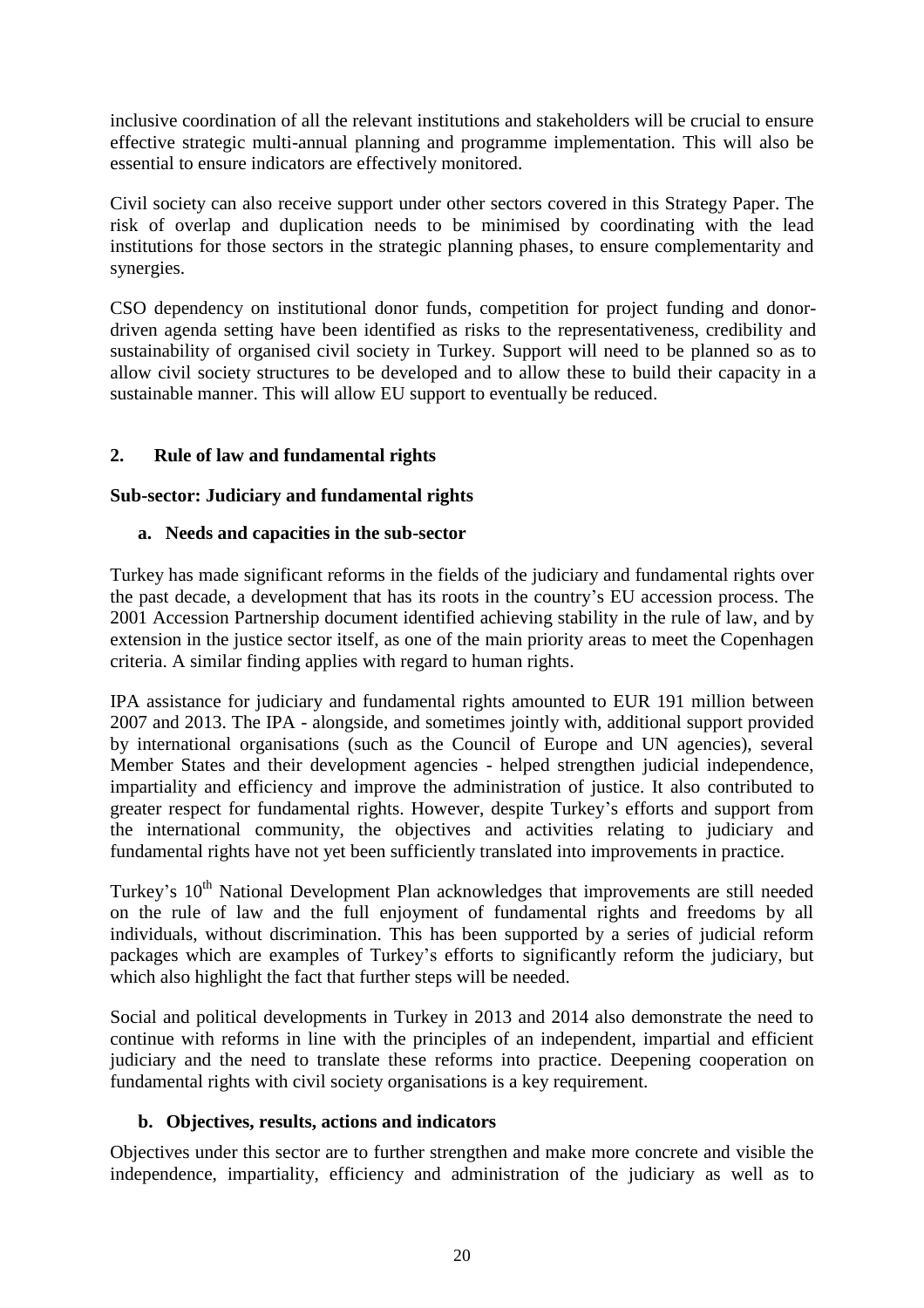inclusive coordination of all the relevant institutions and stakeholders will be crucial to ensure effective strategic multi-annual planning and programme implementation. This will also be essential to ensure indicators are effectively monitored.

Civil society can also receive support under other sectors covered in this Strategy Paper. The risk of overlap and duplication needs to be minimised by coordinating with the lead institutions for those sectors in the strategic planning phases, to ensure complementarity and synergies.

CSO dependency on institutional donor funds, competition for project funding and donor-driven agenda setting have been identified as risks to the representativeness, credibility and sustainability of organised civil society in Turkey. Support will need to be planned so as to allow civil society structures to be developed and to allow these to build their capacity in a sustainable manner. This will allow EU support to eventually be reduced.

## 2. Rule of law and fundamental rights

### Sub-sector: Judiciary and fundamental rights

#### a. Needs and capacities in the sub-sector

Turkey has made significant reforms in the fields of the judiciary and fundamental rights over the past decade, a development that has its roots in the country's EU accession process. The 2001 Accession Partnership document identified achieving stability in the rule of law, and by extension in the justice sector itself, as one of the main priority areas to meet the Copenhagen criteria. A similar finding applies with regard to human rights.

IPA assistance for judiciary and fundamental rights amounted to EUR 191 million between 2007 and 2013. The IPA - alongside, and sometimes jointly with, additional support provided by international organisations (such as the Council of Europe and UN agencies), several Member States and their development agencies - helped strengthen judicial independence, impartiality and efficiency and improve the administration of justice. It also contributed to greater respect for fundamental rights. However, despite Turkey's efforts and support from the international community, the objectives and activities relating to judiciary and fundamental rights have not yet been sufficiently translated into improvements in practice.

Turkey's 10th National Development Plan acknowledges that improvements are still needed on the rule of law and the full enjoyment of fundamental rights and freedoms by all individuals, without discrimination. This has been supported by a series of judicial reform packages which are examples of Turkey's efforts to significantly reform the judiciary, but which also highlight the fact that further steps will be needed.

Social and political developments in Turkey in 2013 and 2014 also demonstrate the need to continue with reforms in line with the principles of an independent, impartial and efficient judiciary and the need to translate these reforms into practice. Deepening cooperation on fundamental rights with civil society organisations is a key requirement.

#### b. Objectives, results, actions and indicators

Objectives under this sector are to further strengthen and make more concrete and visible the independence, impartiality, efficiency and administration of the judiciary as well as to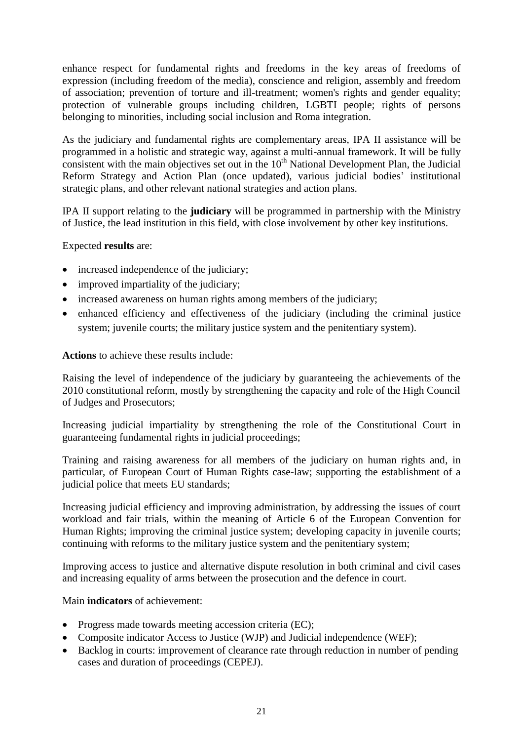enhance respect for fundamental rights and freedoms in the key areas of freedoms of expression (including freedom of the media), conscience and religion, assembly and freedom of association; prevention of torture and ill-treatment; women's rights and gender equality; protection of vulnerable groups including children, LGBTI people; rights of persons belonging to minorities, including social inclusion and Roma integration.

As the judiciary and fundamental rights are complementary areas, IPA II assistance will be programmed in a holistic and strategic way, against a multi-annual framework. It will be fully consistent with the main objectives set out in the 10th National Development Plan, the Judicial Reform Strategy and Action Plan (once updated), various judicial bodies' institutional strategic plans, and other relevant national strategies and action plans.

IPA II support relating to the **judiciary** will be programmed in partnership with the Ministry of Justice, the lead institution in this field, with close involvement by other key institutions.

Expected **results** are:

- increased independence of the judiciary;
- improved impartiality of the judiciary;
- increased awareness on human rights among members of the judiciary;
- enhanced efficiency and effectiveness of the judiciary (including the criminal justice system; juvenile courts; the military justice system and the penitentiary system).

**Actions** to achieve these results include:

Raising the level of independence of the judiciary by guaranteeing the achievements of the 2010 constitutional reform, mostly by strengthening the capacity and role of the High Council of Judges and Prosecutors;

Increasing judicial impartiality by strengthening the role of the Constitutional Court in guaranteeing fundamental rights in judicial proceedings;

Training and raising awareness for all members of the judiciary on human rights and, in particular, of European Court of Human Rights case-law; supporting the establishment of a judicial police that meets EU standards;

Increasing judicial efficiency and improving administration, by addressing the issues of court workload and fair trials, within the meaning of Article 6 of the European Convention for Human Rights; improving the criminal justice system; developing capacity in juvenile courts; continuing with reforms to the military justice system and the penitentiary system;

Improving access to justice and alternative dispute resolution in both criminal and civil cases and increasing equality of arms between the prosecution and the defence in court.

Main **indicators** of achievement:

- Progress made towards meeting accession criteria (EC);
- Composite indicator Access to Justice (WJP) and Judicial independence (WEF);
- Backlog in courts: improvement of clearance rate through reduction in number of pending cases and duration of proceedings (CEPEJ).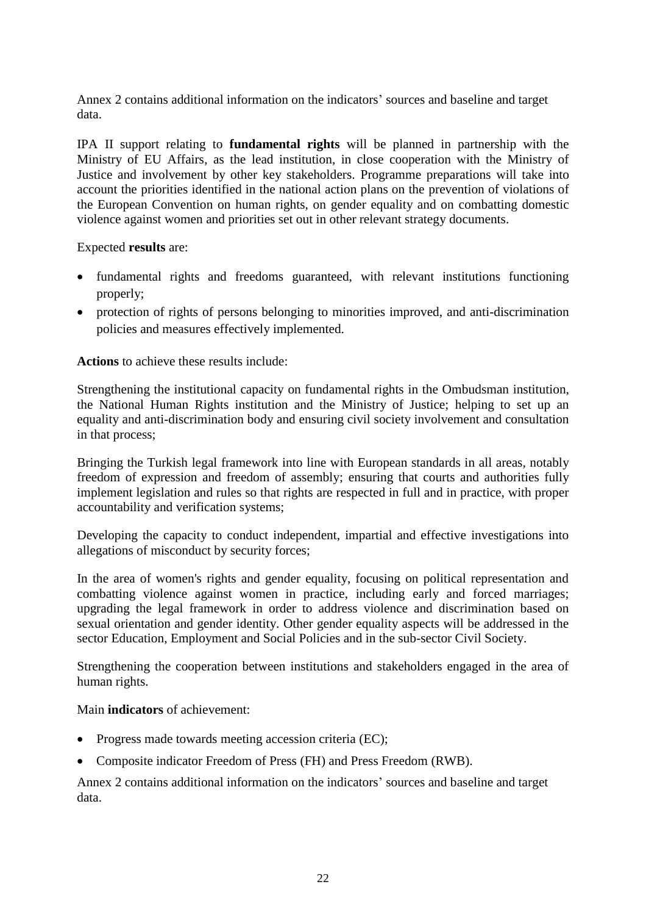Annex 2 contains additional information on the indicators' sources and baseline and target data.

IPA II support relating to **fundamental rights** will be planned in partnership with the Ministry of EU Affairs, as the lead institution, in close cooperation with the Ministry of Justice and involvement by other key stakeholders. Programme preparations will take into account the priorities identified in the national action plans on the prevention of violations of the European Convention on human rights, on gender equality and on combatting domestic violence against women and priorities set out in other relevant strategy documents.

Expected **results** are:

- fundamental rights and freedoms guaranteed, with relevant institutions functioning properly;
- protection of rights of persons belonging to minorities improved, and anti-discrimination policies and measures effectively implemented.

**Actions** to achieve these results include:

Strengthening the institutional capacity on fundamental rights in the Ombudsman institution, the National Human Rights institution and the Ministry of Justice; helping to set up an equality and anti-discrimination body and ensuring civil society involvement and consultation in that process;

Bringing the Turkish legal framework into line with European standards in all areas, notably freedom of expression and freedom of assembly; ensuring that courts and authorities fully implement legislation and rules so that rights are respected in full and in practice, with proper accountability and verification systems;

Developing the capacity to conduct independent, impartial and effective investigations into allegations of misconduct by security forces;

In the area of women's rights and gender equality, focusing on political representation and combatting violence against women in practice, including early and forced marriages; upgrading the legal framework in order to address violence and discrimination based on sexual orientation and gender identity. Other gender equality aspects will be addressed in the sector Education, Employment and Social Policies and in the sub-sector Civil Society.

Strengthening the cooperation between institutions and stakeholders engaged in the area of human rights.

Main **indicators** of achievement:

- Progress made towards meeting accession criteria (EC);
- Composite indicator Freedom of Press (FH) and Press Freedom (RWB).

Annex 2 contains additional information on the indicators' sources and baseline and target data.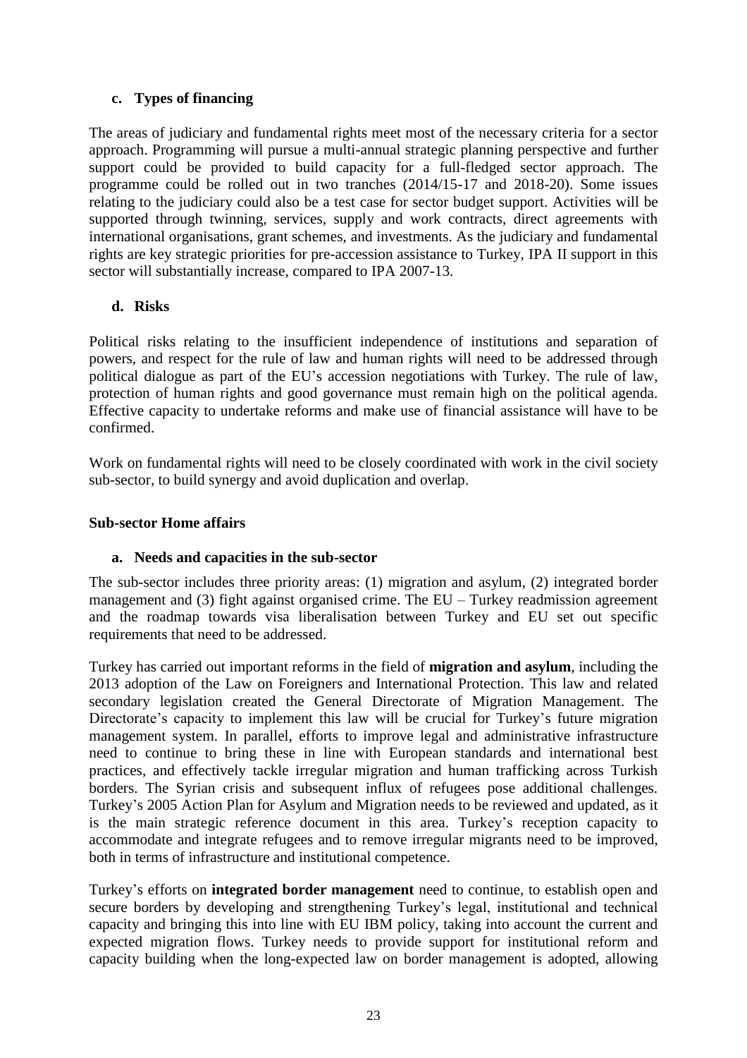### c. Types of financing

The areas of judiciary and fundamental rights meet most of the necessary criteria for a sector approach. Programming will pursue a multi-annual strategic planning perspective and further support could be provided to build capacity for a full-fledged sector approach. The programme could be rolled out in two tranches (2014/15-17 and 2018-20). Some issues relating to the judiciary could also be a test case for sector budget support. Activities will be supported through twinning, services, supply and work contracts, direct agreements with international organisations, grant schemes, and investments. As the judiciary and fundamental rights are key strategic priorities for pre-accession assistance to Turkey, IPA II support in this sector will substantially increase, compared to IPA 2007-13.

### d. Risks

Political risks relating to the insufficient independence of institutions and separation of powers, and respect for the rule of law and human rights will need to be addressed through political dialogue as part of the EU's accession negotiations with Turkey. The rule of law, protection of human rights and good governance must remain high on the political agenda. Effective capacity to undertake reforms and make use of financial assistance will have to be confirmed.

Work on fundamental rights will need to be closely coordinated with work in the civil society sub-sector, to build synergy and avoid duplication and overlap.

## Sub-sector Home affairs

### a. Needs and capacities in the sub-sector

The sub-sector includes three priority areas: (1) migration and asylum, (2) integrated border management and (3) fight against organised crime. The EU – Turkey readmission agreement and the roadmap towards visa liberalisation between Turkey and EU set out specific requirements that need to be addressed.

Turkey has carried out important reforms in the field of **migration and asylum**, including the 2013 adoption of the Law on Foreigners and International Protection. This law and related secondary legislation created the General Directorate of Migration Management. The Directorate's capacity to implement this law will be crucial for Turkey's future migration management system. In parallel, efforts to improve legal and administrative infrastructure need to continue to bring these in line with European standards and international best practices, and effectively tackle irregular migration and human trafficking across Turkish borders. The Syrian crisis and subsequent influx of refugees pose additional challenges. Turkey's 2005 Action Plan for Asylum and Migration needs to be reviewed and updated, as it is the main strategic reference document in this area. Turkey's reception capacity to accommodate and integrate refugees and to remove irregular migrants need to be improved, both in terms of infrastructure and institutional competence.

Turkey's efforts on **integrated border management** need to continue, to establish open and secure borders by developing and strengthening Turkey's legal, institutional and technical capacity and bringing this into line with EU IBM policy, taking into account the current and expected migration flows. Turkey needs to provide support for institutional reform and capacity building when the long-expected law on border management is adopted, allowing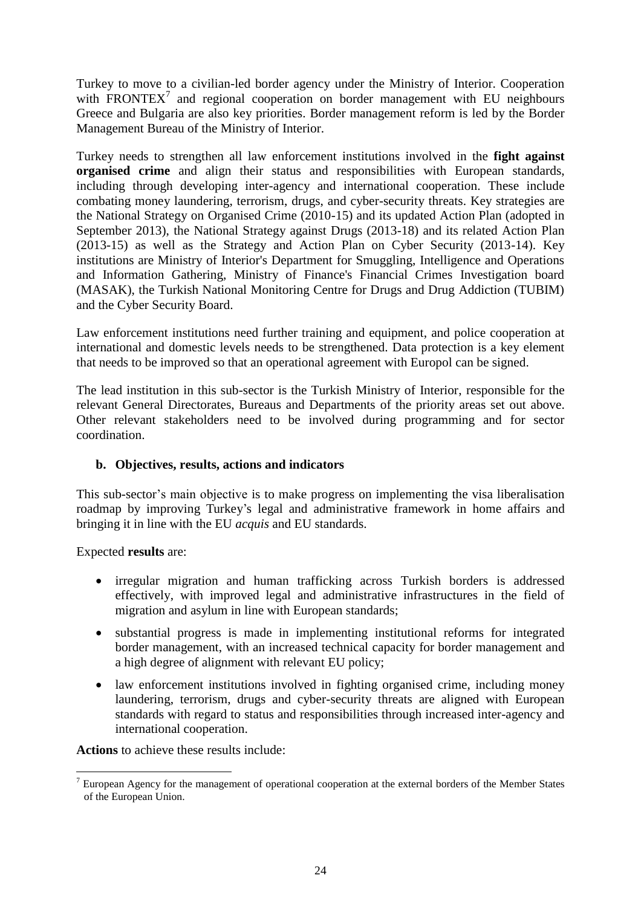Turkey to move to a civilian-led border agency under the Ministry of Interior. Cooperation with FRONTEX[7] and regional cooperation on border management with EU neighbours Greece and Bulgaria are also key priorities. Border management reform is led by the Border Management Bureau of the Ministry of Interior.

Turkey needs to strengthen all law enforcement institutions involved in the **fight against organised crime** and align their status and responsibilities with European standards, including through developing inter-agency and international cooperation. These include combating money laundering, terrorism, drugs, and cyber-security threats. Key strategies are the National Strategy on Organised Crime (2010-15) and its updated Action Plan (adopted in September 2013), the National Strategy against Drugs (2013-18) and its related Action Plan (2013-15) as well as the Strategy and Action Plan on Cyber Security (2013-14). Key institutions are Ministry of Interior's Department for Smuggling, Intelligence and Operations and Information Gathering, Ministry of Finance's Financial Crimes Investigation board (MASAK), the Turkish National Monitoring Centre for Drugs and Drug Addiction (TUBIM) and the Cyber Security Board.

Law enforcement institutions need further training and equipment, and police cooperation at international and domestic levels needs to be strengthened. Data protection is a key element that needs to be improved so that an operational agreement with Europol can be signed.

The lead institution in this sub-sector is the Turkish Ministry of Interior, responsible for the relevant General Directorates, Bureaus and Departments of the priority areas set out above. Other relevant stakeholders need to be involved during programming and for sector coordination.

### b. Objectives, results, actions and indicators

This sub-sector's main objective is to make progress on implementing the visa liberalisation roadmap by improving Turkey's legal and administrative framework in home affairs and bringing it in line with the EU *acquis* and EU standards.

Expected **results** are:

- irregular migration and human trafficking across Turkish borders is addressed effectively, with improved legal and administrative infrastructures in the field of migration and asylum in line with European standards;
- substantial progress is made in implementing institutional reforms for integrated border management, with an increased technical capacity for border management and a high degree of alignment with relevant EU policy;
- law enforcement institutions involved in fighting organised crime, including money laundering, terrorism, drugs and cyber-security threats are aligned with European standards with regard to status and responsibilities through increased inter-agency and international cooperation.

**Actions** to achieve these results include:

[7] European Agency for the management of operational cooperation at the external borders of the Member States of the European Union.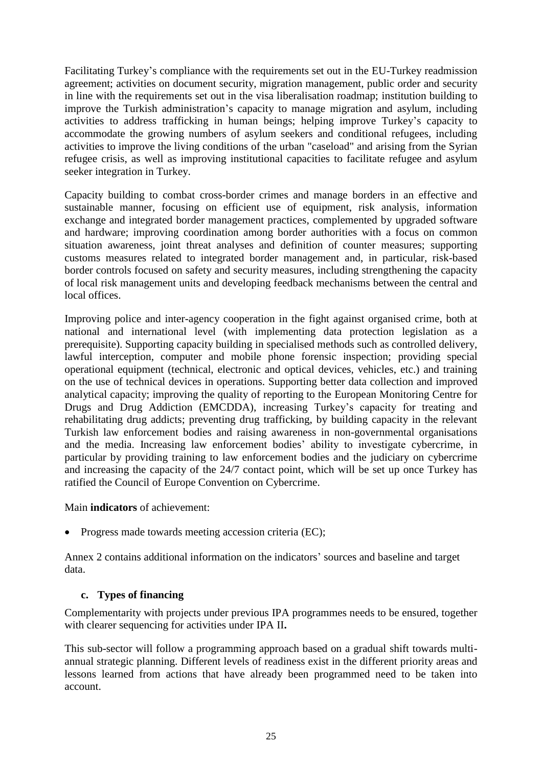Facilitating Turkey's compliance with the requirements set out in the EU-Turkey readmission agreement; activities on document security, migration management, public order and security in line with the requirements set out in the visa liberalisation roadmap; institution building to improve the Turkish administration's capacity to manage migration and asylum, including activities to address trafficking in human beings; helping improve Turkey's capacity to accommodate the growing numbers of asylum seekers and conditional refugees, including activities to improve the living conditions of the urban "caseload" and arising from the Syrian refugee crisis, as well as improving institutional capacities to facilitate refugee and asylum seeker integration in Turkey.

Capacity building to combat cross-border crimes and manage borders in an effective and sustainable manner, focusing on efficient use of equipment, risk analysis, information exchange and integrated border management practices, complemented by upgraded software and hardware; improving coordination among border authorities with a focus on common situation awareness, joint threat analyses and definition of counter measures; supporting customs measures related to integrated border management and, in particular, risk-based border controls focused on safety and security measures, including strengthening the capacity of local risk management units and developing feedback mechanisms between the central and local offices.

Improving police and inter-agency cooperation in the fight against organised crime, both at national and international level (with implementing data protection legislation as a prerequisite). Supporting capacity building in specialised methods such as controlled delivery, lawful interception, computer and mobile phone forensic inspection; providing special operational equipment (technical, electronic and optical devices, vehicles, etc.) and training on the use of technical devices in operations. Supporting better data collection and improved analytical capacity; improving the quality of reporting to the European Monitoring Centre for Drugs and Drug Addiction (EMCDDA), increasing Turkey's capacity for treating and rehabilitating drug addicts; preventing drug trafficking, by building capacity in the relevant Turkish law enforcement bodies and raising awareness in non-governmental organisations and the media. Increasing law enforcement bodies' ability to investigate cybercrime, in particular by providing training to law enforcement bodies and the judiciary on cybercrime and increasing the capacity of the 24/7 contact point, which will be set up once Turkey has ratified the Council of Europe Convention on Cybercrime.

Main **indicators** of achievement:

- Progress made towards meeting accession criteria (EC);

Annex 2 contains additional information on the indicators' sources and baseline and target data.

#### c. Types of financing

Complementarity with projects under previous IPA programmes needs to be ensured, together with clearer sequencing for activities under IPA II**.**

This sub-sector will follow a programming approach based on a gradual shift towards multi-annual strategic planning. Different levels of readiness exist in the different priority areas and lessons learned from actions that have already been programmed need to be taken into account.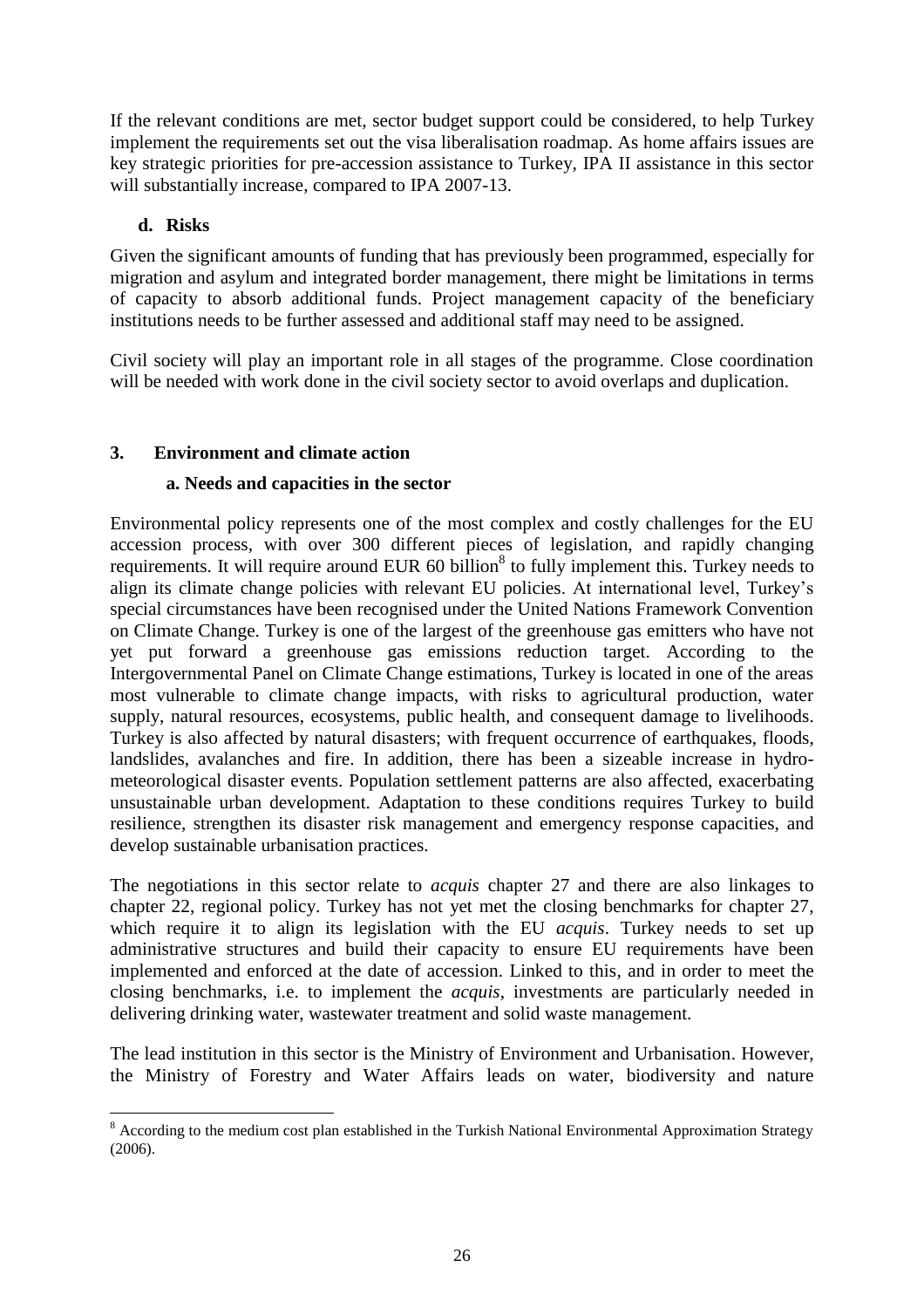If the relevant conditions are met, sector budget support could be considered, to help Turkey implement the requirements set out the visa liberalisation roadmap. As home affairs issues are key strategic priorities for pre-accession assistance to Turkey, IPA II assistance in this sector will substantially increase, compared to IPA 2007-13.

#### d. Risks

Given the significant amounts of funding that has previously been programmed, especially for migration and asylum and integrated border management, there might be limitations in terms of capacity to absorb additional funds. Project management capacity of the beneficiary institutions needs to be further assessed and additional staff may need to be assigned.

Civil society will play an important role in all stages of the programme. Close coordination will be needed with work done in the civil society sector to avoid overlaps and duplication.

### 3. Environment and climate action

#### a. Needs and capacities in the sector

Environmental policy represents one of the most complex and costly challenges for the EU accession process, with over 300 different pieces of legislation, and rapidly changing requirements. It will require around EUR 60 billion[8] to fully implement this. Turkey needs to align its climate change policies with relevant EU policies. At international level, Turkey's special circumstances have been recognised under the United Nations Framework Convention on Climate Change. Turkey is one of the largest of the greenhouse gas emitters who have not yet put forward a greenhouse gas emissions reduction target. According to the Intergovernmental Panel on Climate Change estimations, Turkey is located in one of the areas most vulnerable to climate change impacts, with risks to agricultural production, water supply, natural resources, ecosystems, public health, and consequent damage to livelihoods. Turkey is also affected by natural disasters; with frequent occurrence of earthquakes, floods, landslides, avalanches and fire. In addition, there has been a sizeable increase in hydro-meteorological disaster events. Population settlement patterns are also affected, exacerbating unsustainable urban development. Adaptation to these conditions requires Turkey to build resilience, strengthen its disaster risk management and emergency response capacities, and develop sustainable urbanisation practices.

The negotiations in this sector relate to *acquis* chapter 27 and there are also linkages to chapter 22, regional policy. Turkey has not yet met the closing benchmarks for chapter 27, which require it to align its legislation with the EU *acquis*. Turkey needs to set up administrative structures and build their capacity to ensure EU requirements have been implemented and enforced at the date of accession. Linked to this, and in order to meet the closing benchmarks, i.e. to implement the *acquis*, investments are particularly needed in delivering drinking water, wastewater treatment and solid waste management.

The lead institution in this sector is the Ministry of Environment and Urbanisation. However, the Ministry of Forestry and Water Affairs leads on water, biodiversity and nature

[8] According to the medium cost plan established in the Turkish National Environmental Approximation Strategy (2006).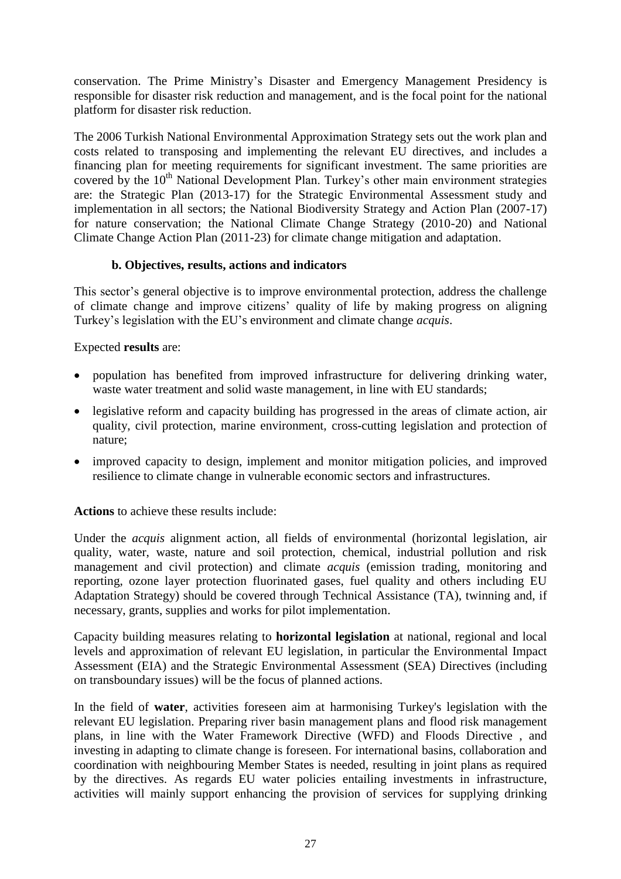conservation. The Prime Ministry's Disaster and Emergency Management Presidency is responsible for disaster risk reduction and management, and is the focal point for the national platform for disaster risk reduction.

The 2006 Turkish National Environmental Approximation Strategy sets out the work plan and costs related to transposing and implementing the relevant EU directives, and includes a financing plan for meeting requirements for significant investment. The same priorities are covered by the 10th National Development Plan. Turkey's other main environment strategies are: the Strategic Plan (2013-17) for the Strategic Environmental Assessment study and implementation in all sectors; the National Biodiversity Strategy and Action Plan (2007-17) for nature conservation; the National Climate Change Strategy (2010-20) and National Climate Change Action Plan (2011-23) for climate change mitigation and adaptation.

### b. Objectives, results, actions and indicators

This sector's general objective is to improve environmental protection, address the challenge of climate change and improve citizens' quality of life by making progress on aligning Turkey's legislation with the EU's environment and climate change *acquis*.

Expected **results** are:

- population has benefited from improved infrastructure for delivering drinking water, waste water treatment and solid waste management, in line with EU standards;
- legislative reform and capacity building has progressed in the areas of climate action, air quality, civil protection, marine environment, cross-cutting legislation and protection of nature;
- improved capacity to design, implement and monitor mitigation policies, and improved resilience to climate change in vulnerable economic sectors and infrastructures.

**Actions** to achieve these results include:

Under the *acquis* alignment action, all fields of environmental (horizontal legislation, air quality, water, waste, nature and soil protection, chemical, industrial pollution and risk management and civil protection) and climate *acquis* (emission trading, monitoring and reporting, ozone layer protection fluorinated gases, fuel quality and others including EU Adaptation Strategy) should be covered through Technical Assistance (TA), twinning and, if necessary, grants, supplies and works for pilot implementation.

Capacity building measures relating to **horizontal legislation** at national, regional and local levels and approximation of relevant EU legislation, in particular the Environmental Impact Assessment (EIA) and the Strategic Environmental Assessment (SEA) Directives (including on transboundary issues) will be the focus of planned actions.

In the field of **water**, activities foreseen aim at harmonising Turkey's legislation with the relevant EU legislation. Preparing river basin management plans and flood risk management plans, in line with the Water Framework Directive (WFD) and Floods Directive , and investing in adapting to climate change is foreseen. For international basins, collaboration and coordination with neighbouring Member States is needed, resulting in joint plans as required by the directives. As regards EU water policies entailing investments in infrastructure, activities will mainly support enhancing the provision of services for supplying drinking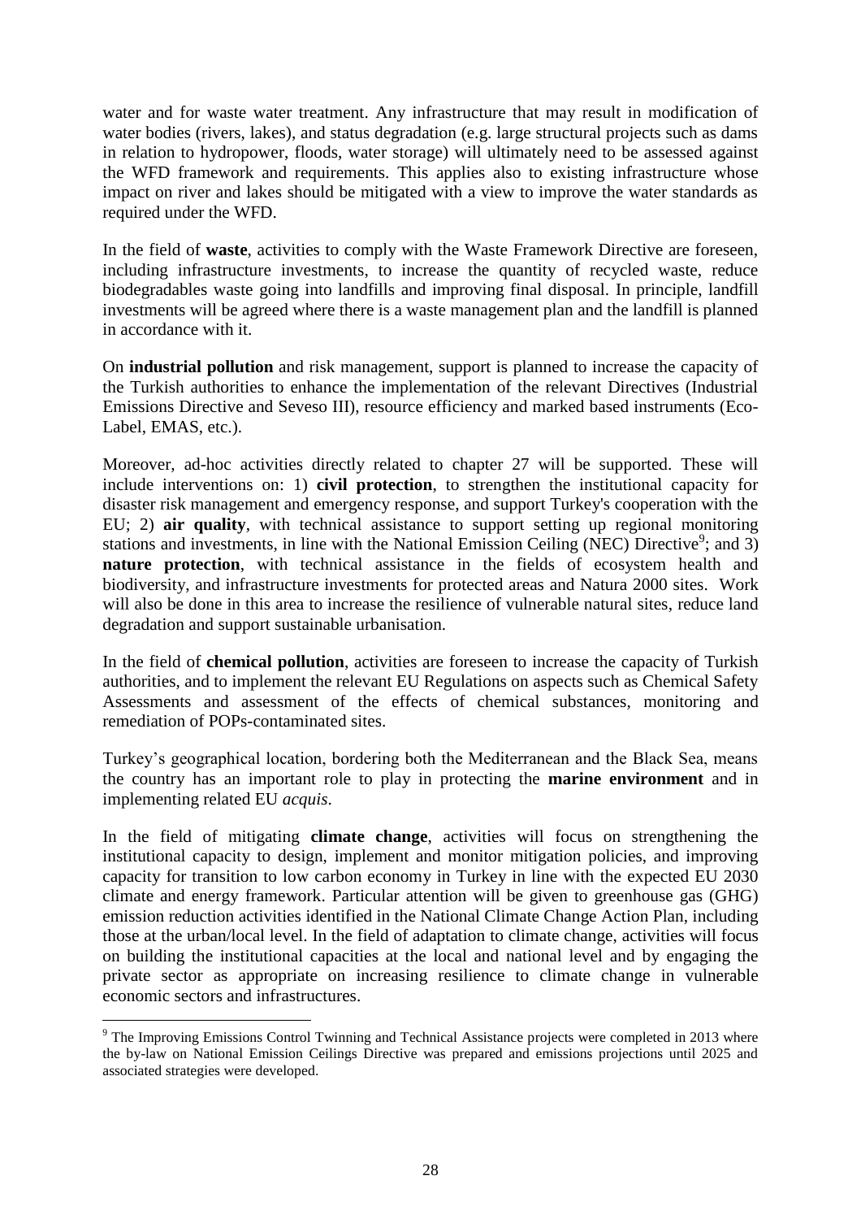water and for waste water treatment. Any infrastructure that may result in modification of water bodies (rivers, lakes), and status degradation (e.g. large structural projects such as dams in relation to hydropower, floods, water storage) will ultimately need to be assessed against the WFD framework and requirements. This applies also to existing infrastructure whose impact on river and lakes should be mitigated with a view to improve the water standards as required under the WFD.

In the field of **waste**, activities to comply with the Waste Framework Directive are foreseen, including infrastructure investments, to increase the quantity of recycled waste, reduce biodegradables waste going into landfills and improving final disposal. In principle, landfill investments will be agreed where there is a waste management plan and the landfill is planned in accordance with it.

On **industrial pollution** and risk management, support is planned to increase the capacity of the Turkish authorities to enhance the implementation of the relevant Directives (Industrial Emissions Directive and Seveso III), resource efficiency and marked based instruments (Eco-Label, EMAS, etc.).

Moreover, ad-hoc activities directly related to chapter 27 will be supported. These will include interventions on: 1) **civil protection**, to strengthen the institutional capacity for disaster risk management and emergency response, and support Turkey's cooperation with the EU; 2) **air quality**, with technical assistance to support setting up regional monitoring stations and investments, in line with the National Emission Ceiling (NEC) Directive[9]; and 3) **nature protection**, with technical assistance in the fields of ecosystem health and biodiversity, and infrastructure investments for protected areas and Natura 2000 sites. Work will also be done in this area to increase the resilience of vulnerable natural sites, reduce land degradation and support sustainable urbanisation.

In the field of **chemical pollution**, activities are foreseen to increase the capacity of Turkish authorities, and to implement the relevant EU Regulations on aspects such as Chemical Safety Assessments and assessment of the effects of chemical substances, monitoring and remediation of POPs-contaminated sites.

Turkey's geographical location, bordering both the Mediterranean and the Black Sea, means the country has an important role to play in protecting the **marine environment** and in implementing related EU *acquis*.

In the field of mitigating **climate change**, activities will focus on strengthening the institutional capacity to design, implement and monitor mitigation policies, and improving capacity for transition to low carbon economy in Turkey in line with the expected EU 2030 climate and energy framework. Particular attention will be given to greenhouse gas (GHG) emission reduction activities identified in the National Climate Change Action Plan, including those at the urban/local level. In the field of adaptation to climate change, activities will focus on building the institutional capacities at the local and national level and by engaging the private sector as appropriate on increasing resilience to climate change in vulnerable economic sectors and infrastructures.

[9] The Improving Emissions Control Twinning and Technical Assistance projects were completed in 2013 where the by-law on National Emission Ceilings Directive was prepared and emissions projections until 2025 and associated strategies were developed.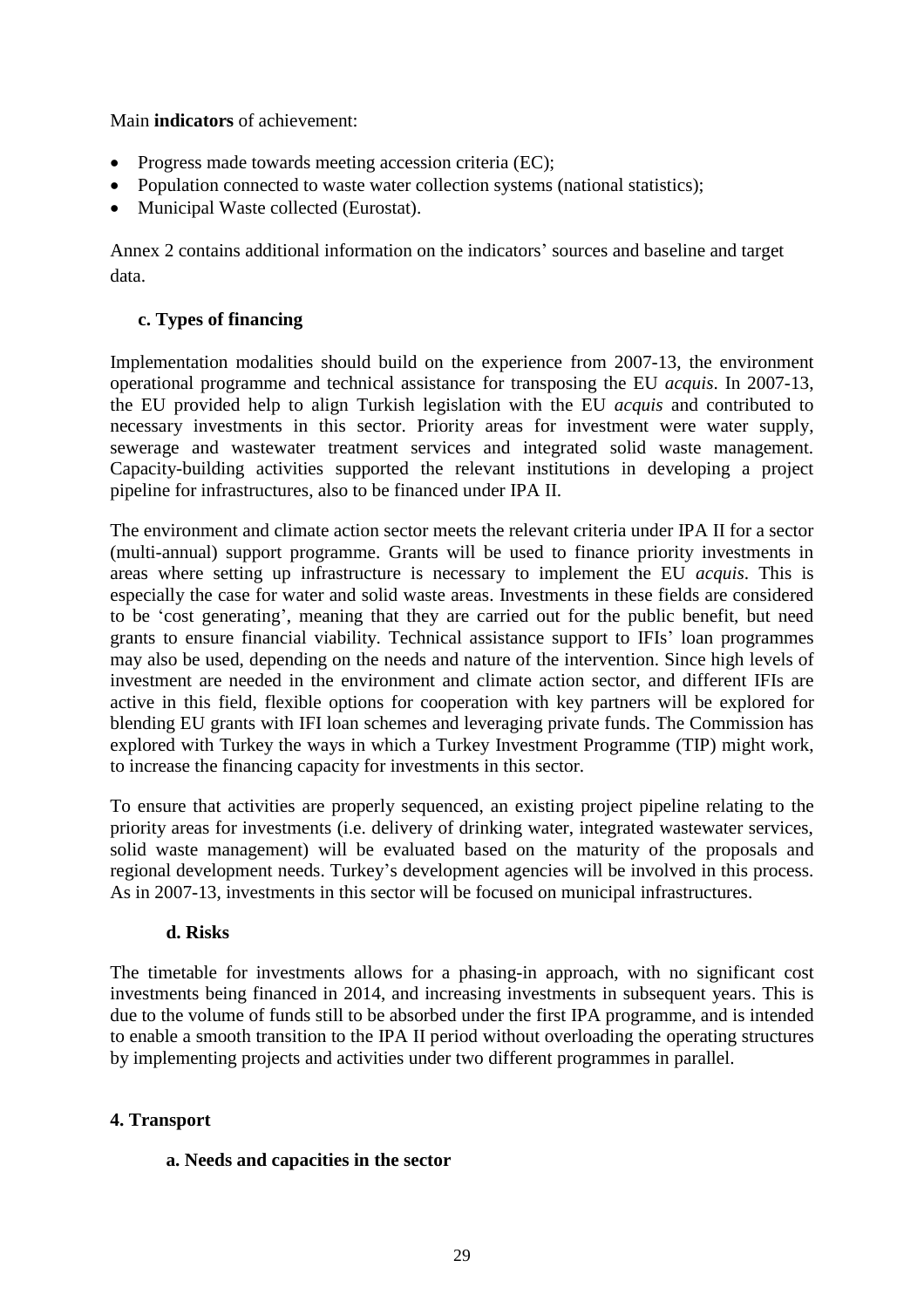Main **indicators** of achievement:

- Progress made towards meeting accession criteria (EC);
- Population connected to waste water collection systems (national statistics);
- Municipal Waste collected (Eurostat).

Annex 2 contains additional information on the indicators' sources and baseline and target data.

### c. Types of financing

Implementation modalities should build on the experience from 2007-13, the environment operational programme and technical assistance for transposing the EU *acquis*. In 2007-13, the EU provided help to align Turkish legislation with the EU *acquis* and contributed to necessary investments in this sector. Priority areas for investment were water supply, sewerage and wastewater treatment services and integrated solid waste management. Capacity-building activities supported the relevant institutions in developing a project pipeline for infrastructures, also to be financed under IPA II.

The environment and climate action sector meets the relevant criteria under IPA II for a sector (multi-annual) support programme. Grants will be used to finance priority investments in areas where setting up infrastructure is necessary to implement the EU *acquis*. This is especially the case for water and solid waste areas. Investments in these fields are considered to be 'cost generating', meaning that they are carried out for the public benefit, but need grants to ensure financial viability. Technical assistance support to IFIs' loan programmes may also be used, depending on the needs and nature of the intervention. Since high levels of investment are needed in the environment and climate action sector, and different IFIs are active in this field, flexible options for cooperation with key partners will be explored for blending EU grants with IFI loan schemes and leveraging private funds. The Commission has explored with Turkey the ways in which a Turkey Investment Programme (TIP) might work, to increase the financing capacity for investments in this sector.

To ensure that activities are properly sequenced, an existing project pipeline relating to the priority areas for investments (i.e. delivery of drinking water, integrated wastewater services, solid waste management) will be evaluated based on the maturity of the proposals and regional development needs. Turkey's development agencies will be involved in this process. As in 2007-13, investments in this sector will be focused on municipal infrastructures.

### d. Risks

The timetable for investments allows for a phasing-in approach, with no significant cost investments being financed in 2014, and increasing investments in subsequent years. This is due to the volume of funds still to be absorbed under the first IPA programme, and is intended to enable a smooth transition to the IPA II period without overloading the operating structures by implementing projects and activities under two different programmes in parallel.

## 4. Transport

### a. Needs and capacities in the sector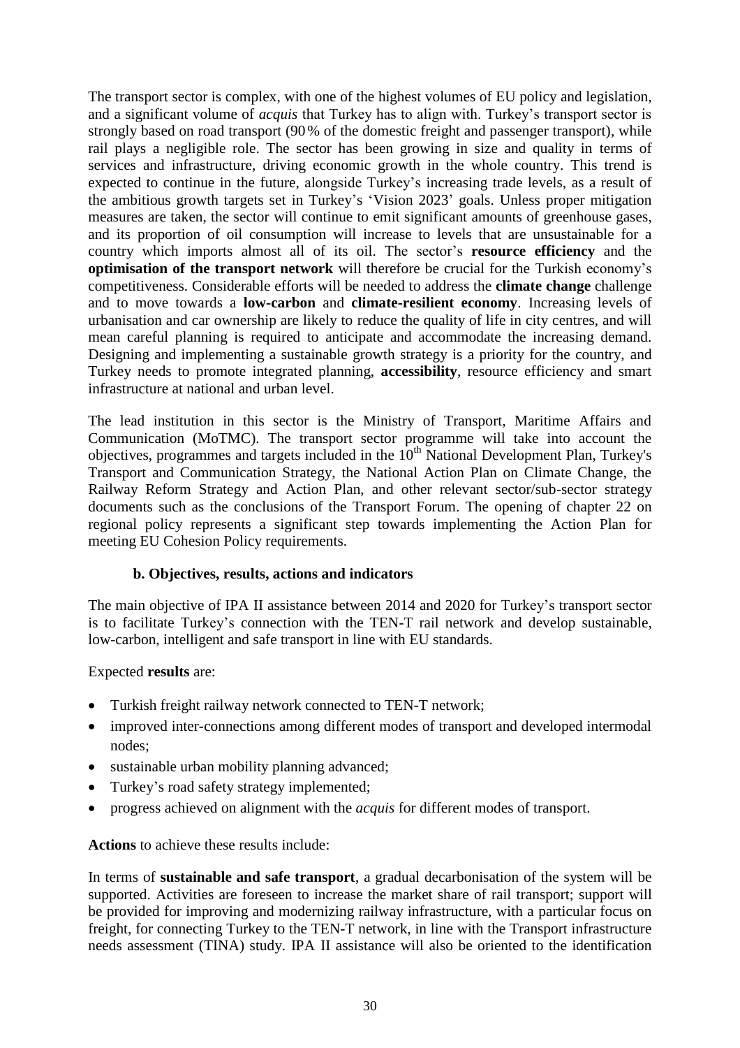The transport sector is complex, with one of the highest volumes of EU policy and legislation, and a significant volume of *acquis* that Turkey has to align with. Turkey's transport sector is strongly based on road transport (90 % of the domestic freight and passenger transport), while rail plays a negligible role. The sector has been growing in size and quality in terms of services and infrastructure, driving economic growth in the whole country. This trend is expected to continue in the future, alongside Turkey's increasing trade levels, as a result of the ambitious growth targets set in Turkey's 'Vision 2023' goals. Unless proper mitigation measures are taken, the sector will continue to emit significant amounts of greenhouse gases, and its proportion of oil consumption will increase to levels that are unsustainable for a country which imports almost all of its oil. The sector's **resource efficiency** and the **optimisation of the transport network** will therefore be crucial for the Turkish economy's competitiveness. Considerable efforts will be needed to address the **climate change** challenge and to move towards a **low-carbon** and **climate-resilient economy**. Increasing levels of urbanisation and car ownership are likely to reduce the quality of life in city centres, and will mean careful planning is required to anticipate and accommodate the increasing demand. Designing and implementing a sustainable growth strategy is a priority for the country, and Turkey needs to promote integrated planning, **accessibility**, resource efficiency and smart infrastructure at national and urban level.

The lead institution in this sector is the Ministry of Transport, Maritime Affairs and Communication (MoTMC). The transport sector programme will take into account the objectives, programmes and targets included in the 10th National Development Plan, Turkey's Transport and Communication Strategy, the National Action Plan on Climate Change, the Railway Reform Strategy and Action Plan, and other relevant sector/sub-sector strategy documents such as the conclusions of the Transport Forum. The opening of chapter 22 on regional policy represents a significant step towards implementing the Action Plan for meeting EU Cohesion Policy requirements.

### b. Objectives, results, actions and indicators

The main objective of IPA II assistance between 2014 and 2020 for Turkey's transport sector is to facilitate Turkey's connection with the TEN-T rail network and develop sustainable, low-carbon, intelligent and safe transport in line with EU standards.

Expected **results** are:

- Turkish freight railway network connected to TEN-T network;
- improved inter-connections among different modes of transport and developed intermodal nodes;
- sustainable urban mobility planning advanced;
- Turkey's road safety strategy implemented;
- progress achieved on alignment with the *acquis* for different modes of transport.

**Actions** to achieve these results include:

In terms of **sustainable and safe transport**, a gradual decarbonisation of the system will be supported. Activities are foreseen to increase the market share of rail transport; support will be provided for improving and modernizing railway infrastructure, with a particular focus on freight, for connecting Turkey to the TEN-T network, in line with the Transport infrastructure needs assessment (TINA) study. IPA II assistance will also be oriented to the identification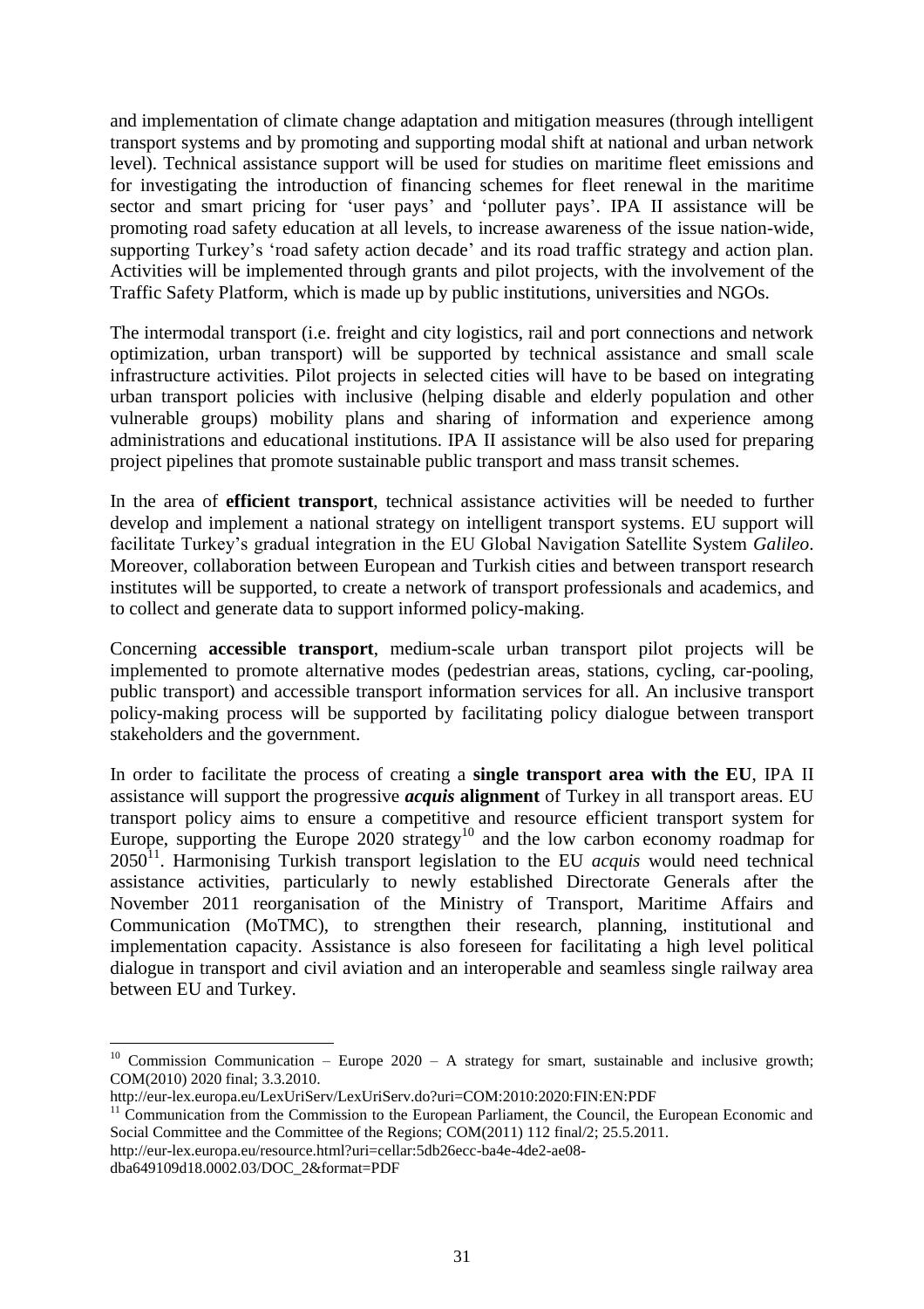and implementation of climate change adaptation and mitigation measures (through intelligent transport systems and by promoting and supporting modal shift at national and urban network level). Technical assistance support will be used for studies on maritime fleet emissions and for investigating the introduction of financing schemes for fleet renewal in the maritime sector and smart pricing for 'user pays' and 'polluter pays'. IPA II assistance will be promoting road safety education at all levels, to increase awareness of the issue nation-wide, supporting Turkey's 'road safety action decade' and its road traffic strategy and action plan. Activities will be implemented through grants and pilot projects, with the involvement of the Traffic Safety Platform, which is made up by public institutions, universities and NGOs.

The intermodal transport (i.e. freight and city logistics, rail and port connections and network optimization, urban transport) will be supported by technical assistance and small scale infrastructure activities. Pilot projects in selected cities will have to be based on integrating urban transport policies with inclusive (helping disable and elderly population and other vulnerable groups) mobility plans and sharing of information and experience among administrations and educational institutions. IPA II assistance will be also used for preparing project pipelines that promote sustainable public transport and mass transit schemes.

In the area of **efficient transport**, technical assistance activities will be needed to further develop and implement a national strategy on intelligent transport systems. EU support will facilitate Turkey's gradual integration in the EU Global Navigation Satellite System *Galileo*. Moreover, collaboration between European and Turkish cities and between transport research institutes will be supported, to create a network of transport professionals and academics, and to collect and generate data to support informed policy-making.

Concerning **accessible transport**, medium-scale urban transport pilot projects will be implemented to promote alternative modes (pedestrian areas, stations, cycling, car-pooling, public transport) and accessible transport information services for all. An inclusive transport policy-making process will be supported by facilitating policy dialogue between transport stakeholders and the government.

In order to facilitate the process of creating a **single transport area with the EU**, IPA II assistance will support the progressive ***acquis*** **alignment** of Turkey in all transport areas. EU transport policy aims to ensure a competitive and resource efficient transport system for Europe, supporting the Europe 2020 strategy[10] and the low carbon economy roadmap for 2050[11]. Harmonising Turkish transport legislation to the EU *acquis* would need technical assistance activities, particularly to newly established Directorate Generals after the November 2011 reorganisation of the Ministry of Transport, Maritime Affairs and Communication (MoTMC), to strengthen their research, planning, institutional and implementation capacity. Assistance is also foreseen for facilitating a high level political dialogue in transport and civil aviation and an interoperable and seamless single railway area between EU and Turkey.

---

[10] Commission Communication – Europe 2020 – A strategy for smart, sustainable and inclusive growth; COM(2010) 2020 final; 3.3.2010.
http://eur-lex.europa.eu/LexUriServ/LexUriServ.do?uri=COM:2010:2020:FIN:EN:PDF

[11] Communication from the Commission to the European Parliament, the Council, the European Economic and Social Committee and the Committee of the Regions; COM(2011) 112 final/2; 25.5.2011.
http://eur-lex.europa.eu/resource.html?uri=cellar:5db26ecc-ba4e-4de2-ae08-dba649109d18.0002.03/DOC_2&format=PDF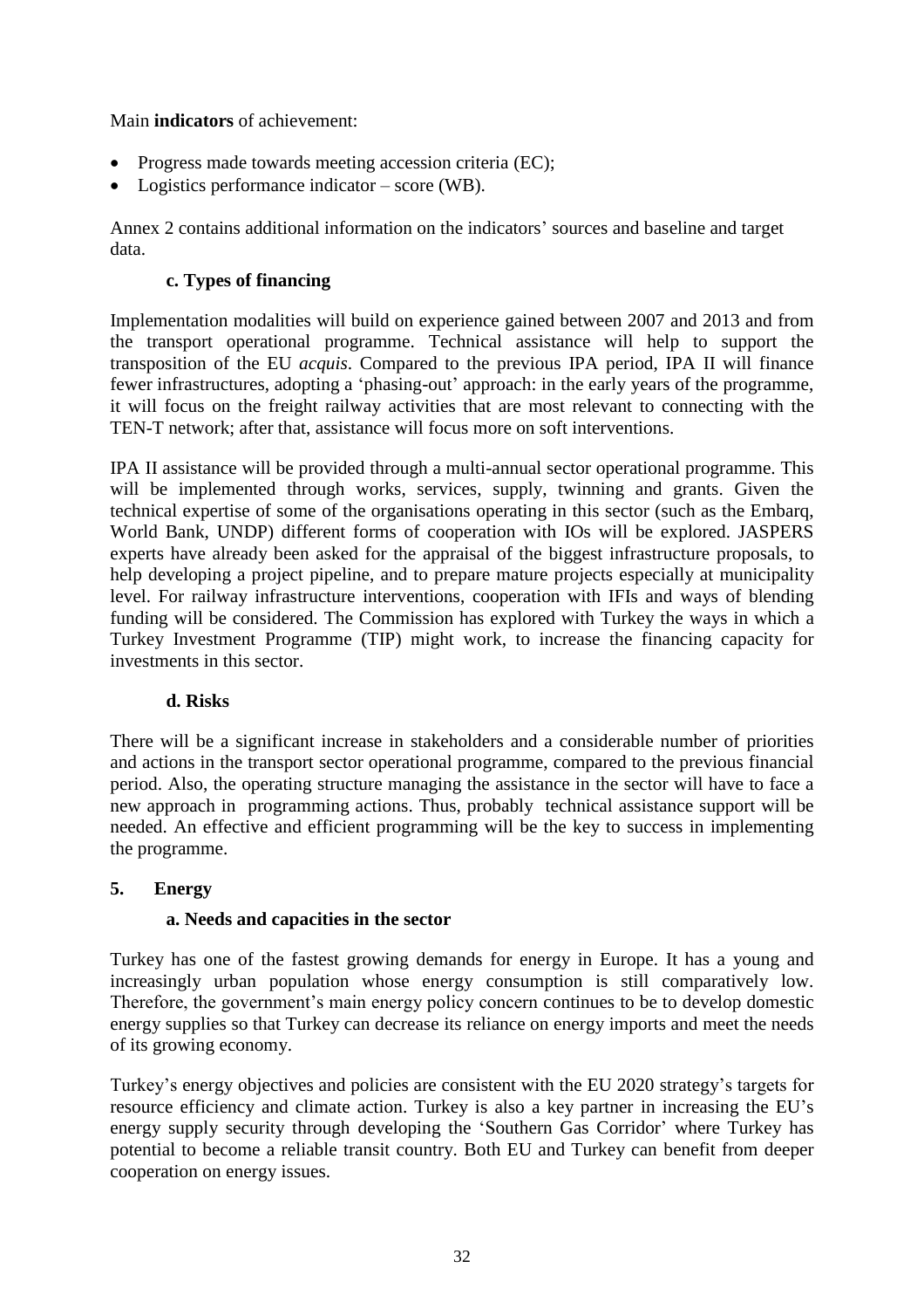Main **indicators** of achievement:

- Progress made towards meeting accession criteria (EC);
- Logistics performance indicator – score (WB).

Annex 2 contains additional information on the indicators' sources and baseline and target data.

#### c. Types of financing

Implementation modalities will build on experience gained between 2007 and 2013 and from the transport operational programme. Technical assistance will help to support the transposition of the EU *acquis*. Compared to the previous IPA period, IPA II will finance fewer infrastructures, adopting a 'phasing-out' approach: in the early years of the programme, it will focus on the freight railway activities that are most relevant to connecting with the TEN-T network; after that, assistance will focus more on soft interventions.

IPA II assistance will be provided through a multi-annual sector operational programme. This will be implemented through works, services, supply, twinning and grants. Given the technical expertise of some of the organisations operating in this sector (such as the Embarq, World Bank, UNDP) different forms of cooperation with IOs will be explored. JASPERS experts have already been asked for the appraisal of the biggest infrastructure proposals, to help developing a project pipeline, and to prepare mature projects especially at municipality level. For railway infrastructure interventions, cooperation with IFIs and ways of blending funding will be considered. The Commission has explored with Turkey the ways in which a Turkey Investment Programme (TIP) might work, to increase the financing capacity for investments in this sector.

#### d. Risks

There will be a significant increase in stakeholders and a considerable number of priorities and actions in the transport sector operational programme, compared to the previous financial period. Also, the operating structure managing the assistance in the sector will have to face a new approach in programming actions. Thus, probably technical assistance support will be needed. An effective and efficient programming will be the key to success in implementing the programme.

### 5. Energy

#### a. Needs and capacities in the sector

Turkey has one of the fastest growing demands for energy in Europe. It has a young and increasingly urban population whose energy consumption is still comparatively low. Therefore, the government's main energy policy concern continues to be to develop domestic energy supplies so that Turkey can decrease its reliance on energy imports and meet the needs of its growing economy.

Turkey's energy objectives and policies are consistent with the EU 2020 strategy's targets for resource efficiency and climate action. Turkey is also a key partner in increasing the EU's energy supply security through developing the 'Southern Gas Corridor' where Turkey has potential to become a reliable transit country. Both EU and Turkey can benefit from deeper cooperation on energy issues.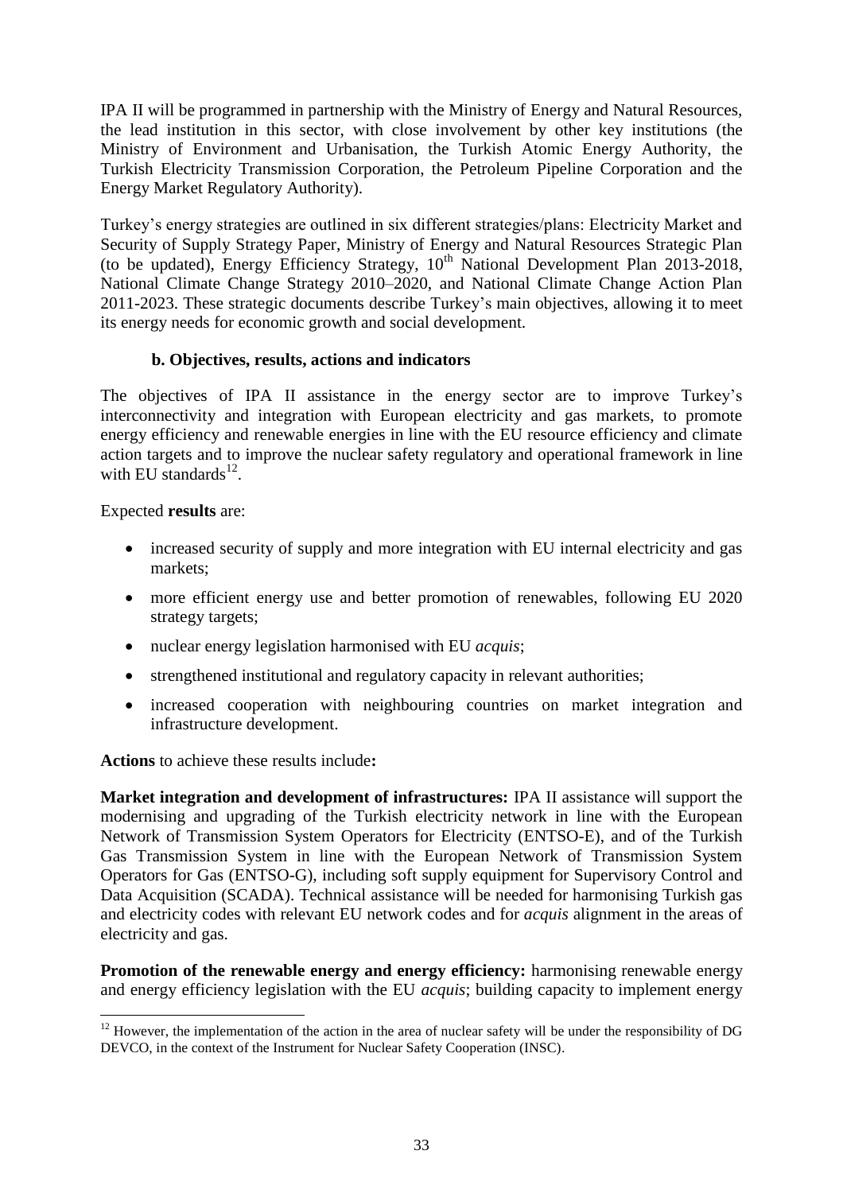IPA II will be programmed in partnership with the Ministry of Energy and Natural Resources, the lead institution in this sector, with close involvement by other key institutions (the Ministry of Environment and Urbanisation, the Turkish Atomic Energy Authority, the Turkish Electricity Transmission Corporation, the Petroleum Pipeline Corporation and the Energy Market Regulatory Authority).

Turkey's energy strategies are outlined in six different strategies/plans: Electricity Market and Security of Supply Strategy Paper, Ministry of Energy and Natural Resources Strategic Plan (to be updated), Energy Efficiency Strategy, 10th National Development Plan 2013-2018, National Climate Change Strategy 2010–2020, and National Climate Change Action Plan 2011-2023. These strategic documents describe Turkey's main objectives, allowing it to meet its energy needs for economic growth and social development.

### b. Objectives, results, actions and indicators

The objectives of IPA II assistance in the energy sector are to improve Turkey's interconnectivity and integration with European electricity and gas markets, to promote energy efficiency and renewable energies in line with the EU resource efficiency and climate action targets and to improve the nuclear safety regulatory and operational framework in line with EU standards[12].

Expected **results** are:

- increased security of supply and more integration with EU internal electricity and gas markets;
- more efficient energy use and better promotion of renewables, following EU 2020 strategy targets;
- nuclear energy legislation harmonised with EU *acquis*;
- strengthened institutional and regulatory capacity in relevant authorities;
- increased cooperation with neighbouring countries on market integration and infrastructure development.

**Actions** to achieve these results include**:**

**Market integration and development of infrastructures:** IPA II assistance will support the modernising and upgrading of the Turkish electricity network in line with the European Network of Transmission System Operators for Electricity (ENTSO-E), and of the Turkish Gas Transmission System in line with the European Network of Transmission System Operators for Gas (ENTSO-G), including soft supply equipment for Supervisory Control and Data Acquisition (SCADA). Technical assistance will be needed for harmonising Turkish gas and electricity codes with relevant EU network codes and for *acquis* alignment in the areas of electricity and gas.

**Promotion of the renewable energy and energy efficiency:** harmonising renewable energy and energy efficiency legislation with the EU *acquis*; building capacity to implement energy

[12] However, the implementation of the action in the area of nuclear safety will be under the responsibility of DG DEVCO, in the context of the Instrument for Nuclear Safety Cooperation (INSC).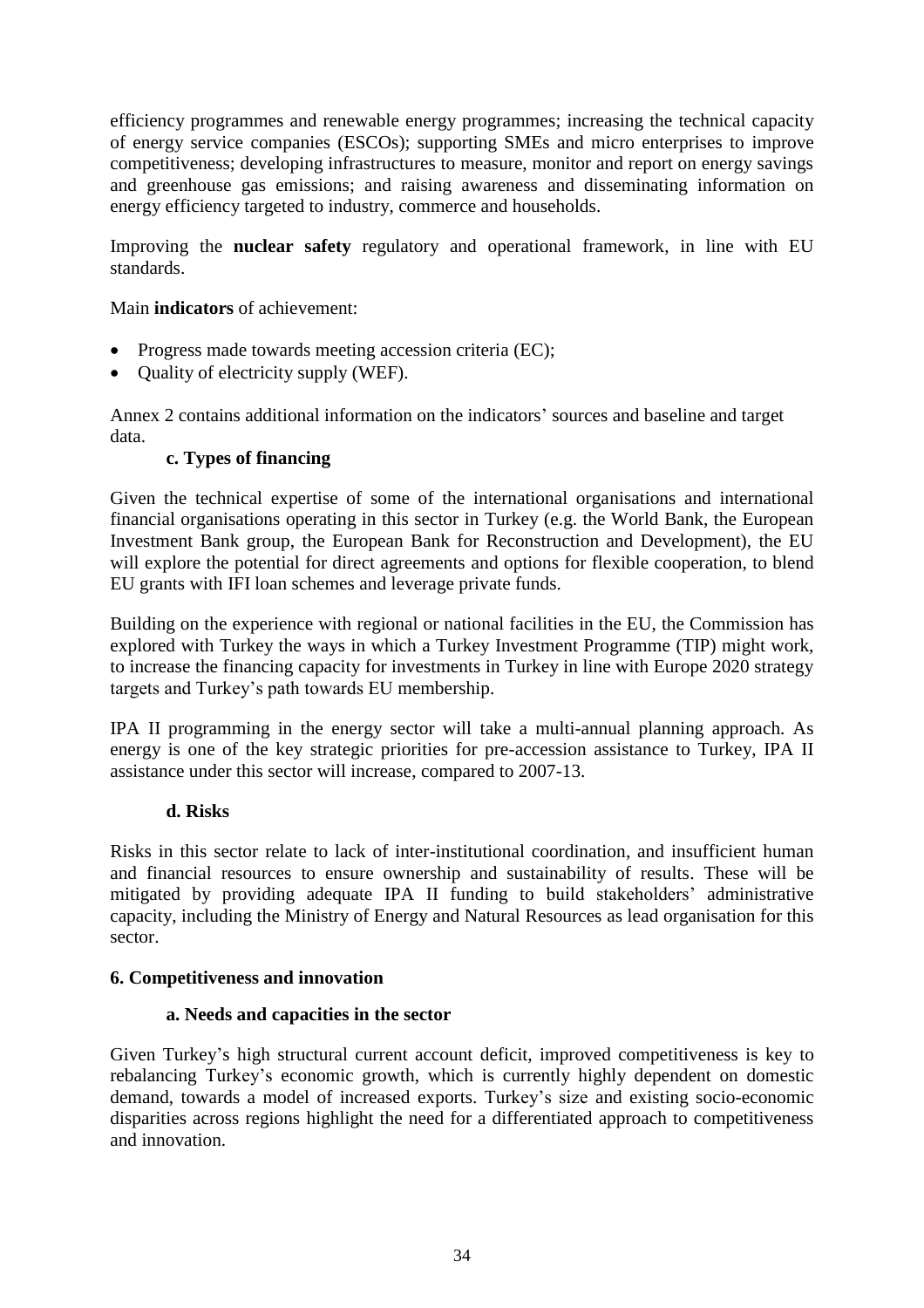efficiency programmes and renewable energy programmes; increasing the technical capacity of energy service companies (ESCOs); supporting SMEs and micro enterprises to improve competitiveness; developing infrastructures to measure, monitor and report on energy savings and greenhouse gas emissions; and raising awareness and disseminating information on energy efficiency targeted to industry, commerce and households.

Improving the **nuclear safety** regulatory and operational framework, in line with EU standards.

Main **indicators** of achievement:

- Progress made towards meeting accession criteria (EC);
- Quality of electricity supply (WEF).

Annex 2 contains additional information on the indicators' sources and baseline and target data.

#### c. Types of financing

Given the technical expertise of some of the international organisations and international financial organisations operating in this sector in Turkey (e.g. the World Bank, the European Investment Bank group, the European Bank for Reconstruction and Development), the EU will explore the potential for direct agreements and options for flexible cooperation, to blend EU grants with IFI loan schemes and leverage private funds.

Building on the experience with regional or national facilities in the EU, the Commission has explored with Turkey the ways in which a Turkey Investment Programme (TIP) might work, to increase the financing capacity for investments in Turkey in line with Europe 2020 strategy targets and Turkey's path towards EU membership.

IPA II programming in the energy sector will take a multi-annual planning approach. As energy is one of the key strategic priorities for pre-accession assistance to Turkey, IPA II assistance under this sector will increase, compared to 2007-13.

#### d. Risks

Risks in this sector relate to lack of inter-institutional coordination, and insufficient human and financial resources to ensure ownership and sustainability of results. These will be mitigated by providing adequate IPA II funding to build stakeholders' administrative capacity, including the Ministry of Energy and Natural Resources as lead organisation for this sector.

### 6. Competitiveness and innovation

#### a. Needs and capacities in the sector

Given Turkey's high structural current account deficit, improved competitiveness is key to rebalancing Turkey's economic growth, which is currently highly dependent on domestic demand, towards a model of increased exports. Turkey's size and existing socio-economic disparities across regions highlight the need for a differentiated approach to competitiveness and innovation.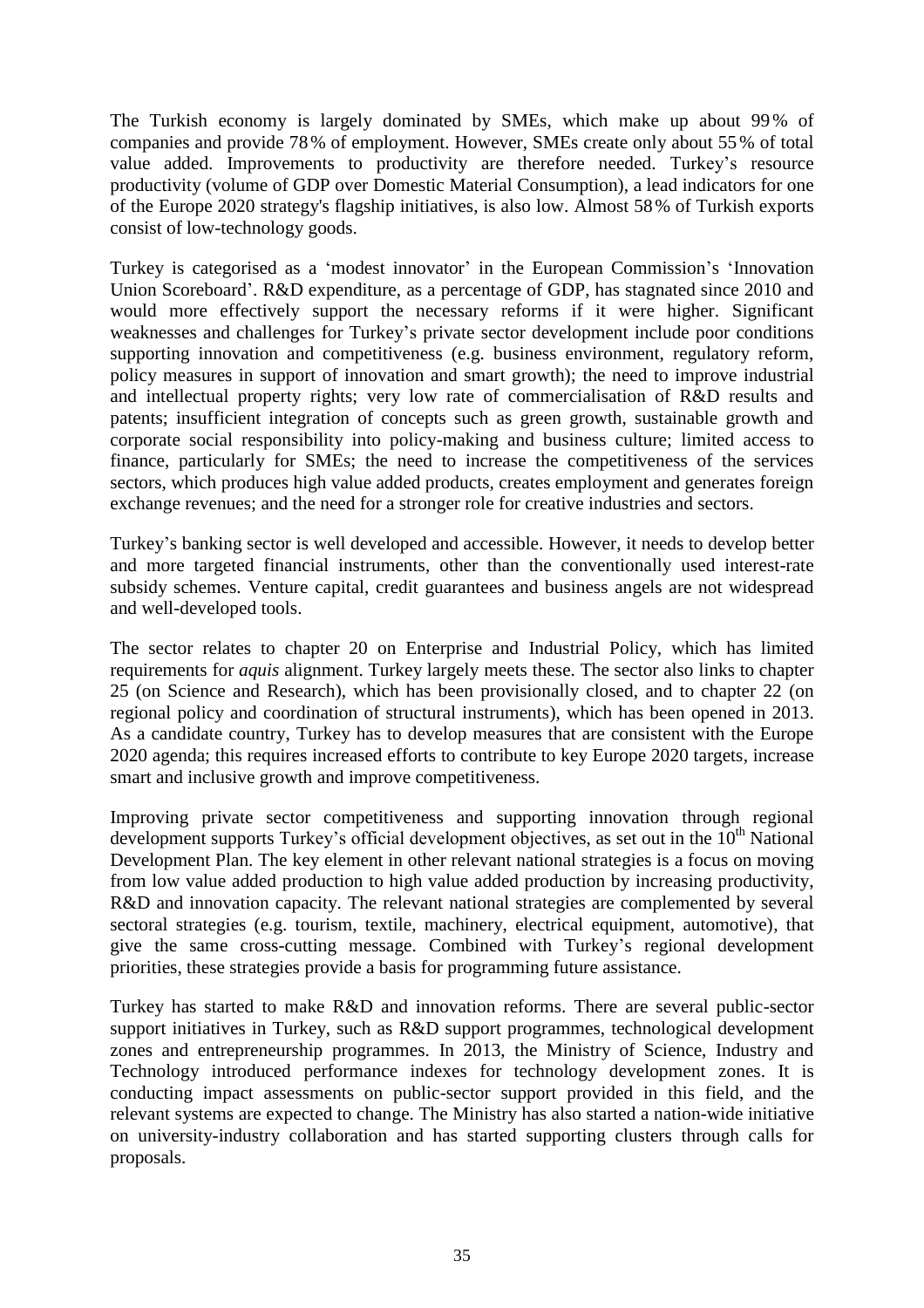The Turkish economy is largely dominated by SMEs, which make up about 99 % of companies and provide 78 % of employment. However, SMEs create only about 55 % of total value added. Improvements to productivity are therefore needed. Turkey's resource productivity (volume of GDP over Domestic Material Consumption), a lead indicators for one of the Europe 2020 strategy's flagship initiatives, is also low. Almost 58 % of Turkish exports consist of low-technology goods.

Turkey is categorised as a 'modest innovator' in the European Commission's 'Innovation Union Scoreboard'. R&D expenditure, as a percentage of GDP, has stagnated since 2010 and would more effectively support the necessary reforms if it were higher. Significant weaknesses and challenges for Turkey's private sector development include poor conditions supporting innovation and competitiveness (e.g. business environment, regulatory reform, policy measures in support of innovation and smart growth); the need to improve industrial and intellectual property rights; very low rate of commercialisation of R&D results and patents; insufficient integration of concepts such as green growth, sustainable growth and corporate social responsibility into policy-making and business culture; limited access to finance, particularly for SMEs; the need to increase the competitiveness of the services sectors, which produces high value added products, creates employment and generates foreign exchange revenues; and the need for a stronger role for creative industries and sectors.

Turkey's banking sector is well developed and accessible. However, it needs to develop better and more targeted financial instruments, other than the conventionally used interest-rate subsidy schemes. Venture capital, credit guarantees and business angels are not widespread and well-developed tools.

The sector relates to chapter 20 on Enterprise and Industrial Policy, which has limited requirements for *aquis* alignment. Turkey largely meets these. The sector also links to chapter 25 (on Science and Research), which has been provisionally closed, and to chapter 22 (on regional policy and coordination of structural instruments), which has been opened in 2013. As a candidate country, Turkey has to develop measures that are consistent with the Europe 2020 agenda; this requires increased efforts to contribute to key Europe 2020 targets, increase smart and inclusive growth and improve competitiveness.

Improving private sector competitiveness and supporting innovation through regional development supports Turkey's official development objectives, as set out in the 10th National Development Plan. The key element in other relevant national strategies is a focus on moving from low value added production to high value added production by increasing productivity, R&D and innovation capacity. The relevant national strategies are complemented by several sectoral strategies (e.g. tourism, textile, machinery, electrical equipment, automotive), that give the same cross-cutting message. Combined with Turkey's regional development priorities, these strategies provide a basis for programming future assistance.

Turkey has started to make R&D and innovation reforms. There are several public-sector support initiatives in Turkey, such as R&D support programmes, technological development zones and entrepreneurship programmes. In 2013, the Ministry of Science, Industry and Technology introduced performance indexes for technology development zones. It is conducting impact assessments on public-sector support provided in this field, and the relevant systems are expected to change. The Ministry has also started a nation-wide initiative on university-industry collaboration and has started supporting clusters through calls for proposals.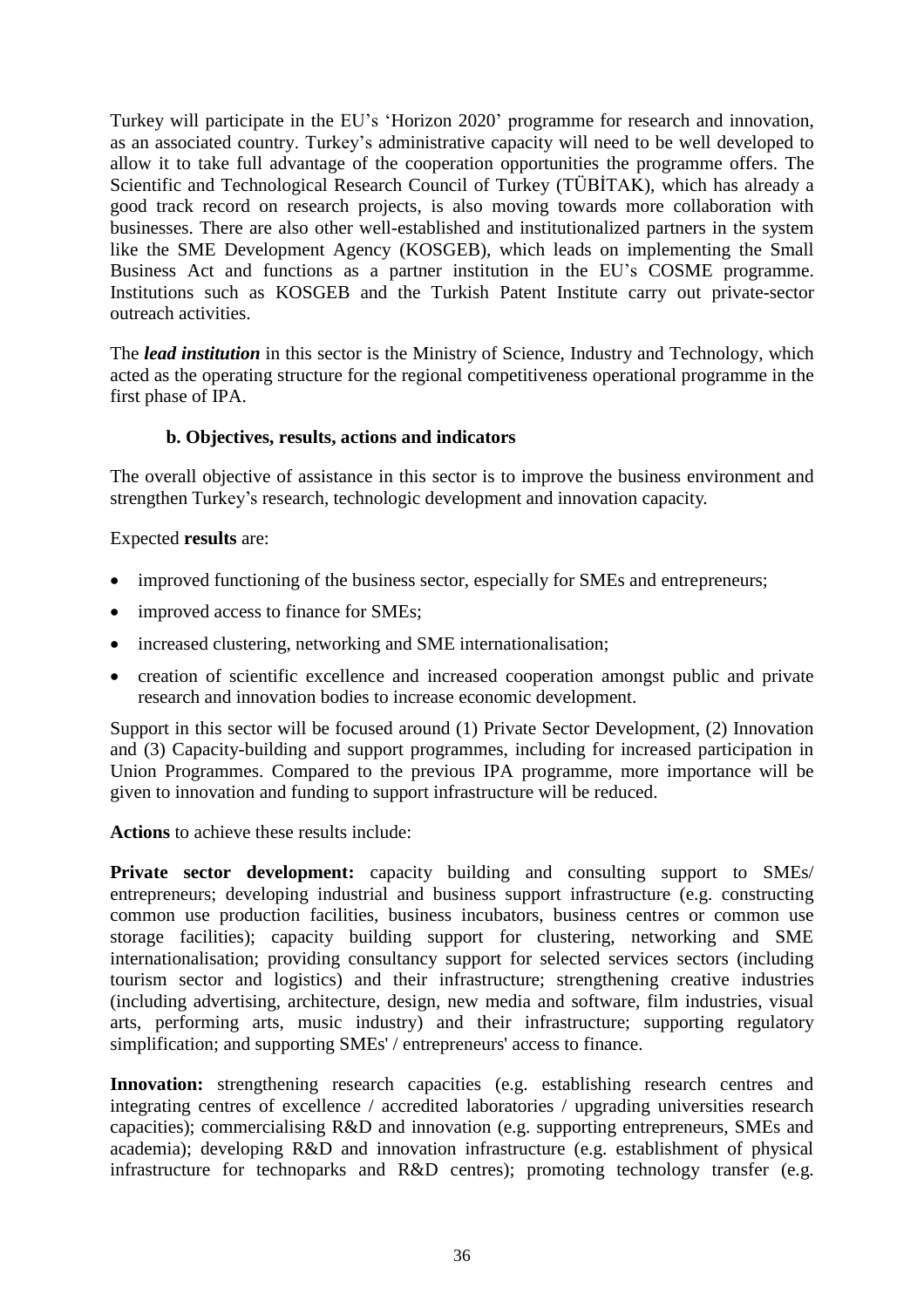Turkey will participate in the EU's 'Horizon 2020' programme for research and innovation, as an associated country. Turkey's administrative capacity will need to be well developed to allow it to take full advantage of the cooperation opportunities the programme offers. The Scientific and Technological Research Council of Turkey (TÜBİTAK), which has already a good track record on research projects, is also moving towards more collaboration with businesses. There are also other well-established and institutionalized partners in the system like the SME Development Agency (KOSGEB), which leads on implementing the Small Business Act and functions as a partner institution in the EU's COSME programme. Institutions such as KOSGEB and the Turkish Patent Institute carry out private-sector outreach activities.

The ***lead institution*** in this sector is the Ministry of Science, Industry and Technology, which acted as the operating structure for the regional competitiveness operational programme in the first phase of IPA.

### b. Objectives, results, actions and indicators

The overall objective of assistance in this sector is to improve the business environment and strengthen Turkey's research, technologic development and innovation capacity.

Expected **results** are:

- improved functioning of the business sector, especially for SMEs and entrepreneurs;
- improved access to finance for SMEs;
- increased clustering, networking and SME internationalisation;
- creation of scientific excellence and increased cooperation amongst public and private research and innovation bodies to increase economic development.

Support in this sector will be focused around (1) Private Sector Development, (2) Innovation and (3) Capacity-building and support programmes, including for increased participation in Union Programmes. Compared to the previous IPA programme, more importance will be given to innovation and funding to support infrastructure will be reduced.

**Actions** to achieve these results include:

**Private sector development:** capacity building and consulting support to SMEs/ entrepreneurs; developing industrial and business support infrastructure (e.g. constructing common use production facilities, business incubators, business centres or common use storage facilities); capacity building support for clustering, networking and SME internationalisation; providing consultancy support for selected services sectors (including tourism sector and logistics) and their infrastructure; strengthening creative industries (including advertising, architecture, design, new media and software, film industries, visual arts, performing arts, music industry) and their infrastructure; supporting regulatory simplification; and supporting SMEs' / entrepreneurs' access to finance.

**Innovation:** strengthening research capacities (e.g. establishing research centres and integrating centres of excellence / accredited laboratories / upgrading universities research capacities); commercialising R&D and innovation (e.g. supporting entrepreneurs, SMEs and academia); developing R&D and innovation infrastructure (e.g. establishment of physical infrastructure for technoparks and R&D centres); promoting technology transfer (e.g.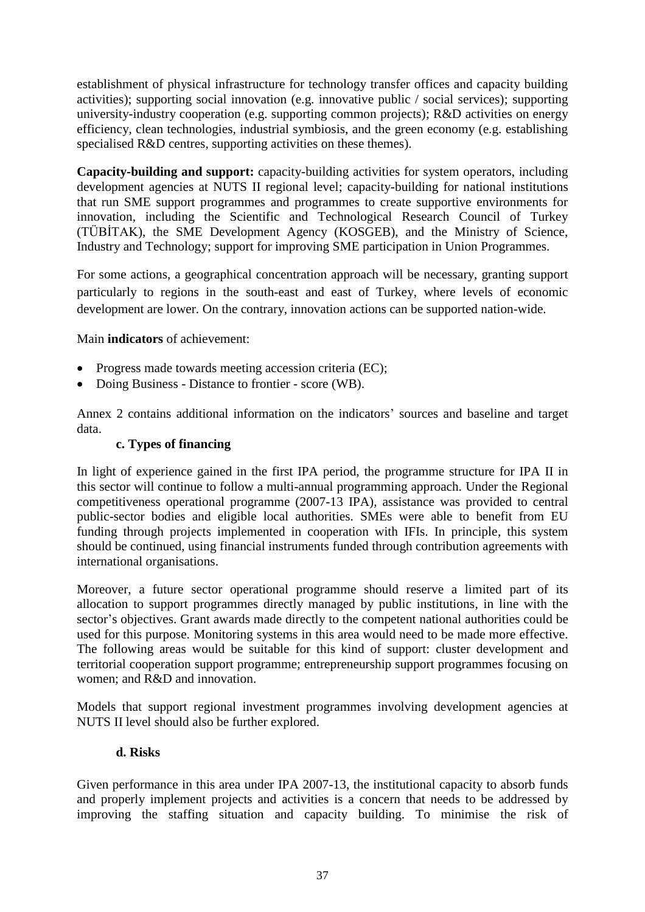establishment of physical infrastructure for technology transfer offices and capacity building activities); supporting social innovation (e.g. innovative public / social services); supporting university-industry cooperation (e.g. supporting common projects); R&D activities on energy efficiency, clean technologies, industrial symbiosis, and the green economy (e.g. establishing specialised R&D centres, supporting activities on these themes).

**Capacity-building and support:** capacity-building activities for system operators, including development agencies at NUTS II regional level; capacity-building for national institutions that run SME support programmes and programmes to create supportive environments for innovation, including the Scientific and Technological Research Council of Turkey (TÜBİTAK), the SME Development Agency (KOSGEB), and the Ministry of Science, Industry and Technology; support for improving SME participation in Union Programmes.

For some actions, a geographical concentration approach will be necessary, granting support particularly to regions in the south-east and east of Turkey, where levels of economic development are lower. On the contrary, innovation actions can be supported nation-wide.

Main **indicators** of achievement:

- Progress made towards meeting accession criteria (EC);
- Doing Business - Distance to frontier - score (WB).

Annex 2 contains additional information on the indicators' sources and baseline and target data.

#### c. Types of financing

In light of experience gained in the first IPA period, the programme structure for IPA II in this sector will continue to follow a multi-annual programming approach. Under the Regional competitiveness operational programme (2007-13 IPA), assistance was provided to central public-sector bodies and eligible local authorities. SMEs were able to benefit from EU funding through projects implemented in cooperation with IFIs. In principle, this system should be continued, using financial instruments funded through contribution agreements with international organisations.

Moreover, a future sector operational programme should reserve a limited part of its allocation to support programmes directly managed by public institutions, in line with the sector's objectives. Grant awards made directly to the competent national authorities could be used for this purpose. Monitoring systems in this area would need to be made more effective. The following areas would be suitable for this kind of support: cluster development and territorial cooperation support programme; entrepreneurship support programmes focusing on women; and R&D and innovation.

Models that support regional investment programmes involving development agencies at NUTS II level should also be further explored.

#### d. Risks

Given performance in this area under IPA 2007-13, the institutional capacity to absorb funds and properly implement projects and activities is a concern that needs to be addressed by improving the staffing situation and capacity building. To minimise the risk of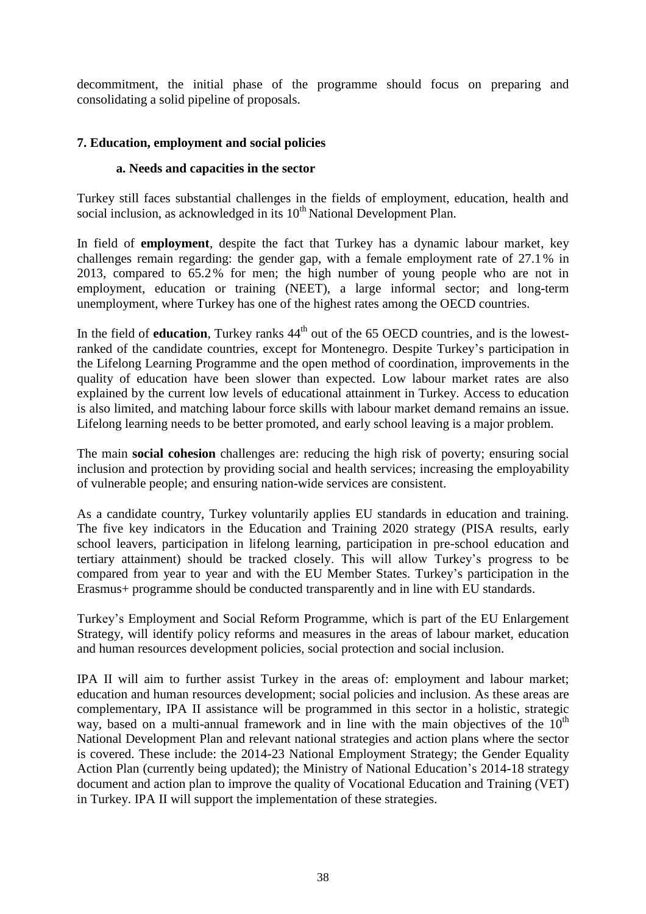decommitment, the initial phase of the programme should focus on preparing and consolidating a solid pipeline of proposals.

## 7. Education, employment and social policies

### a. Needs and capacities in the sector

Turkey still faces substantial challenges in the fields of employment, education, health and social inclusion, as acknowledged in its 10th National Development Plan.

In field of **employment**, despite the fact that Turkey has a dynamic labour market, key challenges remain regarding: the gender gap, with a female employment rate of 27.1% in 2013, compared to 65.2% for men; the high number of young people who are not in employment, education or training (NEET), a large informal sector; and long-term unemployment, where Turkey has one of the highest rates among the OECD countries.

In the field of **education**, Turkey ranks 44th out of the 65 OECD countries, and is the lowest-ranked of the candidate countries, except for Montenegro. Despite Turkey's participation in the Lifelong Learning Programme and the open method of coordination, improvements in the quality of education have been slower than expected. Low labour market rates are also explained by the current low levels of educational attainment in Turkey. Access to education is also limited, and matching labour force skills with labour market demand remains an issue. Lifelong learning needs to be better promoted, and early school leaving is a major problem.

The main **social cohesion** challenges are: reducing the high risk of poverty; ensuring social inclusion and protection by providing social and health services; increasing the employability of vulnerable people; and ensuring nation-wide services are consistent.

As a candidate country, Turkey voluntarily applies EU standards in education and training. The five key indicators in the Education and Training 2020 strategy (PISA results, early school leavers, participation in lifelong learning, participation in pre-school education and tertiary attainment) should be tracked closely. This will allow Turkey's progress to be compared from year to year and with the EU Member States. Turkey's participation in the Erasmus+ programme should be conducted transparently and in line with EU standards.

Turkey's Employment and Social Reform Programme, which is part of the EU Enlargement Strategy, will identify policy reforms and measures in the areas of labour market, education and human resources development policies, social protection and social inclusion.

IPA II will aim to further assist Turkey in the areas of: employment and labour market; education and human resources development; social policies and inclusion. As these areas are complementary, IPA II assistance will be programmed in this sector in a holistic, strategic way, based on a multi-annual framework and in line with the main objectives of the 10th National Development Plan and relevant national strategies and action plans where the sector is covered. These include: the 2014-23 National Employment Strategy; the Gender Equality Action Plan (currently being updated); the Ministry of National Education's 2014-18 strategy document and action plan to improve the quality of Vocational Education and Training (VET) in Turkey. IPA II will support the implementation of these strategies.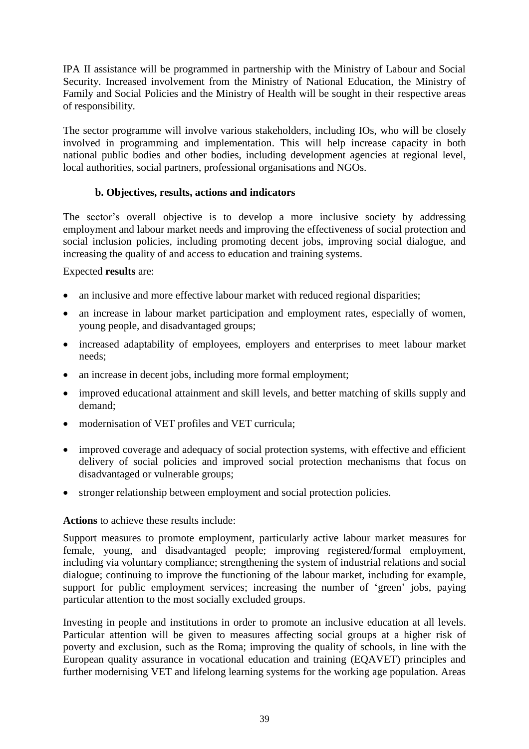IPA II assistance will be programmed in partnership with the Ministry of Labour and Social Security. Increased involvement from the Ministry of National Education, the Ministry of Family and Social Policies and the Ministry of Health will be sought in their respective areas of responsibility.

The sector programme will involve various stakeholders, including IOs, who will be closely involved in programming and implementation. This will help increase capacity in both national public bodies and other bodies, including development agencies at regional level, local authorities, social partners, professional organisations and NGOs.

### b. Objectives, results, actions and indicators

The sector's overall objective is to develop a more inclusive society by addressing employment and labour market needs and improving the effectiveness of social protection and social inclusion policies, including promoting decent jobs, improving social dialogue, and increasing the quality of and access to education and training systems.

Expected **results** are:

- an inclusive and more effective labour market with reduced regional disparities;
- an increase in labour market participation and employment rates, especially of women, young people, and disadvantaged groups;
- increased adaptability of employees, employers and enterprises to meet labour market needs;
- an increase in decent jobs, including more formal employment;
- improved educational attainment and skill levels, and better matching of skills supply and demand;
- modernisation of VET profiles and VET curricula;
- improved coverage and adequacy of social protection systems, with effective and efficient delivery of social policies and improved social protection mechanisms that focus on disadvantaged or vulnerable groups;
- stronger relationship between employment and social protection policies.

**Actions** to achieve these results include:

Support measures to promote employment, particularly active labour market measures for female, young, and disadvantaged people; improving registered/formal employment, including via voluntary compliance; strengthening the system of industrial relations and social dialogue; continuing to improve the functioning of the labour market, including for example, support for public employment services; increasing the number of 'green' jobs, paying particular attention to the most socially excluded groups.

Investing in people and institutions in order to promote an inclusive education at all levels. Particular attention will be given to measures affecting social groups at a higher risk of poverty and exclusion, such as the Roma; improving the quality of schools, in line with the European quality assurance in vocational education and training (EQAVET) principles and further modernising VET and lifelong learning systems for the working age population. Areas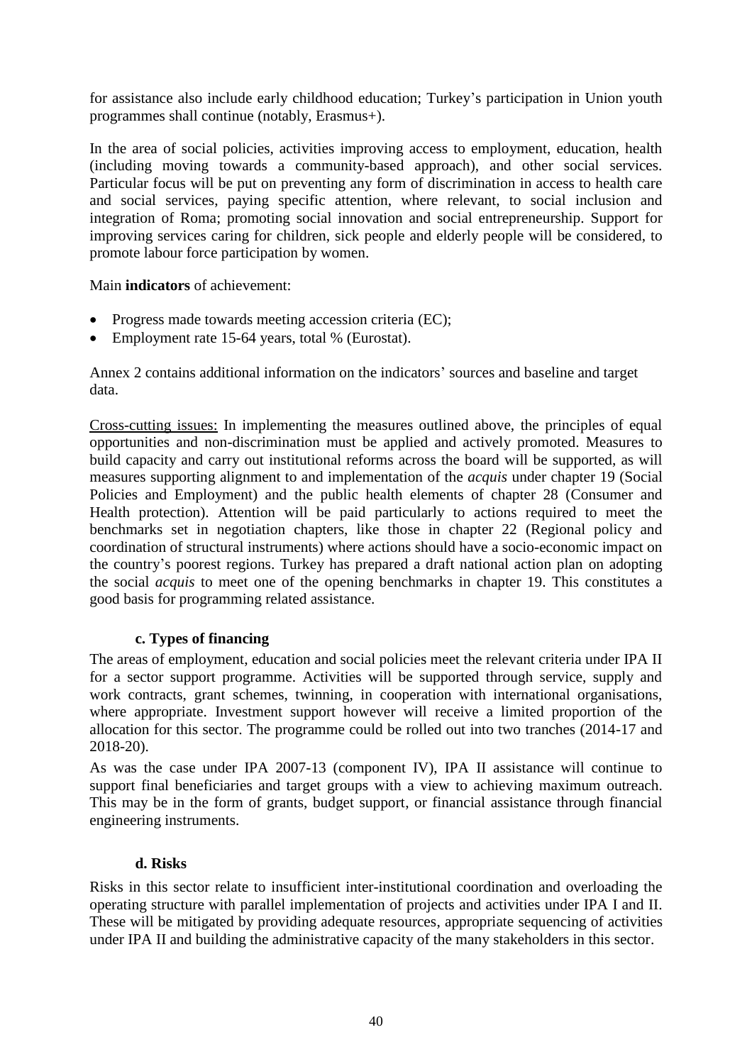for assistance also include early childhood education; Turkey's participation in Union youth programmes shall continue (notably, Erasmus+).

In the area of social policies, activities improving access to employment, education, health (including moving towards a community-based approach), and other social services. Particular focus will be put on preventing any form of discrimination in access to health care and social services, paying specific attention, where relevant, to social inclusion and integration of Roma; promoting social innovation and social entrepreneurship. Support for improving services caring for children, sick people and elderly people will be considered, to promote labour force participation by women.

Main **indicators** of achievement:

- Progress made towards meeting accession criteria (EC);
- Employment rate 15-64 years, total % (Eurostat).

Annex 2 contains additional information on the indicators' sources and baseline and target data.

Cross-cutting issues: In implementing the measures outlined above, the principles of equal opportunities and non-discrimination must be applied and actively promoted. Measures to build capacity and carry out institutional reforms across the board will be supported, as will measures supporting alignment to and implementation of the *acquis* under chapter 19 (Social Policies and Employment) and the public health elements of chapter 28 (Consumer and Health protection). Attention will be paid particularly to actions required to meet the benchmarks set in negotiation chapters, like those in chapter 22 (Regional policy and coordination of structural instruments) where actions should have a socio-economic impact on the country's poorest regions. Turkey has prepared a draft national action plan on adopting the social *acquis* to meet one of the opening benchmarks in chapter 19. This constitutes a good basis for programming related assistance.

#### c. Types of financing

The areas of employment, education and social policies meet the relevant criteria under IPA II for a sector support programme. Activities will be supported through service, supply and work contracts, grant schemes, twinning, in cooperation with international organisations, where appropriate. Investment support however will receive a limited proportion of the allocation for this sector. The programme could be rolled out into two tranches (2014-17 and 2018-20).

As was the case under IPA 2007-13 (component IV), IPA II assistance will continue to support final beneficiaries and target groups with a view to achieving maximum outreach. This may be in the form of grants, budget support, or financial assistance through financial engineering instruments.

#### d. Risks

Risks in this sector relate to insufficient inter-institutional coordination and overloading the operating structure with parallel implementation of projects and activities under IPA I and II. These will be mitigated by providing adequate resources, appropriate sequencing of activities under IPA II and building the administrative capacity of the many stakeholders in this sector.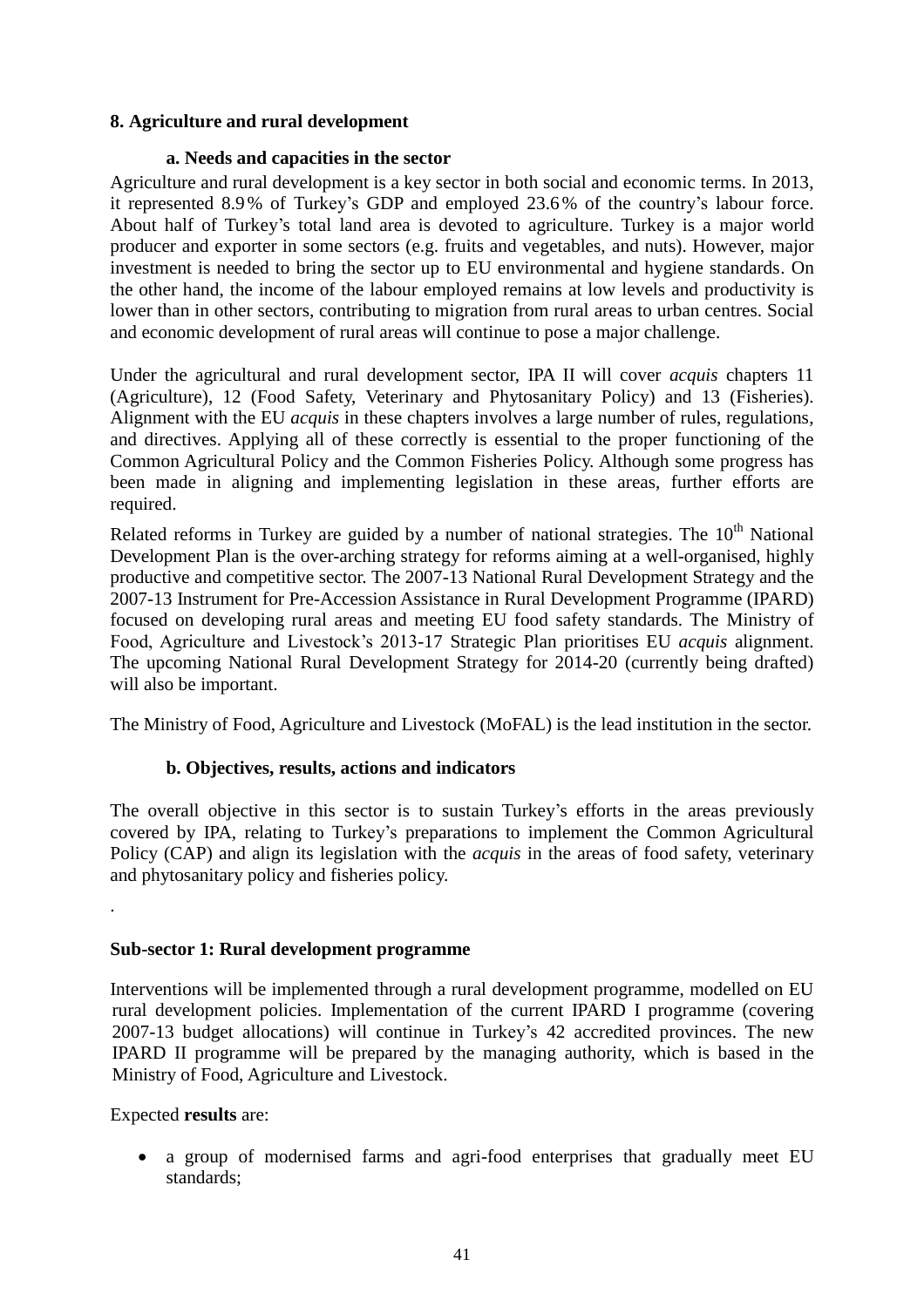## 8. Agriculture and rural development

### a. Needs and capacities in the sector

Agriculture and rural development is a key sector in both social and economic terms. In 2013, it represented 8.9% of Turkey's GDP and employed 23.6% of the country's labour force. About half of Turkey's total land area is devoted to agriculture. Turkey is a major world producer and exporter in some sectors (e.g. fruits and vegetables, and nuts). However, major investment is needed to bring the sector up to EU environmental and hygiene standards. On the other hand, the income of the labour employed remains at low levels and productivity is lower than in other sectors, contributing to migration from rural areas to urban centres. Social and economic development of rural areas will continue to pose a major challenge.

Under the agricultural and rural development sector, IPA II will cover *acquis* chapters 11 (Agriculture), 12 (Food Safety, Veterinary and Phytosanitary Policy) and 13 (Fisheries). Alignment with the EU *acquis* in these chapters involves a large number of rules, regulations, and directives. Applying all of these correctly is essential to the proper functioning of the Common Agricultural Policy and the Common Fisheries Policy. Although some progress has been made in aligning and implementing legislation in these areas, further efforts are required.

Related reforms in Turkey are guided by a number of national strategies. The 10th National Development Plan is the over-arching strategy for reforms aiming at a well-organised, highly productive and competitive sector. The 2007-13 National Rural Development Strategy and the 2007-13 Instrument for Pre-Accession Assistance in Rural Development Programme (IPARD) focused on developing rural areas and meeting EU food safety standards. The Ministry of Food, Agriculture and Livestock's 2013-17 Strategic Plan prioritises EU *acquis* alignment. The upcoming National Rural Development Strategy for 2014-20 (currently being drafted) will also be important.

The Ministry of Food, Agriculture and Livestock (MoFAL) is the lead institution in the sector.

### b. Objectives, results, actions and indicators

The overall objective in this sector is to sustain Turkey's efforts in the areas previously covered by IPA, relating to Turkey's preparations to implement the Common Agricultural Policy (CAP) and align its legislation with the *acquis* in the areas of food safety, veterinary and phytosanitary policy and fisheries policy.

.

**Sub-sector 1: Rural development programme**

Interventions will be implemented through a rural development programme, modelled on EU rural development policies. Implementation of the current IPARD I programme (covering 2007-13 budget allocations) will continue in Turkey's 42 accredited provinces. The new IPARD II programme will be prepared by the managing authority, which is based in the Ministry of Food, Agriculture and Livestock.

Expected **results** are:

- a group of modernised farms and agri-food enterprises that gradually meet EU standards;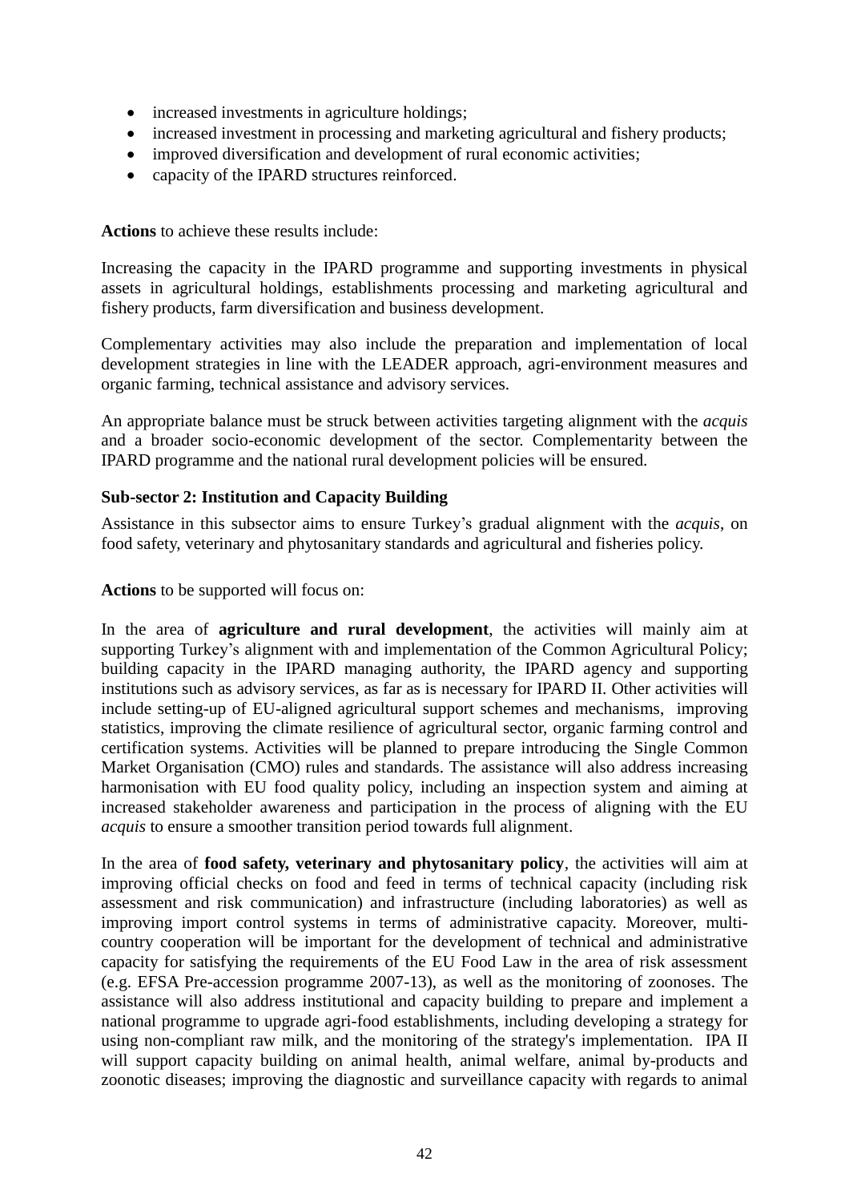- increased investments in agriculture holdings;
- increased investment in processing and marketing agricultural and fishery products;
- improved diversification and development of rural economic activities;
- capacity of the IPARD structures reinforced.

**Actions** to achieve these results include:

Increasing the capacity in the IPARD programme and supporting investments in physical assets in agricultural holdings, establishments processing and marketing agricultural and fishery products, farm diversification and business development.

Complementary activities may also include the preparation and implementation of local development strategies in line with the LEADER approach, agri-environment measures and organic farming, technical assistance and advisory services.

An appropriate balance must be struck between activities targeting alignment with the *acquis* and a broader socio-economic development of the sector. Complementarity between the IPARD programme and the national rural development policies will be ensured.

**Sub-sector 2: Institution and Capacity Building**

Assistance in this subsector aims to ensure Turkey's gradual alignment with the *acquis*, on food safety, veterinary and phytosanitary standards and agricultural and fisheries policy.

**Actions** to be supported will focus on:

In the area of **agriculture and rural development**, the activities will mainly aim at supporting Turkey's alignment with and implementation of the Common Agricultural Policy; building capacity in the IPARD managing authority, the IPARD agency and supporting institutions such as advisory services, as far as is necessary for IPARD II. Other activities will include setting-up of EU-aligned agricultural support schemes and mechanisms, improving statistics, improving the climate resilience of agricultural sector, organic farming control and certification systems. Activities will be planned to prepare introducing the Single Common Market Organisation (CMO) rules and standards. The assistance will also address increasing harmonisation with EU food quality policy, including an inspection system and aiming at increased stakeholder awareness and participation in the process of aligning with the EU *acquis* to ensure a smoother transition period towards full alignment.

In the area of **food safety, veterinary and phytosanitary policy**, the activities will aim at improving official checks on food and feed in terms of technical capacity (including risk assessment and risk communication) and infrastructure (including laboratories) as well as improving import control systems in terms of administrative capacity. Moreover, multi-country cooperation will be important for the development of technical and administrative capacity for satisfying the requirements of the EU Food Law in the area of risk assessment (e.g. EFSA Pre-accession programme 2007-13), as well as the monitoring of zoonoses. The assistance will also address institutional and capacity building to prepare and implement a national programme to upgrade agri-food establishments, including developing a strategy for using non-compliant raw milk, and the monitoring of the strategy's implementation. IPA II will support capacity building on animal health, animal welfare, animal by-products and zoonotic diseases; improving the diagnostic and surveillance capacity with regards to animal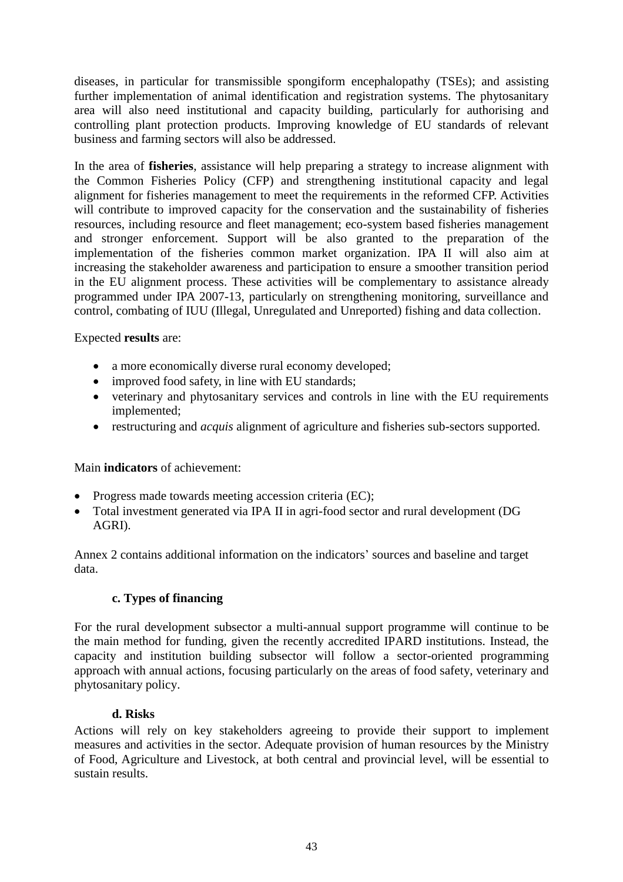diseases, in particular for transmissible spongiform encephalopathy (TSEs); and assisting further implementation of animal identification and registration systems. The phytosanitary area will also need institutional and capacity building, particularly for authorising and controlling plant protection products. Improving knowledge of EU standards of relevant business and farming sectors will also be addressed.

In the area of **fisheries**, assistance will help preparing a strategy to increase alignment with the Common Fisheries Policy (CFP) and strengthening institutional capacity and legal alignment for fisheries management to meet the requirements in the reformed CFP. Activities will contribute to improved capacity for the conservation and the sustainability of fisheries resources, including resource and fleet management; eco-system based fisheries management and stronger enforcement. Support will be also granted to the preparation of the implementation of the fisheries common market organization. IPA II will also aim at increasing the stakeholder awareness and participation to ensure a smoother transition period in the EU alignment process. These activities will be complementary to assistance already programmed under IPA 2007-13, particularly on strengthening monitoring, surveillance and control, combating of IUU (Illegal, Unregulated and Unreported) fishing and data collection.

Expected **results** are:

- a more economically diverse rural economy developed;
- improved food safety, in line with EU standards;
- veterinary and phytosanitary services and controls in line with the EU requirements implemented;
- restructuring and *acquis* alignment of agriculture and fisheries sub-sectors supported.

Main **indicators** of achievement:

- Progress made towards meeting accession criteria (EC);
- Total investment generated via IPA II in agri-food sector and rural development (DG AGRI).

Annex 2 contains additional information on the indicators' sources and baseline and target data.

### c. Types of financing

For the rural development subsector a multi-annual support programme will continue to be the main method for funding, given the recently accredited IPARD institutions. Instead, the capacity and institution building subsector will follow a sector-oriented programming approach with annual actions, focusing particularly on the areas of food safety, veterinary and phytosanitary policy.

### d. Risks

Actions will rely on key stakeholders agreeing to provide their support to implement measures and activities in the sector. Adequate provision of human resources by the Ministry of Food, Agriculture and Livestock, at both central and provincial level, will be essential to sustain results.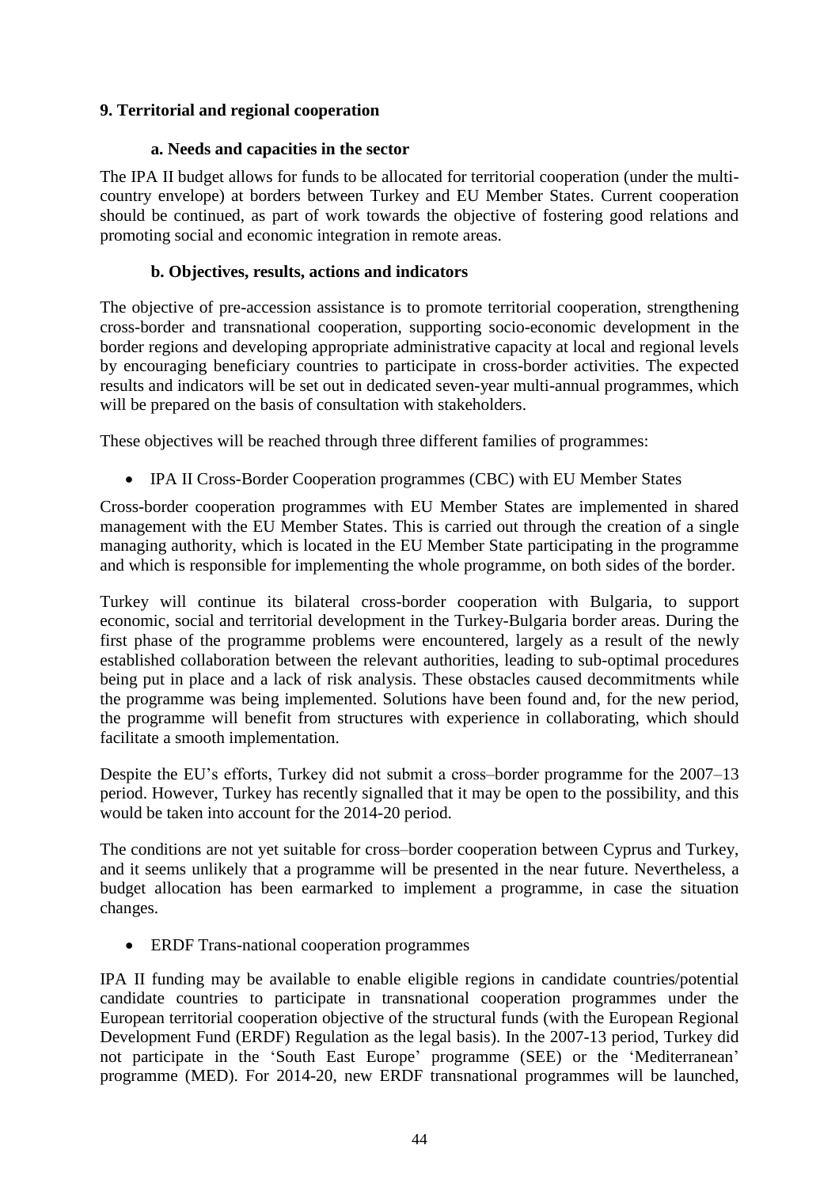## 9. Territorial and regional cooperation

### a. Needs and capacities in the sector

The IPA II budget allows for funds to be allocated for territorial cooperation (under the multi-country envelope) at borders between Turkey and EU Member States. Current cooperation should be continued, as part of work towards the objective of fostering good relations and promoting social and economic integration in remote areas.

### b. Objectives, results, actions and indicators

The objective of pre-accession assistance is to promote territorial cooperation, strengthening cross-border and transnational cooperation, supporting socio-economic development in the border regions and developing appropriate administrative capacity at local and regional levels by encouraging beneficiary countries to participate in cross-border activities. The expected results and indicators will be set out in dedicated seven-year multi-annual programmes, which will be prepared on the basis of consultation with stakeholders.

These objectives will be reached through three different families of programmes:

- IPA II Cross-Border Cooperation programmes (CBC) with EU Member States

Cross-border cooperation programmes with EU Member States are implemented in shared management with the EU Member States. This is carried out through the creation of a single managing authority, which is located in the EU Member State participating in the programme and which is responsible for implementing the whole programme, on both sides of the border.

Turkey will continue its bilateral cross-border cooperation with Bulgaria, to support economic, social and territorial development in the Turkey-Bulgaria border areas. During the first phase of the programme problems were encountered, largely as a result of the newly established collaboration between the relevant authorities, leading to sub-optimal procedures being put in place and a lack of risk analysis. These obstacles caused decommitments while the programme was being implemented. Solutions have been found and, for the new period, the programme will benefit from structures with experience in collaborating, which should facilitate a smooth implementation.

Despite the EU's efforts, Turkey did not submit a cross–border programme for the 2007–13 period. However, Turkey has recently signalled that it may be open to the possibility, and this would be taken into account for the 2014-20 period.

The conditions are not yet suitable for cross–border cooperation between Cyprus and Turkey, and it seems unlikely that a programme will be presented in the near future. Nevertheless, a budget allocation has been earmarked to implement a programme, in case the situation changes.

- ERDF Trans-national cooperation programmes

IPA II funding may be available to enable eligible regions in candidate countries/potential candidate countries to participate in transnational cooperation programmes under the European territorial cooperation objective of the structural funds (with the European Regional Development Fund (ERDF) Regulation as the legal basis). In the 2007-13 period, Turkey did not participate in the 'South East Europe' programme (SEE) or the 'Mediterranean' programme (MED). For 2014-20, new ERDF transnational programmes will be launched,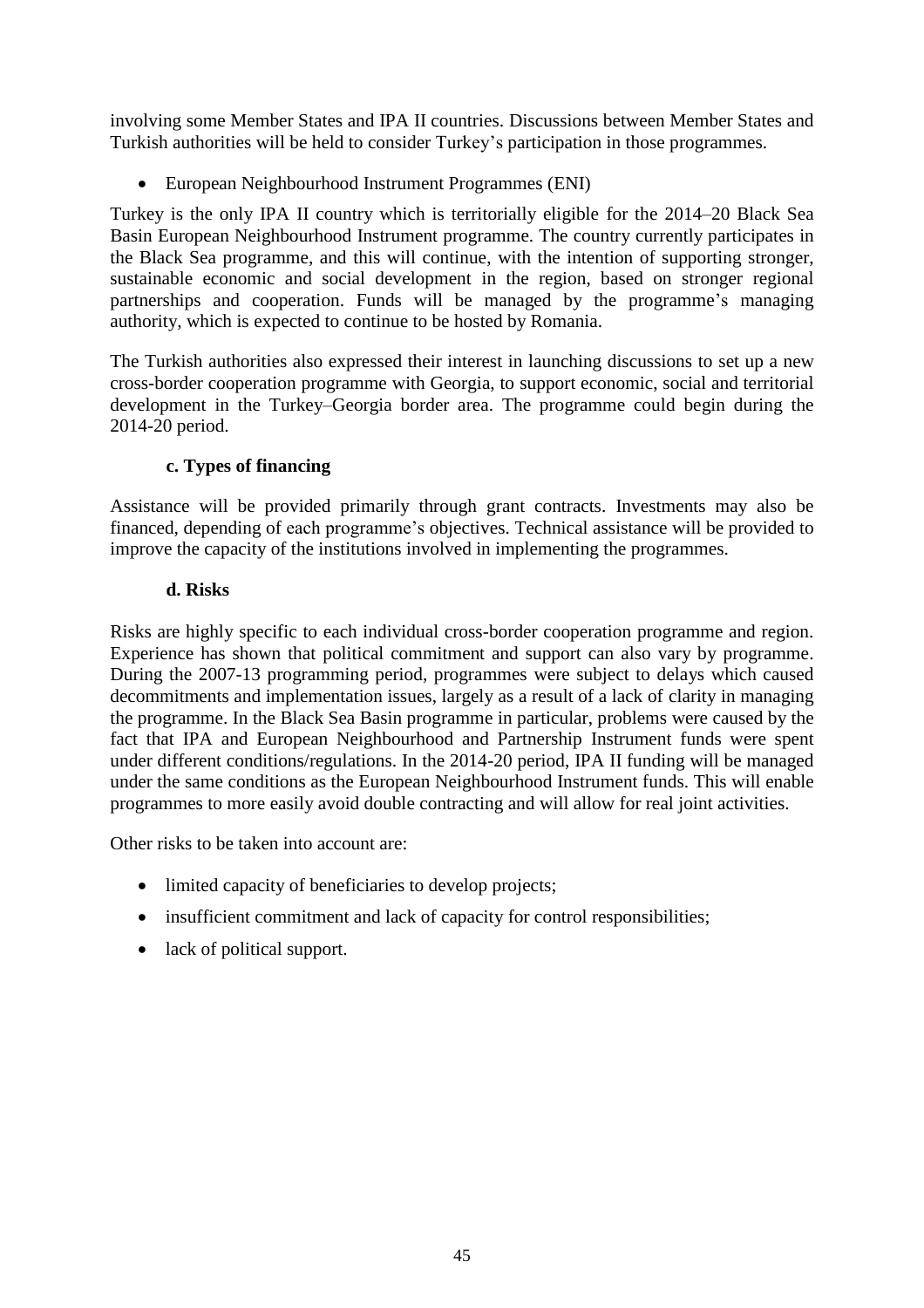involving some Member States and IPA II countries. Discussions between Member States and Turkish authorities will be held to consider Turkey's participation in those programmes.

- European Neighbourhood Instrument Programmes (ENI)

Turkey is the only IPA II country which is territorially eligible for the 2014–20 Black Sea Basin European Neighbourhood Instrument programme. The country currently participates in the Black Sea programme, and this will continue, with the intention of supporting stronger, sustainable economic and social development in the region, based on stronger regional partnerships and cooperation. Funds will be managed by the programme's managing authority, which is expected to continue to be hosted by Romania.

The Turkish authorities also expressed their interest in launching discussions to set up a new cross-border cooperation programme with Georgia, to support economic, social and territorial development in the Turkey–Georgia border area. The programme could begin during the 2014-20 period.

#### c. Types of financing

Assistance will be provided primarily through grant contracts. Investments may also be financed, depending of each programme's objectives. Technical assistance will be provided to improve the capacity of the institutions involved in implementing the programmes.

#### d. Risks

Risks are highly specific to each individual cross-border cooperation programme and region. Experience has shown that political commitment and support can also vary by programme. During the 2007-13 programming period, programmes were subject to delays which caused decommitments and implementation issues, largely as a result of a lack of clarity in managing the programme. In the Black Sea Basin programme in particular, problems were caused by the fact that IPA and European Neighbourhood and Partnership Instrument funds were spent under different conditions/regulations. In the 2014-20 period, IPA II funding will be managed under the same conditions as the European Neighbourhood Instrument funds. This will enable programmes to more easily avoid double contracting and will allow for real joint activities.

Other risks to be taken into account are:

- limited capacity of beneficiaries to develop projects;
- insufficient commitment and lack of capacity for control responsibilities;
- lack of political support.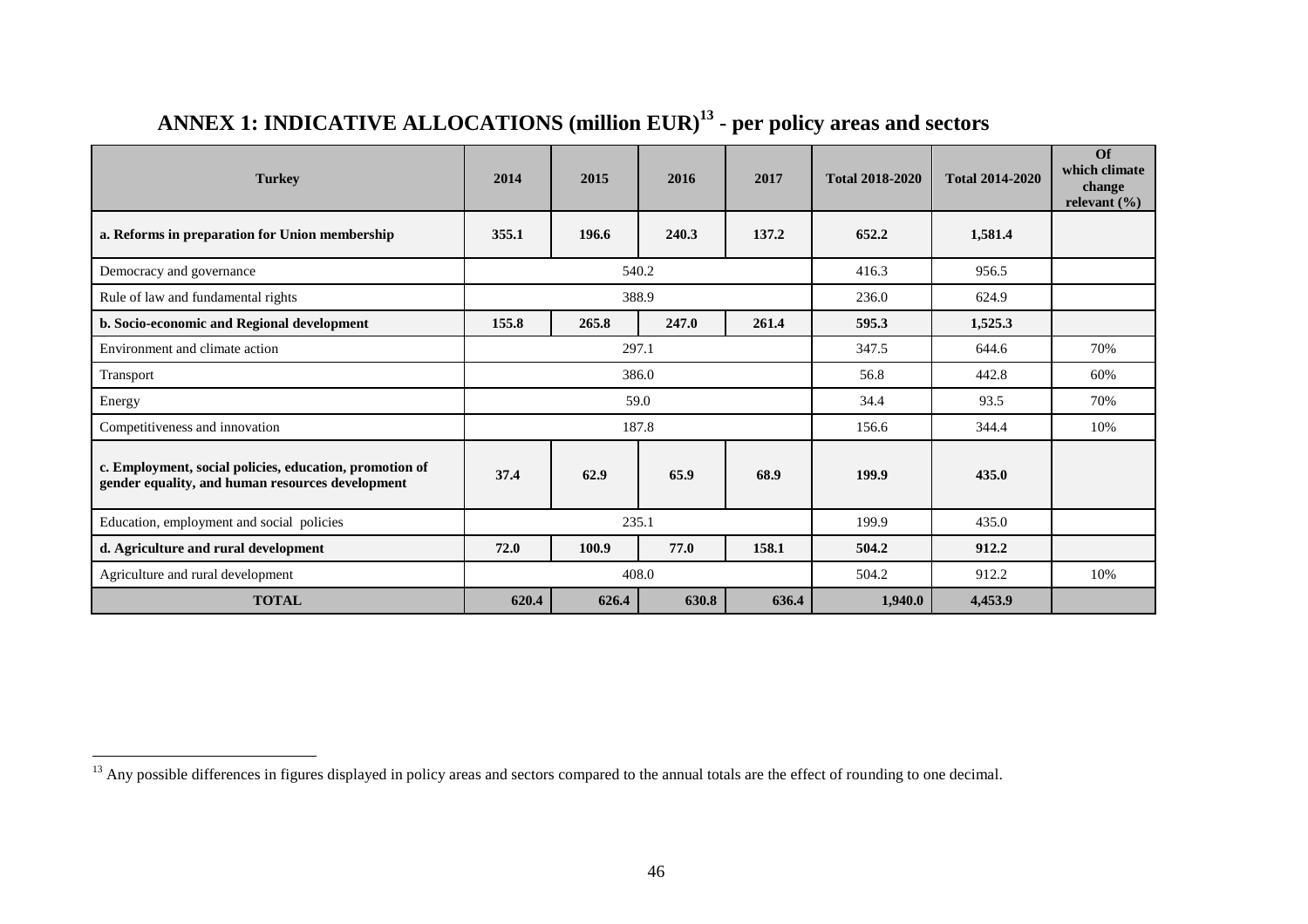# ANNEX 1: INDICATIVE ALLOCATIONS (million EUR)[13] - per policy areas and sectors

| Turkey | 2014 | 2015 | 2016 | 2017 | Total 2018-2020 | Total 2014-2020 | Of which climate change relevant (%) |
|---|---|---|---|---|---|---|---|
| **a. Reforms in preparation for Union membership** | **355.1** | **196.6** | **240.3** | **137.2** | **652.2** | **1,581.4** | |
| Democracy and governance | 540.2 | | | | 416.3 | 956.5 | |
| Rule of law and fundamental rights | 388.9 | | | | 236.0 | 624.9 | |
| **b. Socio-economic and Regional development** | **155.8** | **265.8** | **247.0** | **261.4** | **595.3** | **1,525.3** | |
| Environment and climate action | 297.1 | | | | 347.5 | 644.6 | 70% |
| Transport | 386.0 | | | | 56.8 | 442.8 | 60% |
| Energy | 59.0 | | | | 34.4 | 93.5 | 70% |
| Competitiveness and innovation | 187.8 | | | | 156.6 | 344.4 | 10% |
| **c. Employment, social policies, education, promotion of gender equality, and human resources development** | **37.4** | **62.9** | **65.9** | **68.9** | **199.9** | **435.0** | |
| Education, employment and social policies | 235.1 | | | | 199.9 | 435.0 | |
| **d. Agriculture and rural development** | **72.0** | **100.9** | **77.0** | **158.1** | **504.2** | **912.2** | |
| Agriculture and rural development | 408.0 | | | | 504.2 | 912.2 | 10% |
| **TOTAL** | **620.4** | **626.4** | **630.8** | **636.4** | **1,940.0** | **4,453.9** | |

[13] Any possible differences in figures displayed in policy areas and sectors compared to the annual totals are the effect of rounding to one decimal.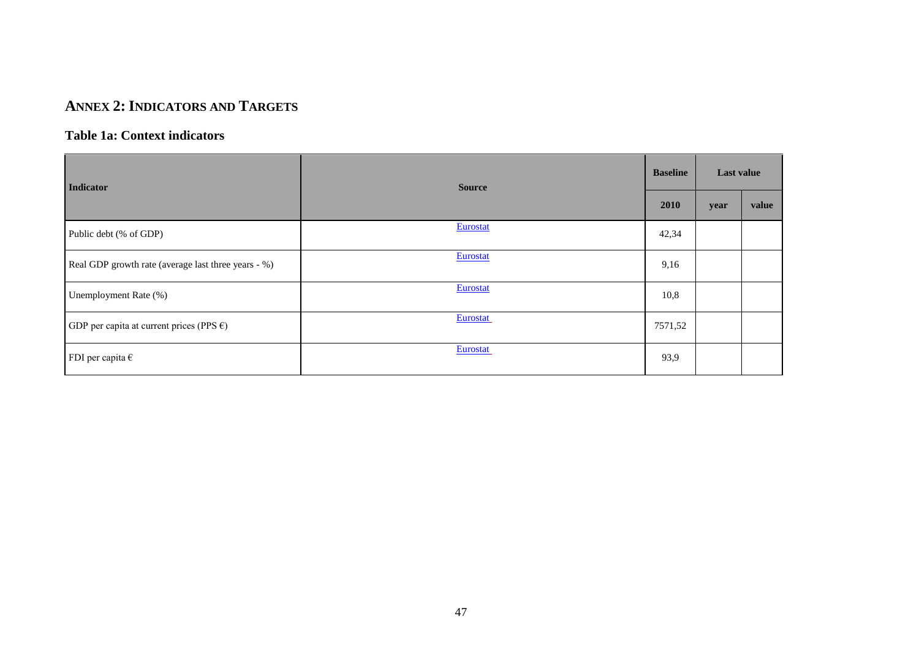## ANNEX 2: INDICATORS AND TARGETS

### Table 1a: Context indicators

| Indicator | Source | Baseline | Last value | |
|---|---|---|---|---|
| | | 2010 | year | value |
| Public debt (% of GDP) | Eurostat | 42,34 | | |
| Real GDP growth rate (average last three years - %) | Eurostat | 9,16 | | |
| Unemployment Rate (%) | Eurostat | 10,8 | | |
| GDP per capita at current prices (PPS €) | Eurostat | 7571,52 | | |
| FDI per capita € | Eurostat | 93,9 | | |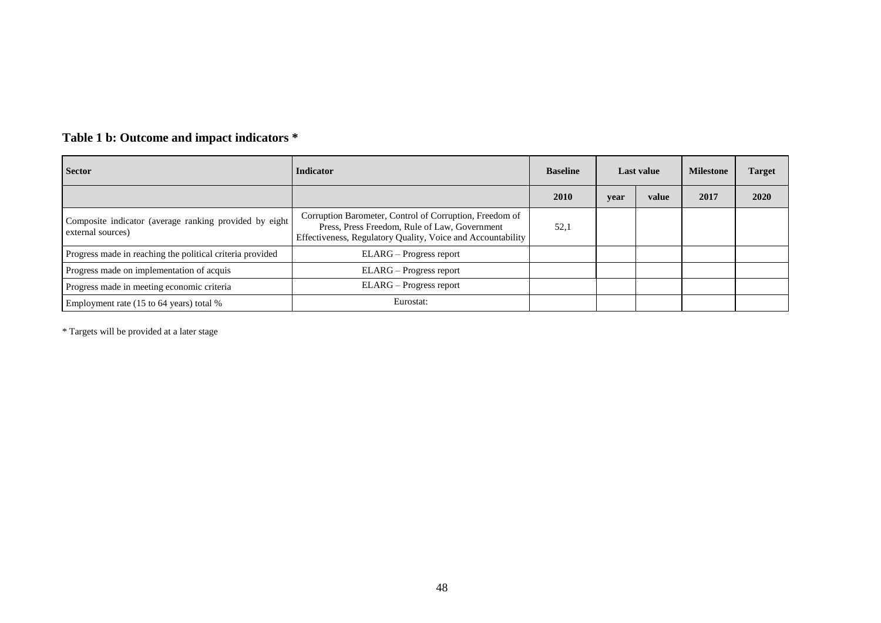### Table 1 b: Outcome and impact indicators *

| Sector | Indicator | Baseline | Last value | | Milestone | Target |
|---|---|---|---|---|---|---|
| | | 2010 | year | value | 2017 | 2020 |
| Composite indicator (average ranking provided by eight external sources) | Corruption Barometer, Control of Corruption, Freedom of Press, Press Freedom, Rule of Law, Government Effectiveness, Regulatory Quality, Voice and Accountability | 52,1 | | | | |
| Progress made in reaching the political criteria provided | ELARG – Progress report | | | | | |
| Progress made on implementation of acquis | ELARG – Progress report | | | | | |
| Progress made in meeting economic criteria | ELARG – Progress report | | | | | |
| Employment rate (15 to 64 years) total % | Eurostat: | | | | | |

* Targets will be provided at a later stage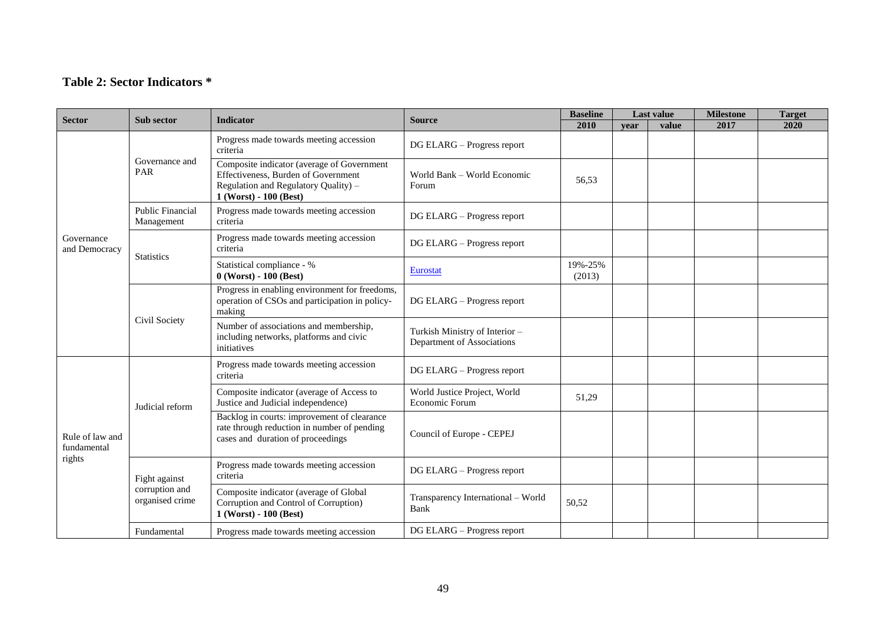## Table 2: Sector Indicators *

| Sector | Sub sector | Indicator | Source | Baseline | Last value | | Milestone | Target |
|---|---|---|---|---|---|---|---|---|
| | | | | 2010 | year | value | 2017 | 2020 |
| Governance and Democracy | Governance and PAR | Progress made towards meeting accession criteria | DG ELARG – Progress report | | | | | |
| | | Composite indicator (average of Government Effectiveness, Burden of Government Regulation and Regulatory Quality) – **1 (Worst) - 100 (Best)** | World Bank – World Economic Forum | 56,53 | | | | |
| | Public Financial Management | Progress made towards meeting accession criteria | DG ELARG – Progress report | | | | | |
| | Statistics | Progress made towards meeting accession criteria | DG ELARG – Progress report | | | | | |
| | | Statistical compliance - % **0 (Worst) - 100 (Best)** | Eurostat | 19%-25% (2013) | | | | |
| | Civil Society | Progress in enabling environment for freedoms, operation of CSOs and participation in policy-making | DG ELARG – Progress report | | | | | |
| | | Number of associations and membership, including networks, platforms and civic initiatives | Turkish Ministry of Interior – Department of Associations | | | | | |
| Rule of law and fundamental rights | Judicial reform | Progress made towards meeting accession criteria | DG ELARG – Progress report | | | | | |
| | | Composite indicator (average of Access to Justice and Judicial independence) | World Justice Project, World Economic Forum | 51,29 | | | | |
| | | Backlog in courts: improvement of clearance rate through reduction in number of pending cases and duration of proceedings | Council of Europe - CEPEJ | | | | | |
| | Fight against corruption and organised crime | Progress made towards meeting accession criteria | DG ELARG – Progress report | | | | | |
| | | Composite indicator (average of Global Corruption and Control of Corruption) **1 (Worst) - 100 (Best)** | Transparency International – World Bank | 50,52 | | | | |
| | Fundamental | Progress made towards meeting accession | DG ELARG – Progress report | | | | | |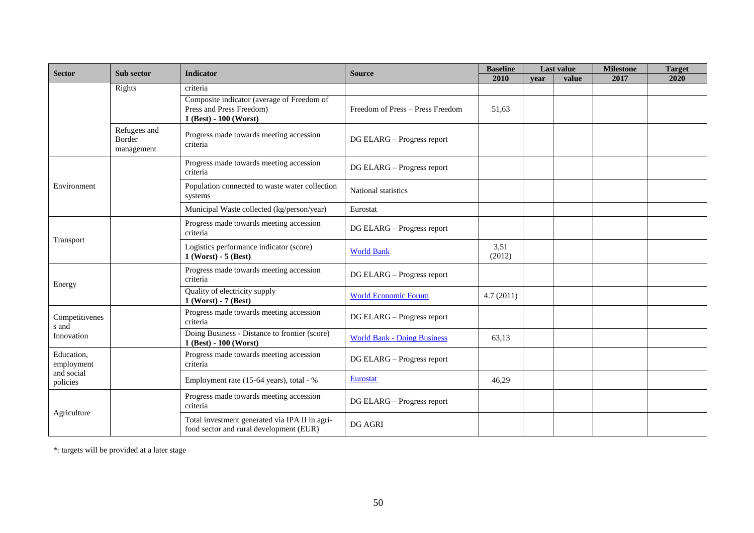| Sector | Sub sector | Indicator | Source | Baseline | Last value | | Milestone | Target |
|---|---|---|---|---|---|---|---|---|
| | | | | 2010 | year | value | 2017 | 2020 |
| | Rights | criteria | | | | | | |
| | | Composite indicator (average of Freedom of Press and Press Freedom) **1 (Best) - 100 (Worst)** | Freedom of Press – Press Freedom | 51,63 | | | | |
| | Refugees and Border management | Progress made towards meeting accession criteria | DG ELARG – Progress report | | | | | |
| Environment | | Progress made towards meeting accession criteria | DG ELARG – Progress report | | | | | |
| | | Population connected to waste water collection systems | National statistics | | | | | |
| | | Municipal Waste collected (kg/person/year) | Eurostat | | | | | |
| Transport | | Progress made towards meeting accession criteria | DG ELARG – Progress report | | | | | |
| | | Logistics performance indicator (score) **1 (Worst) - 5 (Best)** | World Bank | 3,51 (2012) | | | | |
| Energy | | Progress made towards meeting accession criteria | DG ELARG – Progress report | | | | | |
| | | Quality of electricity supply **1 (Worst) - 7 (Best)** | World Economic Forum | 4.7 (2011) | | | | |
| Competitivenes s and Innovation | | Progress made towards meeting accession criteria | DG ELARG – Progress report | | | | | |
| | | Doing Business - Distance to frontier (score) **1 (Best) - 100 (Worst)** | World Bank - Doing Business | 63,13 | | | | |
| Education, employment and social policies | | Progress made towards meeting accession criteria | DG ELARG – Progress report | | | | | |
| | | Employment rate (15-64 years), total - % | Eurostat | 46,29 | | | | |
| Agriculture | | Progress made towards meeting accession criteria | DG ELARG – Progress report | | | | | |
| | | Total investment generated via IPA II in agri-food sector and rural development (EUR) | DG AGRI | | | | | |

*: targets will be provided at a later stage